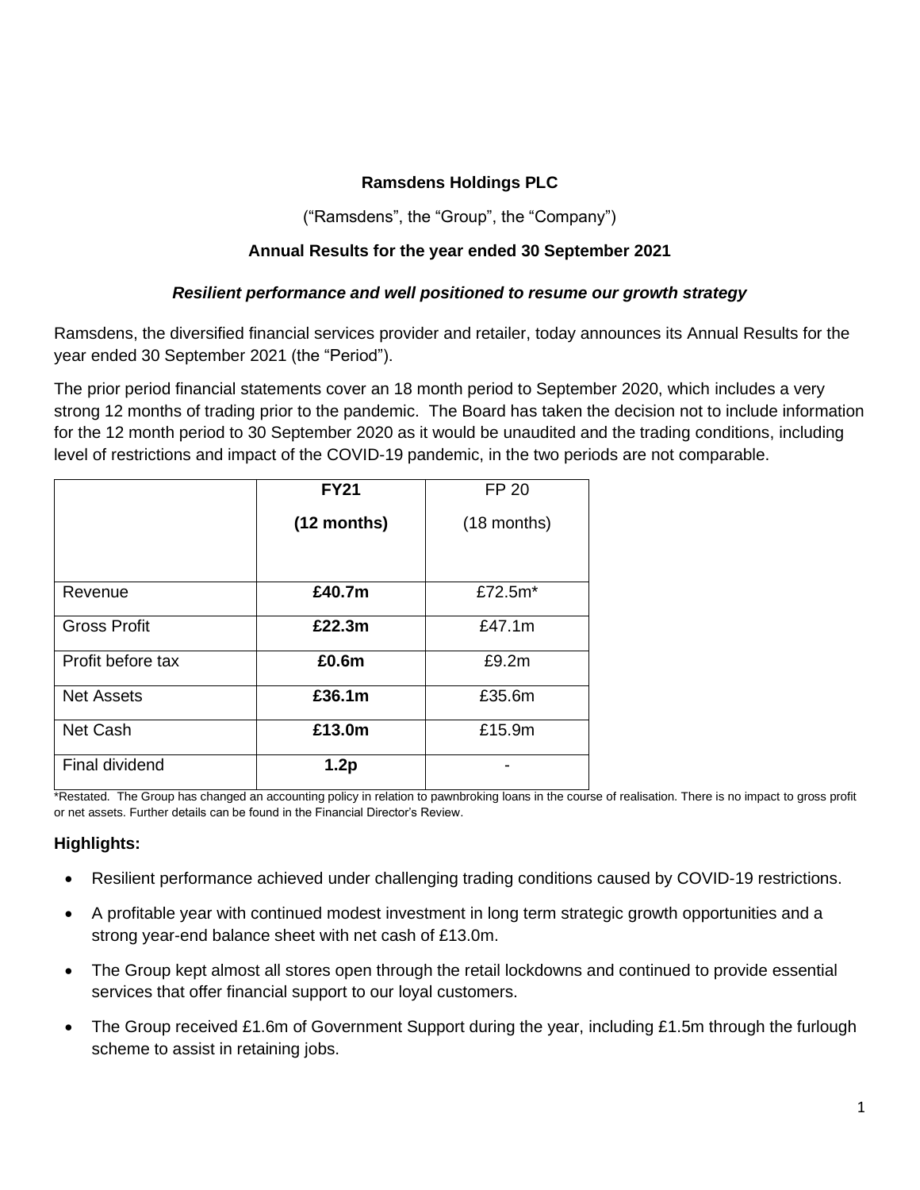**Ramsdens Holdings PLC**

(“Ramsdens”, the “Group”, the “Company”)

**Annual Results for the year ended 30 September 2021**

***Resilient performance and well positioned to resume our growth strategy***

Ramsdens, the diversified financial services provider and retailer, today announces its Annual Results for the year ended 30 September 2021 (the “Period”).

The prior period financial statements cover an 18 month period to September 2020, which includes a very strong 12 months of trading prior to the pandemic. The Board has taken the decision not to include information for the 12 month period to 30 September 2020 as it would be unaudited and the trading conditions, including level of restrictions and impact of the COVID-19 pandemic, in the two periods are not comparable.

| | **FY21 (12 months)** | FP 20 (18 months) |
|---|---|---|
| Revenue | **£40.7m** | £72.5m* |
| Gross Profit | **£22.3m** | £47.1m |
| Profit before tax | **£0.6m** | £9.2m |
| Net Assets | **£36.1m** | £35.6m |
| Net Cash | **£13.0m** | £15.9m |
| Final dividend | **1.2p** | - |

*Restated. The Group has changed an accounting policy in relation to pawnbroking loans in the course of realisation. There is no impact to gross profit or net assets. Further details can be found in the Financial Director’s Review.

**Highlights:**

- Resilient performance achieved under challenging trading conditions caused by COVID-19 restrictions.
- A profitable year with continued modest investment in long term strategic growth opportunities and a strong year-end balance sheet with net cash of £13.0m.
- The Group kept almost all stores open through the retail lockdowns and continued to provide essential services that offer financial support to our loyal customers.
- The Group received £1.6m of Government Support during the year, including £1.5m through the furlough scheme to assist in retaining jobs.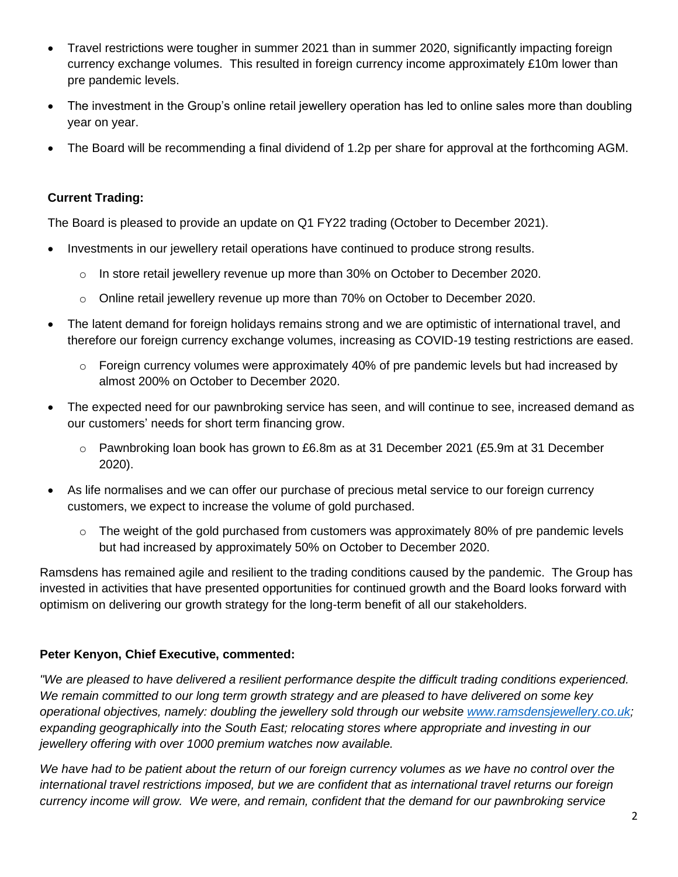- Travel restrictions were tougher in summer 2021 than in summer 2020, significantly impacting foreign currency exchange volumes. This resulted in foreign currency income approximately £10m lower than pre pandemic levels.
- The investment in the Group's online retail jewellery operation has led to online sales more than doubling year on year.
- The Board will be recommending a final dividend of 1.2p per share for approval at the forthcoming AGM.

**Current Trading:**

The Board is pleased to provide an update on Q1 FY22 trading (October to December 2021).

- Investments in our jewellery retail operations have continued to produce strong results.
  - In store retail jewellery revenue up more than 30% on October to December 2020.
  - Online retail jewellery revenue up more than 70% on October to December 2020.
- The latent demand for foreign holidays remains strong and we are optimistic of international travel, and therefore our foreign currency exchange volumes, increasing as COVID-19 testing restrictions are eased.
  - Foreign currency volumes were approximately 40% of pre pandemic levels but had increased by almost 200% on October to December 2020.
- The expected need for our pawnbroking service has seen, and will continue to see, increased demand as our customers' needs for short term financing grow.
  - Pawnbroking loan book has grown to £6.8m as at 31 December 2021 (£5.9m at 31 December 2020).
- As life normalises and we can offer our purchase of precious metal service to our foreign currency customers, we expect to increase the volume of gold purchased.
  - The weight of the gold purchased from customers was approximately 80% of pre pandemic levels but had increased by approximately 50% on October to December 2020.

Ramsdens has remained agile and resilient to the trading conditions caused by the pandemic. The Group has invested in activities that have presented opportunities for continued growth and the Board looks forward with optimism on delivering our growth strategy for the long-term benefit of all our stakeholders.

**Peter Kenyon, Chief Executive, commented:**

*"We are pleased to have delivered a resilient performance despite the difficult trading conditions experienced. We remain committed to our long term growth strategy and are pleased to have delivered on some key operational objectives, namely: doubling the jewellery sold through our website [www.ramsdensjewellery.co.uk](www.ramsdensjewellery.co.uk); expanding geographically into the South East; relocating stores where appropriate and investing in our jewellery offering with over 1000 premium watches now available.*

*We have had to be patient about the return of our foreign currency volumes as we have no control over the international travel restrictions imposed, but we are confident that as international travel returns our foreign currency income will grow. We were, and remain, confident that the demand for our pawnbroking service*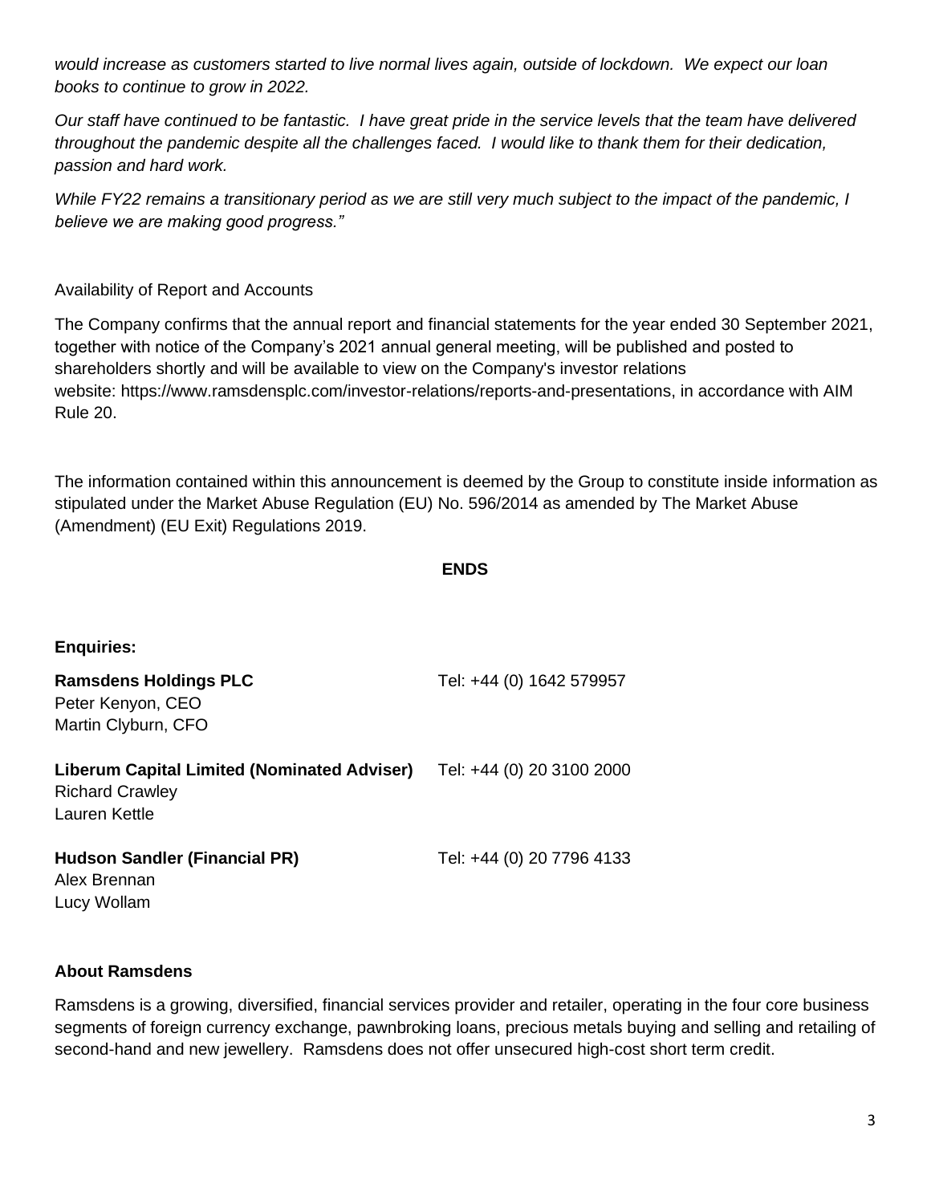*would increase as customers started to live normal lives again, outside of lockdown. We expect our loan books to continue to grow in 2022.*

*Our staff have continued to be fantastic. I have great pride in the service levels that the team have delivered throughout the pandemic despite all the challenges faced. I would like to thank them for their dedication, passion and hard work.*

*While FY22 remains a transitional period as we are still very much subject to the impact of the pandemic, I believe we are making good progress."*

Availability of Report and Accounts

The Company confirms that the annual report and financial statements for the year ended 30 September 2021, together with notice of the Company's 2021 annual general meeting, will be published and posted to shareholders shortly and will be available to view on the Company's investor relations website: https://www.ramsdensplc.com/investor-relations/reports-and-presentations, in accordance with AIM Rule 20.

The information contained within this announcement is deemed by the Group to constitute inside information as stipulated under the Market Abuse Regulation (EU) No. 596/2014 as amended by The Market Abuse (Amendment) (EU Exit) Regulations 2019.

**ENDS**

**Enquiries:**

| | |
|---|---|
| **Ramsdens Holdings PLC**<br>Peter Kenyon, CEO<br>Martin Clyburn, CFO | Tel: +44 (0) 1642 579957 |
| **Liberum Capital Limited (Nominated Adviser)**<br>Richard Crawley<br>Lauren Kettle | Tel: +44 (0) 20 3100 2000 |
| **Hudson Sandler (Financial PR)**<br>Alex Brennan<br>Lucy Wollam | Tel: +44 (0) 20 7796 4133 |

**About Ramsdens**

Ramsdens is a growing, diversified, financial services provider and retailer, operating in the four core business segments of foreign currency exchange, pawnbroking loans, precious metals buying and selling and retailing of second-hand and new jewellery. Ramsdens does not offer unsecured high-cost short term credit.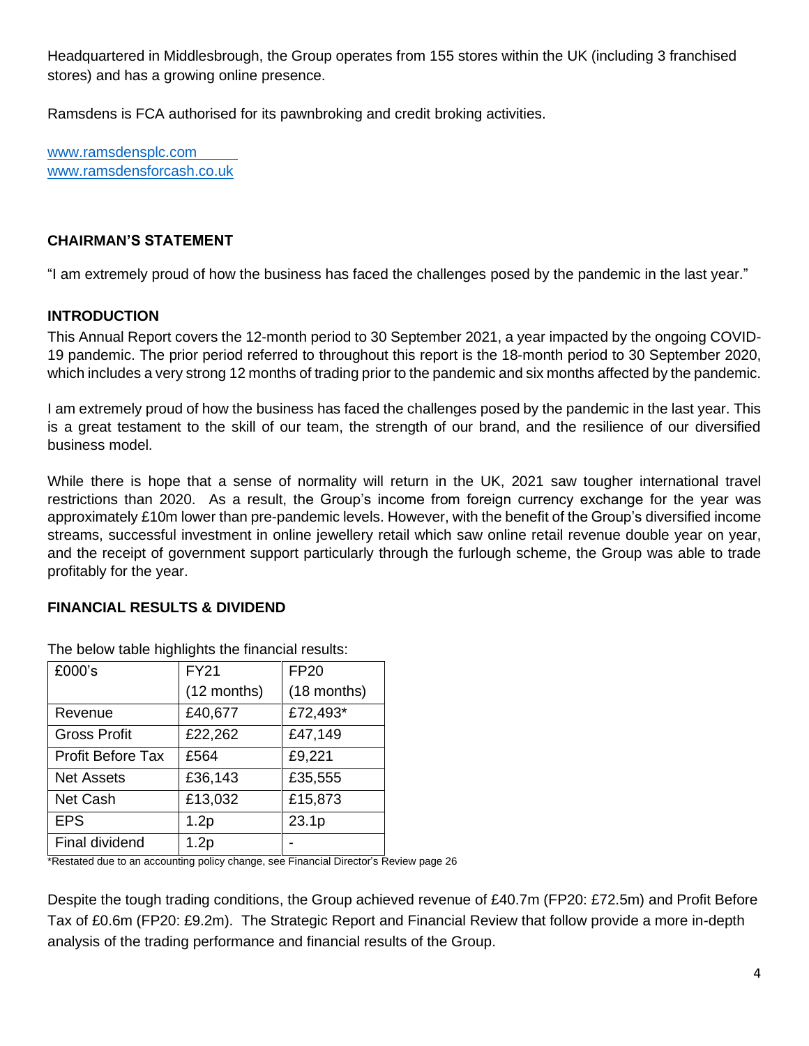Headquartered in Middlesbrough, the Group operates from 155 stores within the UK (including 3 franchised stores) and has a growing online presence.

Ramsdens is FCA authorised for its pawnbroking and credit broking activities.

[www.ramsdensplc.com](http://www.ramsdensplc.com)
[www.ramsdensforcash.co.uk](http://www.ramsdensforcash.co.uk)

## CHAIRMAN'S STATEMENT

"I am extremely proud of how the business has faced the challenges posed by the pandemic in the last year."

### INTRODUCTION

This Annual Report covers the 12-month period to 30 September 2021, a year impacted by the ongoing COVID-19 pandemic. The prior period referred to throughout this report is the 18-month period to 30 September 2020, which includes a very strong 12 months of trading prior to the pandemic and six months affected by the pandemic.

I am extremely proud of how the business has faced the challenges posed by the pandemic in the last year. This is a great testament to the skill of our team, the strength of our brand, and the resilience of our diversified business model.

While there is hope that a sense of normality will return in the UK, 2021 saw tougher international travel restrictions than 2020. As a result, the Group's income from foreign currency exchange for the year was approximately £10m lower than pre-pandemic levels. However, with the benefit of the Group's diversified income streams, successful investment in online jewellery retail which saw online retail revenue double year on year, and the receipt of government support particularly through the furlough scheme, the Group was able to trade profitably for the year.

### FINANCIAL RESULTS & DIVIDEND

The below table highlights the financial results:

| £000's | FY21 (12 months) | FP20 (18 months) |
|---|---|---|
| Revenue | £40,677 | £72,493* |
| Gross Profit | £22,262 | £47,149 |
| Profit Before Tax | £564 | £9,221 |
| Net Assets | £36,143 | £35,555 |
| Net Cash | £13,032 | £15,873 |
| EPS | 1.2p | 23.1p |
| Final dividend | 1.2p | - |

*Restated due to an accounting policy change, see Financial Director's Review page 26

Despite the tough trading conditions, the Group achieved revenue of £40.7m (FP20: £72.5m) and Profit Before Tax of £0.6m (FP20: £9.2m). The Strategic Report and Financial Review that follow provide a more in-depth analysis of the trading performance and financial results of the Group.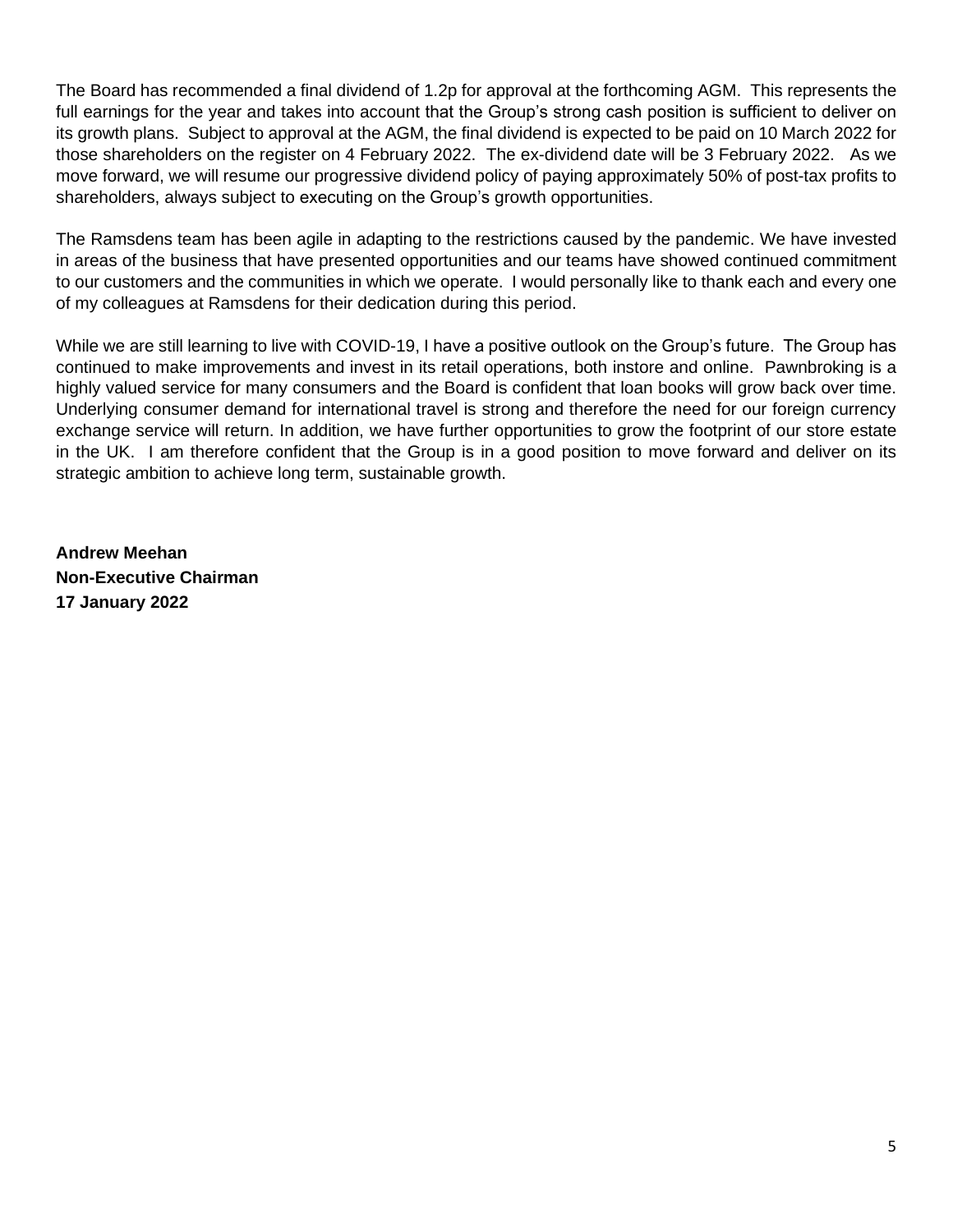The Board has recommended a final dividend of 1.2p for approval at the forthcoming AGM. This represents the full earnings for the year and takes into account that the Group's strong cash position is sufficient to deliver on its growth plans. Subject to approval at the AGM, the final dividend is expected to be paid on 10 March 2022 for those shareholders on the register on 4 February 2022. The ex-dividend date will be 3 February 2022. As we move forward, we will resume our progressive dividend policy of paying approximately 50% of post-tax profits to shareholders, always subject to executing on the Group's growth opportunities.

The Ramsdens team has been agile in adapting to the restrictions caused by the pandemic. We have invested in areas of the business that have presented opportunities and our teams have showed continued commitment to our customers and the communities in which we operate. I would personally like to thank each and every one of my colleagues at Ramsdens for their dedication during this period.

While we are still learning to live with COVID-19, I have a positive outlook on the Group's future. The Group has continued to make improvements and invest in its retail operations, both instore and online. Pawnbroking is a highly valued service for many consumers and the Board is confident that loan books will grow back over time. Underlying consumer demand for international travel is strong and therefore the need for our foreign currency exchange service will return. In addition, we have further opportunities to grow the footprint of our store estate in the UK. I am therefore confident that the Group is in a good position to move forward and deliver on its strategic ambition to achieve long term, sustainable growth.

**Andrew Meehan**
**Non-Executive Chairman**
**17 January 2022**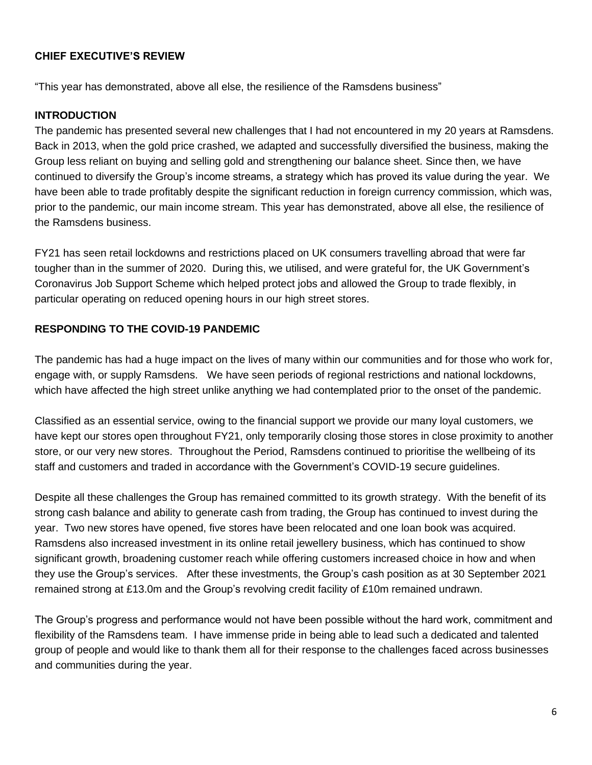## CHIEF EXECUTIVE'S REVIEW

"This year has demonstrated, above all else, the resilience of the Ramsdens business"

### INTRODUCTION

The pandemic has presented several new challenges that I had not encountered in my 20 years at Ramsdens. Back in 2013, when the gold price crashed, we adapted and successfully diversified the business, making the Group less reliant on buying and selling gold and strengthening our balance sheet. Since then, we have continued to diversify the Group's income streams, a strategy which has proved its value during the year. We have been able to trade profitably despite the significant reduction in foreign currency commission, which was, prior to the pandemic, our main income stream. This year has demonstrated, above all else, the resilience of the Ramsdens business.

FY21 has seen retail lockdowns and restrictions placed on UK consumers travelling abroad that were far tougher than in the summer of 2020. During this, we utilised, and were grateful for, the UK Government's Coronavirus Job Support Scheme which helped protect jobs and allowed the Group to trade flexibly, in particular operating on reduced opening hours in our high street stores.

### RESPONDING TO THE COVID-19 PANDEMIC

The pandemic has had a huge impact on the lives of many within our communities and for those who work for, engage with, or supply Ramsdens. We have seen periods of regional restrictions and national lockdowns, which have affected the high street unlike anything we had contemplated prior to the onset of the pandemic.

Classified as an essential service, owing to the financial support we provide our many loyal customers, we have kept our stores open throughout FY21, only temporarily closing those stores in close proximity to another store, or our very new stores. Throughout the Period, Ramsdens continued to prioritise the wellbeing of its staff and customers and traded in accordance with the Government's COVID-19 secure guidelines.

Despite all these challenges the Group has remained committed to its growth strategy. With the benefit of its strong cash balance and ability to generate cash from trading, the Group has continued to invest during the year. Two new stores have opened, five stores have been relocated and one loan book was acquired. Ramsdens also increased investment in its online retail jewellery business, which has continued to show significant growth, broadening customer reach while offering customers increased choice in how and when they use the Group's services. After these investments, the Group's cash position as at 30 September 2021 remained strong at £13.0m and the Group's revolving credit facility of £10m remained undrawn.

The Group's progress and performance would not have been possible without the hard work, commitment and flexibility of the Ramsdens team. I have immense pride in being able to lead such a dedicated and talented group of people and would like to thank them all for their response to the challenges faced across businesses and communities during the year.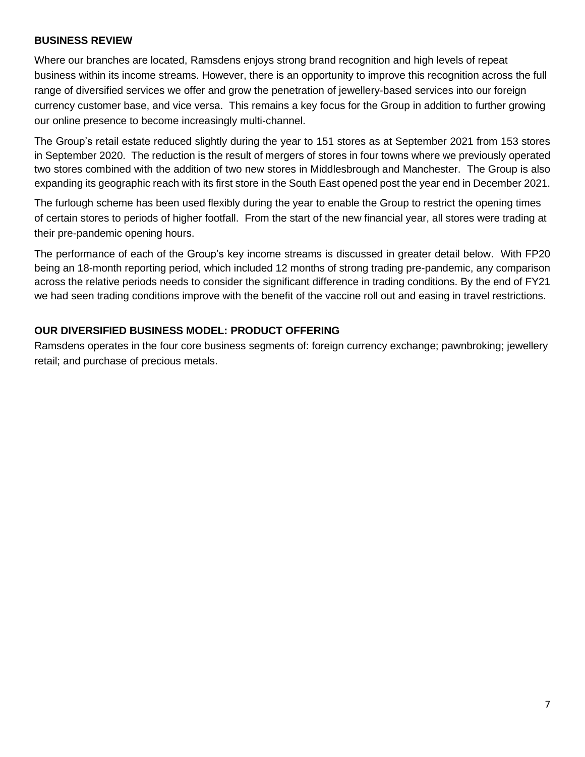## BUSINESS REVIEW

Where our branches are located, Ramsdens enjoys strong brand recognition and high levels of repeat business within its income streams. However, there is an opportunity to improve this recognition across the full range of diversified services we offer and grow the penetration of jewellery-based services into our foreign currency customer base, and vice versa. This remains a key focus for the Group in addition to further growing our online presence to become increasingly multi-channel.

The Group's retail estate reduced slightly during the year to 151 stores as at September 2021 from 153 stores in September 2020. The reduction is the result of mergers of stores in four towns where we previously operated two stores combined with the addition of two new stores in Middlesbrough and Manchester. The Group is also expanding its geographic reach with its first store in the South East opened post the year end in December 2021.

The furlough scheme has been used flexibly during the year to enable the Group to restrict the opening times of certain stores to periods of higher footfall. From the start of the new financial year, all stores were trading at their pre-pandemic opening hours.

The performance of each of the Group's key income streams is discussed in greater detail below. With FP20 being an 18-month reporting period, which included 12 months of strong trading pre-pandemic, any comparison across the relative periods needs to consider the significant difference in trading conditions. By the end of FY21 we had seen trading conditions improve with the benefit of the vaccine roll out and easing in travel restrictions.

## OUR DIVERSIFIED BUSINESS MODEL: PRODUCT OFFERING

Ramsdens operates in the four core business segments of: foreign currency exchange; pawnbroking; jewellery retail; and purchase of precious metals.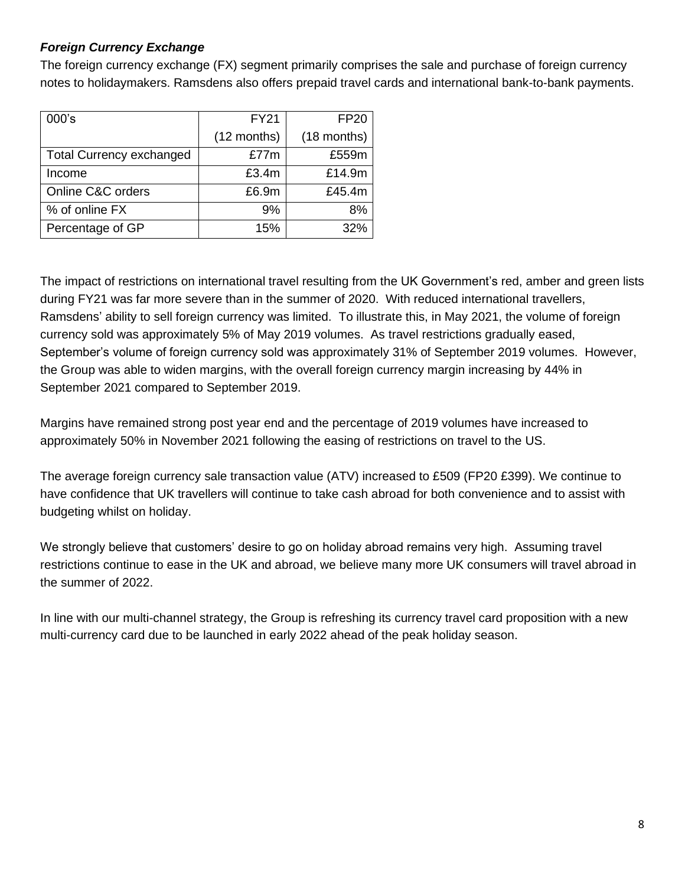### *Foreign Currency Exchange*

The foreign currency exchange (FX) segment primarily comprises the sale and purchase of foreign currency notes to holidaymakers. Ramsdens also offers prepaid travel cards and international bank-to-bank payments.

| 000's | FY21 (12 months) | FP20 (18 months) |
|---|---|---|
| Total Currency exchanged | £77m | £559m |
| Income | £3.4m | £14.9m |
| Online C&C orders | £6.9m | £45.4m |
| % of online FX | 9% | 8% |
| Percentage of GP | 15% | 32% |

The impact of restrictions on international travel resulting from the UK Government's red, amber and green lists during FY21 was far more severe than in the summer of 2020. With reduced international travellers, Ramsdens' ability to sell foreign currency was limited. To illustrate this, in May 2021, the volume of foreign currency sold was approximately 5% of May 2019 volumes. As travel restrictions gradually eased, September's volume of foreign currency sold was approximately 31% of September 2019 volumes. However, the Group was able to widen margins, with the overall foreign currency margin increasing by 44% in September 2021 compared to September 2019.

Margins have remained strong post year end and the percentage of 2019 volumes have increased to approximately 50% in November 2021 following the easing of restrictions on travel to the US.

The average foreign currency sale transaction value (ATV) increased to £509 (FP20 £399). We continue to have confidence that UK travellers will continue to take cash abroad for both convenience and to assist with budgeting whilst on holiday.

We strongly believe that customers' desire to go on holiday abroad remains very high. Assuming travel restrictions continue to ease in the UK and abroad, we believe many more UK consumers will travel abroad in the summer of 2022.

In line with our multi-channel strategy, the Group is refreshing its currency travel card proposition with a new multi-currency card due to be launched in early 2022 ahead of the peak holiday season.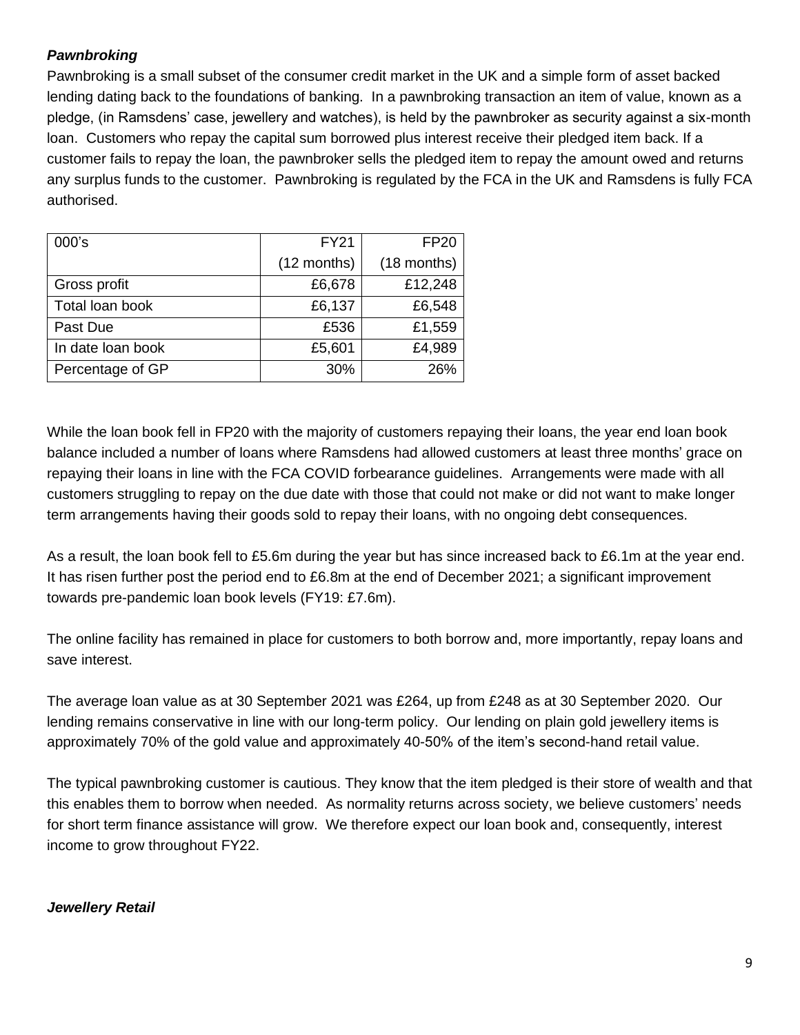***Pawnbroking***

Pawnbroking is a small subset of the consumer credit market in the UK and a simple form of asset backed lending dating back to the foundations of banking. In a pawnbroking transaction an item of value, known as a pledge, (in Ramsdens' case, jewellery and watches), is held by the pawnbroker as security against a six-month loan. Customers who repay the capital sum borrowed plus interest receive their pledged item back. If a customer fails to repay the loan, the pawnbroker sells the pledged item to repay the amount owed and returns any surplus funds to the customer. Pawnbroking is regulated by the FCA in the UK and Ramsdens is fully FCA authorised.

| 000's | FY21 | FP20 |
|---|---|---|
| | (12 months) | (18 months) |
| Gross profit | £6,678 | £12,248 |
| Total loan book | £6,137 | £6,548 |
| Past Due | £536 | £1,559 |
| In date loan book | £5,601 | £4,989 |
| Percentage of GP | 30% | 26% |

While the loan book fell in FP20 with the majority of customers repaying their loans, the year end loan book balance included a number of loans where Ramsdens had allowed customers at least three months' grace on repaying their loans in line with the FCA COVID forbearance guidelines. Arrangements were made with all customers struggling to repay on the due date with those that could not make or did not want to make longer term arrangements having their goods sold to repay their loans, with no ongoing debt consequences.

As a result, the loan book fell to £5.6m during the year but has since increased back to £6.1m at the year end. It has risen further post the period end to £6.8m at the end of December 2021; a significant improvement towards pre-pandemic loan book levels (FY19: £7.6m).

The online facility has remained in place for customers to both borrow and, more importantly, repay loans and save interest.

The average loan value as at 30 September 2021 was £264, up from £248 as at 30 September 2020. Our lending remains conservative in line with our long-term policy. Our lending on plain gold jewellery items is approximately 70% of the gold value and approximately 40-50% of the item's second-hand retail value.

The typical pawnbroking customer is cautious. They know that the item pledged is their store of wealth and that this enables them to borrow when needed. As normality returns across society, we believe customers' needs for short term finance assistance will grow. We therefore expect our loan book and, consequently, interest income to grow throughout FY22.

***Jewellery Retail***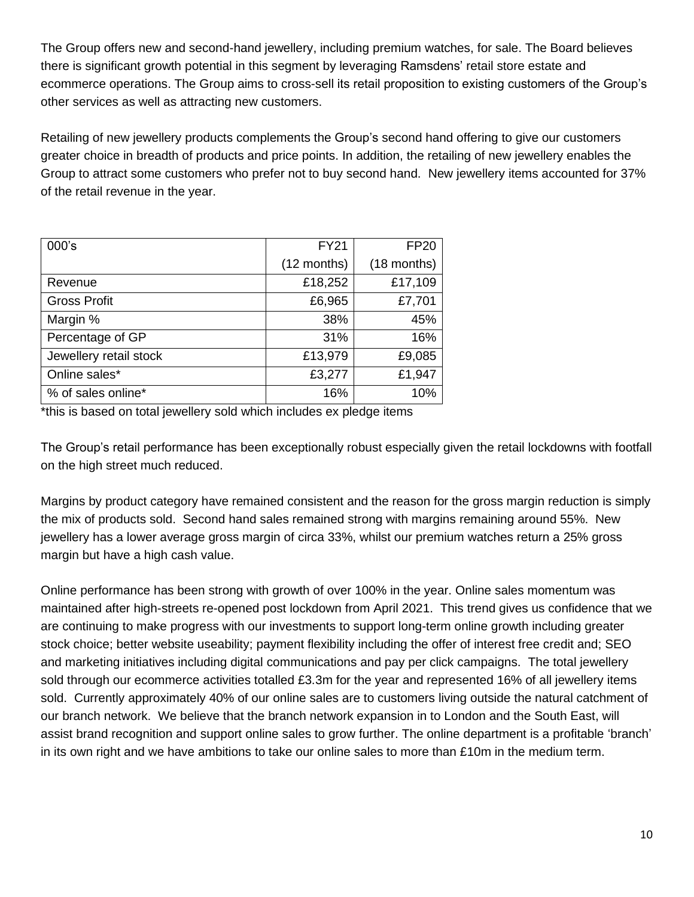The Group offers new and second-hand jewellery, including premium watches, for sale. The Board believes there is significant growth potential in this segment by leveraging Ramsdens' retail store estate and ecommerce operations. The Group aims to cross-sell its retail proposition to existing customers of the Group's other services as well as attracting new customers.

Retailing of new jewellery products complements the Group's second hand offering to give our customers greater choice in breadth of products and price points. In addition, the retailing of new jewellery enables the Group to attract some customers who prefer not to buy second hand. New jewellery items accounted for 37% of the retail revenue in the year.

| 000's | FY21 | FP20 |
|---|---|---|
| | (12 months) | (18 months) |
| Revenue | £18,252 | £17,109 |
| Gross Profit | £6,965 | £7,701 |
| Margin % | 38% | 45% |
| Percentage of GP | 31% | 16% |
| Jewellery retail stock | £13,979 | £9,085 |
| Online sales* | £3,277 | £1,947 |
| % of sales online* | 16% | 10% |

*this is based on total jewellery sold which includes ex pledge items

The Group's retail performance has been exceptionally robust especially given the retail lockdowns with footfall on the high street much reduced.

Margins by product category have remained consistent and the reason for the gross margin reduction is simply the mix of products sold. Second hand sales remained strong with margins remaining around 55%. New jewellery has a lower average gross margin of circa 33%, whilst our premium watches return a 25% gross margin but have a high cash value.

Online performance has been strong with growth of over 100% in the year. Online sales momentum was maintained after high-streets re-opened post lockdown from April 2021. This trend gives us confidence that we are continuing to make progress with our investments to support long-term online growth including greater stock choice; better website useability; payment flexibility including the offer of interest free credit and; SEO and marketing initiatives including digital communications and pay per click campaigns. The total jewellery sold through our ecommerce activities totalled £3.3m for the year and represented 16% of all jewellery items sold. Currently approximately 40% of our online sales are to customers living outside the natural catchment of our branch network. We believe that the branch network expansion in to London and the South East, will assist brand recognition and support online sales to grow further. The online department is a profitable 'branch' in its own right and we have ambitions to take our online sales to more than £10m in the medium term.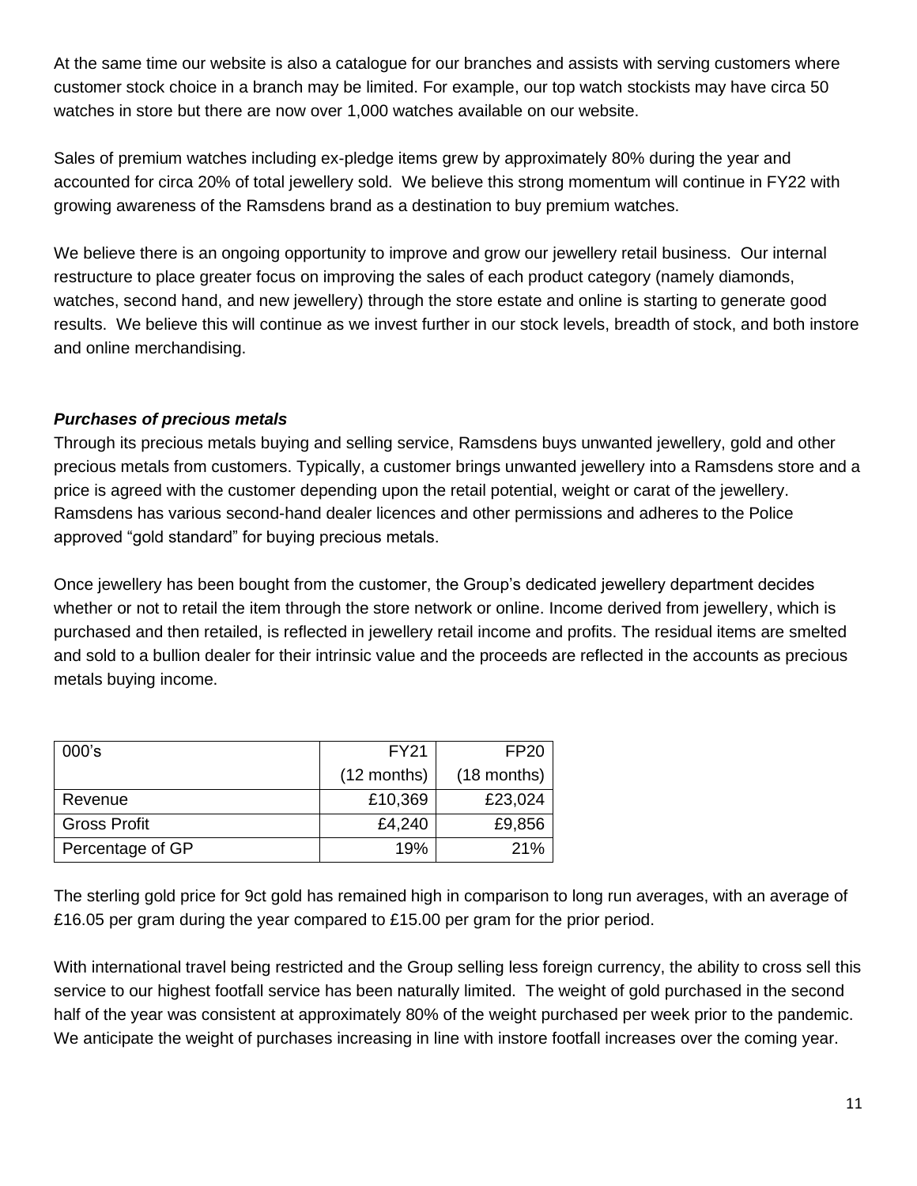At the same time our website is also a catalogue for our branches and assists with serving customers where customer stock choice in a branch may be limited. For example, our top watch stockists may have circa 50 watches in store but there are now over 1,000 watches available on our website.

Sales of premium watches including ex-pledge items grew by approximately 80% during the year and accounted for circa 20% of total jewellery sold. We believe this strong momentum will continue in FY22 with growing awareness of the Ramsdens brand as a destination to buy premium watches.

We believe there is an ongoing opportunity to improve and grow our jewellery retail business. Our internal restructure to place greater focus on improving the sales of each product category (namely diamonds, watches, second hand, and new jewellery) through the store estate and online is starting to generate good results. We believe this will continue as we invest further in our stock levels, breadth of stock, and both instore and online merchandising.

***Purchases of precious metals***

Through its precious metals buying and selling service, Ramsdens buys unwanted jewellery, gold and other precious metals from customers. Typically, a customer brings unwanted jewellery into a Ramsdens store and a price is agreed with the customer depending upon the retail potential, weight or carat of the jewellery. Ramsdens has various second-hand dealer licences and other permissions and adheres to the Police approved "gold standard" for buying precious metals.

Once jewellery has been bought from the customer, the Group's dedicated jewellery department decides whether or not to retail the item through the store network or online. Income derived from jewellery, which is purchased and then retailed, is reflected in jewellery retail income and profits. The residual items are smelted and sold to a bullion dealer for their intrinsic value and the proceeds are reflected in the accounts as precious metals buying income.

| 000's | FY21 (12 months) | FP20 (18 months) |
|---|---|---|
| Revenue | £10,369 | £23,024 |
| Gross Profit | £4,240 | £9,856 |
| Percentage of GP | 19% | 21% |

The sterling gold price for 9ct gold has remained high in comparison to long run averages, with an average of £16.05 per gram during the year compared to £15.00 per gram for the prior period.

With international travel being restricted and the Group selling less foreign currency, the ability to cross sell this service to our highest footfall service has been naturally limited. The weight of gold purchased in the second half of the year was consistent at approximately 80% of the weight purchased per week prior to the pandemic. We anticipate the weight of purchases increasing in line with instore footfall increases over the coming year.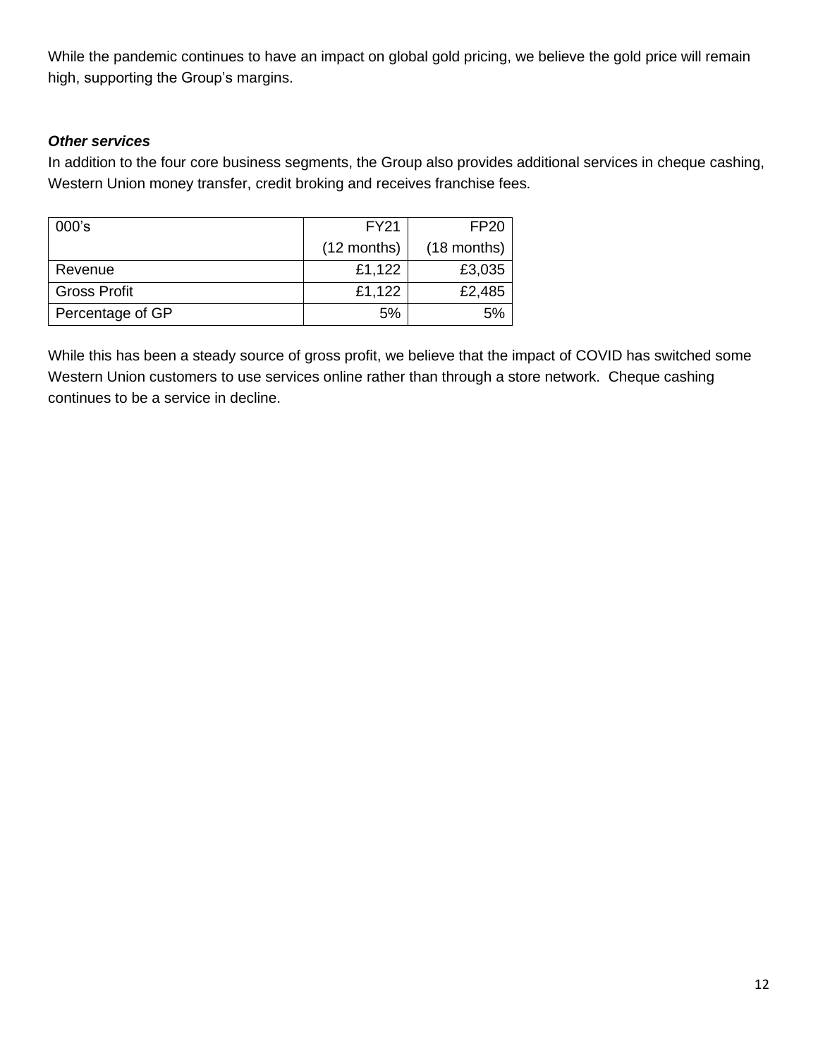While the pandemic continues to have an impact on global gold pricing, we believe the gold price will remain high, supporting the Group's margins.

***Other services***

In addition to the four core business segments, the Group also provides additional services in cheque cashing, Western Union money transfer, credit broking and receives franchise fees.

| 000's | FY21 (12 months) | FP20 (18 months) |
|---|---:|---:|
| Revenue | £1,122 | £3,035 |
| Gross Profit | £1,122 | £2,485 |
| Percentage of GP | 5% | 5% |

While this has been a steady source of gross profit, we believe that the impact of COVID has switched some Western Union customers to use services online rather than through a store network. Cheque cashing continues to be a service in decline.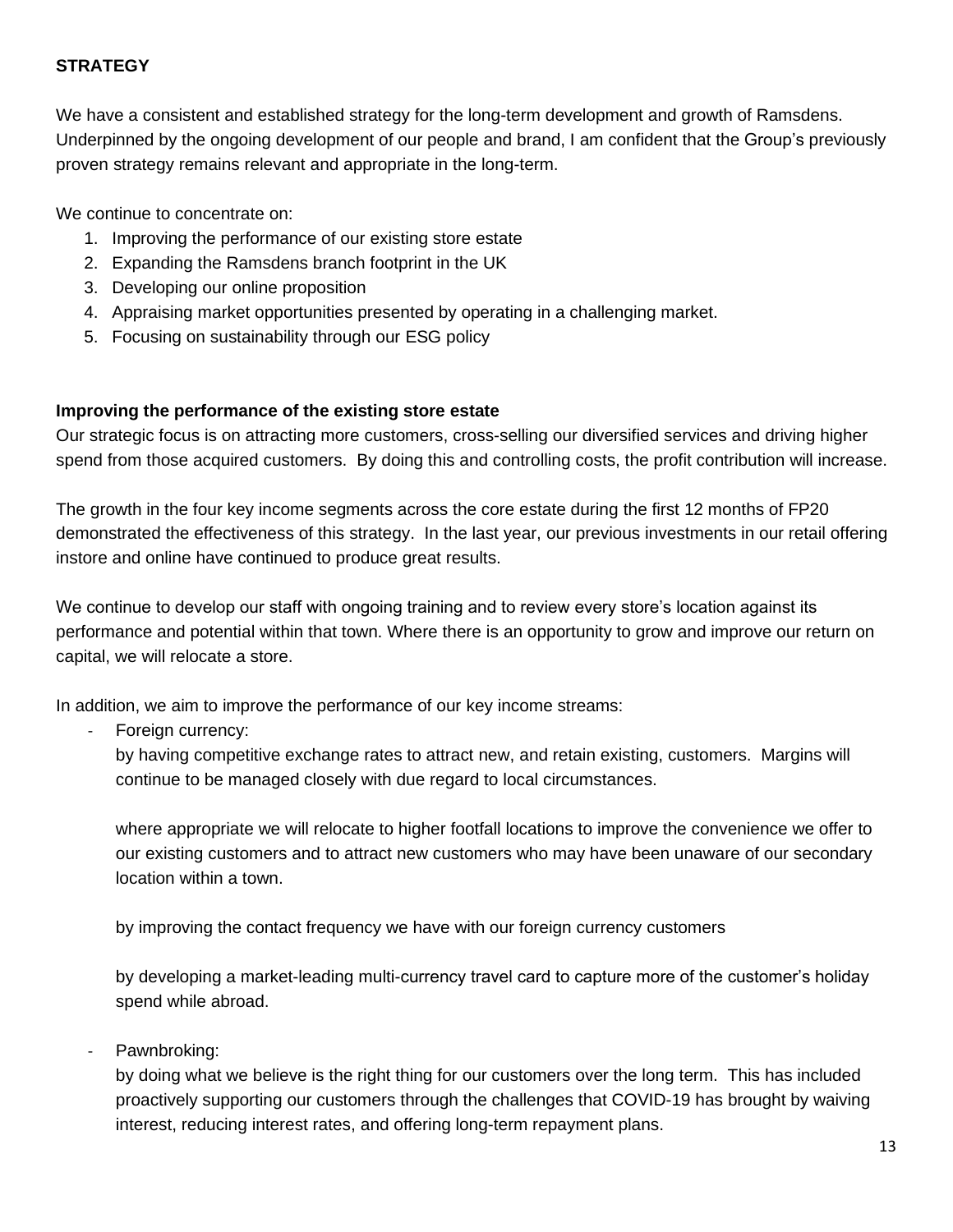**STRATEGY**

We have a consistent and established strategy for the long-term development and growth of Ramsdens. Underpinned by the ongoing development of our people and brand, I am confident that the Group's previously proven strategy remains relevant and appropriate in the long-term.

We continue to concentrate on:

1. Improving the performance of our existing store estate
2. Expanding the Ramsdens branch footprint in the UK
3. Developing our online proposition
4. Appraising market opportunities presented by operating in a challenging market.
5. Focusing on sustainability through our ESG policy

**Improving the performance of the existing store estate**

Our strategic focus is on attracting more customers, cross-selling our diversified services and driving higher spend from those acquired customers. By doing this and controlling costs, the profit contribution will increase.

The growth in the four key income segments across the core estate during the first 12 months of FP20 demonstrated the effectiveness of this strategy. In the last year, our previous investments in our retail offering instore and online have continued to produce great results.

We continue to develop our staff with ongoing training and to review every store's location against its performance and potential within that town. Where there is an opportunity to grow and improve our return on capital, we will relocate a store.

In addition, we aim to improve the performance of our key income streams:

- Foreign currency:

  by having competitive exchange rates to attract new, and retain existing, customers. Margins will continue to be managed closely with due regard to local circumstances.

  where appropriate we will relocate to higher footfall locations to improve the convenience we offer to our existing customers and to attract new customers who may have been unaware of our secondary location within a town.

  by improving the contact frequency we have with our foreign currency customers

  by developing a market-leading multi-currency travel card to capture more of the customer's holiday spend while abroad.

- Pawnbroking:

  by doing what we believe is the right thing for our customers over the long term. This has included proactively supporting our customers through the challenges that COVID-19 has brought by waiving interest, reducing interest rates, and offering long-term repayment plans.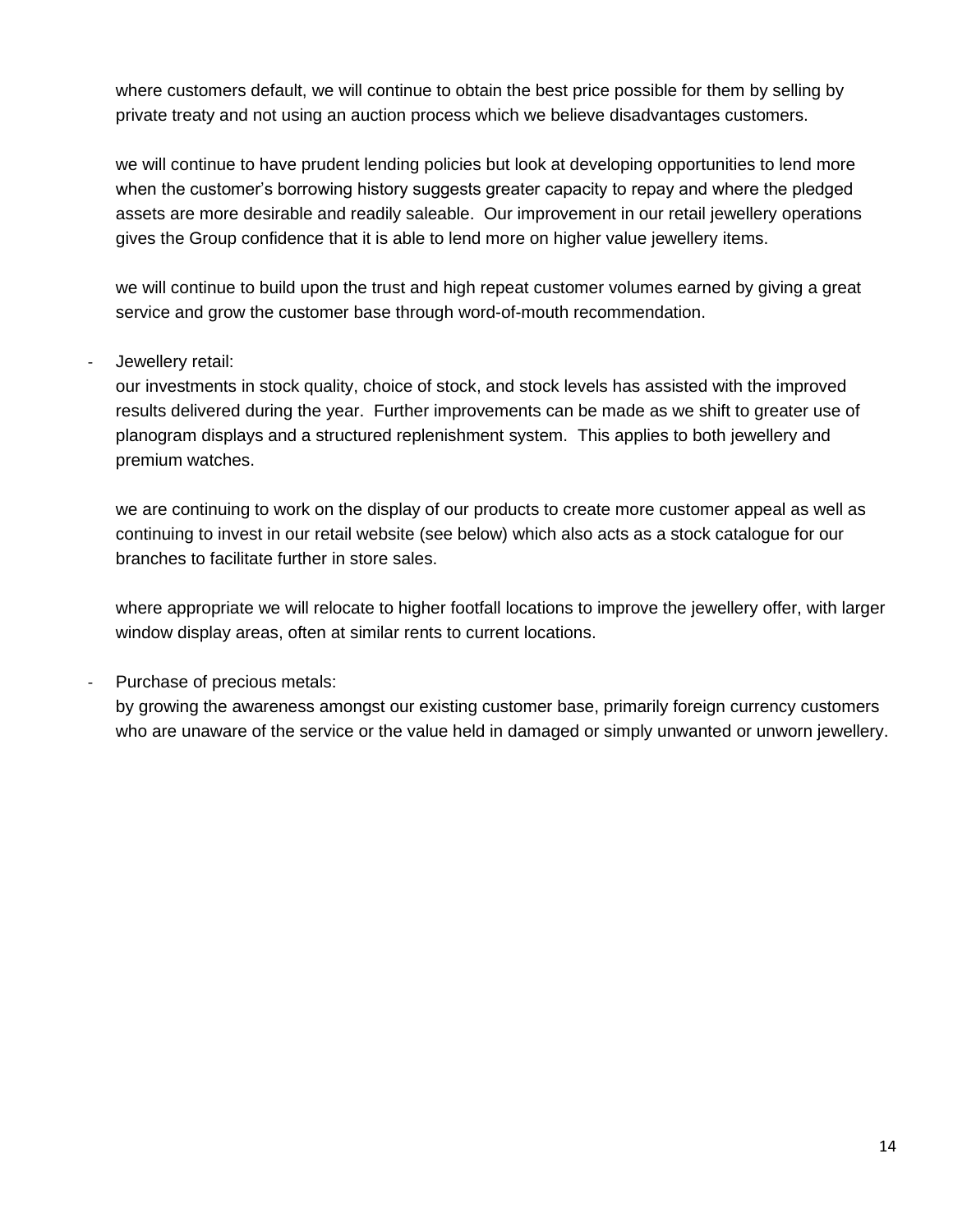where customers default, we will continue to obtain the best price possible for them by selling by private treaty and not using an auction process which we believe disadvantages customers.

we will continue to have prudent lending policies but look at developing opportunities to lend more when the customer's borrowing history suggests greater capacity to repay and where the pledged assets are more desirable and readily saleable. Our improvement in our retail jewellery operations gives the Group confidence that it is able to lend more on higher value jewellery items.

we will continue to build upon the trust and high repeat customer volumes earned by giving a great service and grow the customer base through word-of-mouth recommendation.

- Jewellery retail:
  our investments in stock quality, choice of stock, and stock levels has assisted with the improved results delivered during the year. Further improvements can be made as we shift to greater use of planogram displays and a structured replenishment system. This applies to both jewellery and premium watches.

  we are continuing to work on the display of our products to create more customer appeal as well as continuing to invest in our retail website (see below) which also acts as a stock catalogue for our branches to facilitate further in store sales.

  where appropriate we will relocate to higher footfall locations to improve the jewellery offer, with larger window display areas, often at similar rents to current locations.

- Purchase of precious metals:
  by growing the awareness amongst our existing customer base, primarily foreign currency customers who are unaware of the service or the value held in damaged or simply unwanted or unworn jewellery.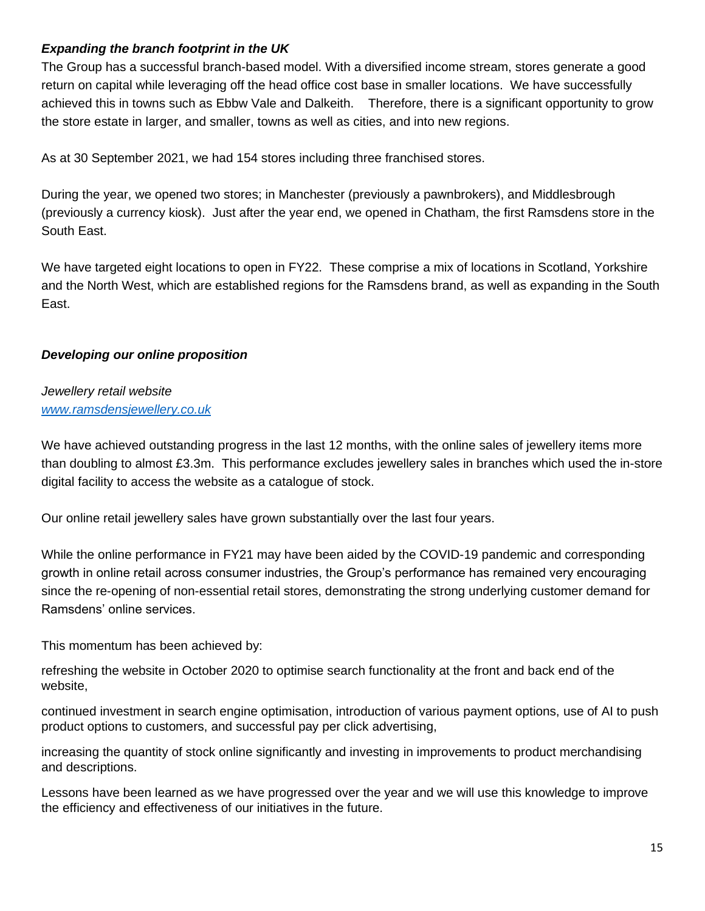### *Expanding the branch footprint in the UK*

The Group has a successful branch-based model. With a diversified income stream, stores generate a good return on capital while leveraging off the head office cost base in smaller locations. We have successfully achieved this in towns such as Ebbw Vale and Dalkeith. Therefore, there is a significant opportunity to grow the store estate in larger, and smaller, towns as well as cities, and into new regions.

As at 30 September 2021, we had 154 stores including three franchised stores.

During the year, we opened two stores; in Manchester (previously a pawnbrokers), and Middlesbrough (previously a currency kiosk). Just after the year end, we opened in Chatham, the first Ramsdens store in the South East.

We have targeted eight locations to open in FY22. These comprise a mix of locations in Scotland, Yorkshire and the North West, which are established regions for the Ramsdens brand, as well as expanding in the South East.

### *Developing our online proposition*

*Jewellery retail website*
*[www.ramsdensjewellery.co.uk](http://www.ramsdensjewellery.co.uk)*

We have achieved outstanding progress in the last 12 months, with the online sales of jewellery items more than doubling to almost £3.3m. This performance excludes jewellery sales in branches which used the in-store digital facility to access the website as a catalogue of stock.

Our online retail jewellery sales have grown substantially over the last four years.

While the online performance in FY21 may have been aided by the COVID-19 pandemic and corresponding growth in online retail across consumer industries, the Group's performance has remained very encouraging since the re-opening of non-essential retail stores, demonstrating the strong underlying customer demand for Ramsdens' online services.

This momentum has been achieved by:

refreshing the website in October 2020 to optimise search functionality at the front and back end of the website,

continued investment in search engine optimisation, introduction of various payment options, use of AI to push product options to customers, and successful pay per click advertising,

increasing the quantity of stock online significantly and investing in improvements to product merchandising and descriptions.

Lessons have been learned as we have progressed over the year and we will use this knowledge to improve the efficiency and effectiveness of our initiatives in the future.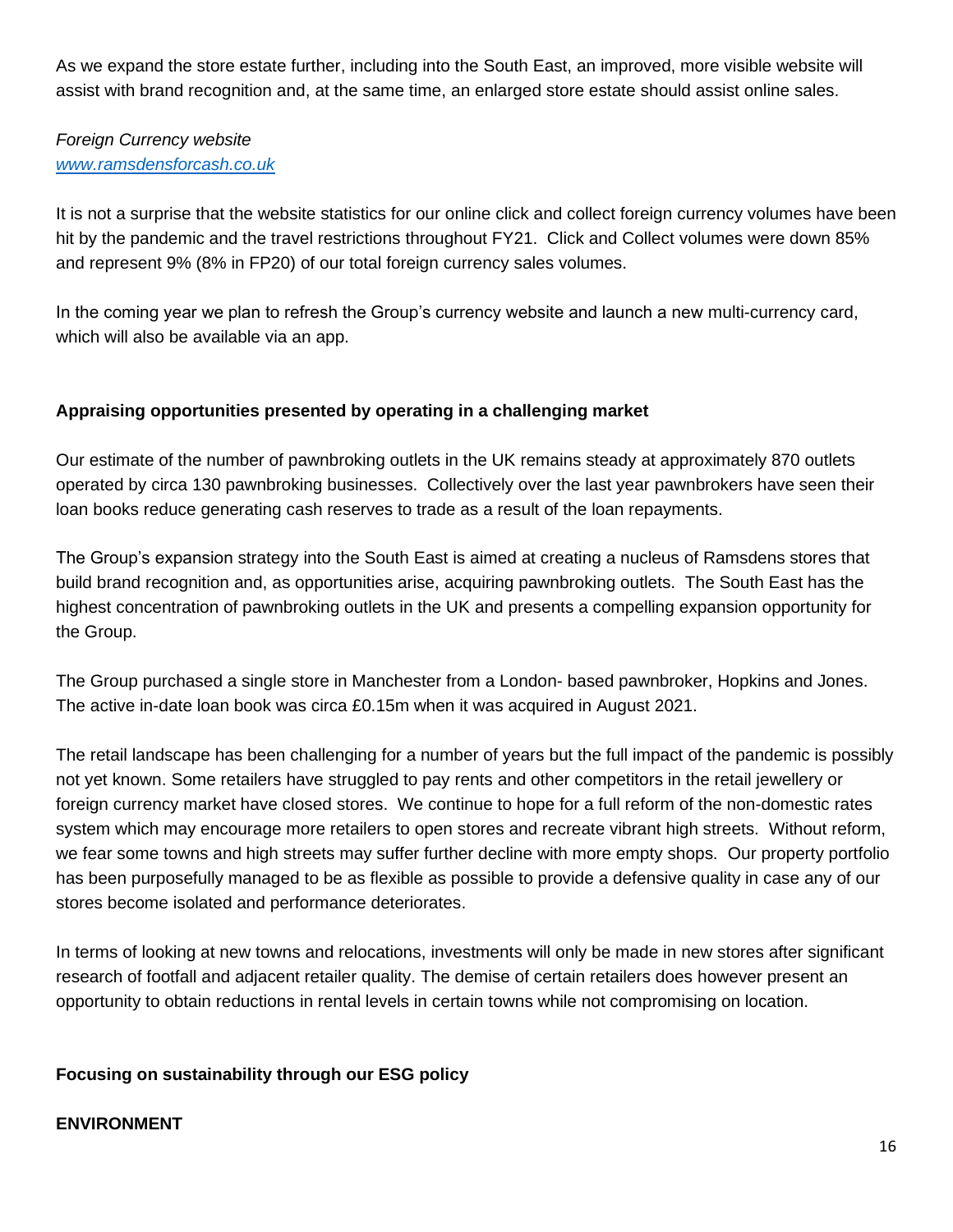As we expand the store estate further, including into the South East, an improved, more visible website will assist with brand recognition and, at the same time, an enlarged store estate should assist online sales.

*Foreign Currency website*
*www.ramsdensforcash.co.uk*

It is not a surprise that the website statistics for our online click and collect foreign currency volumes have been hit by the pandemic and the travel restrictions throughout FY21. Click and Collect volumes were down 85% and represent 9% (8% in FP20) of our total foreign currency sales volumes.

In the coming year we plan to refresh the Group's currency website and launch a new multi-currency card, which will also be available via an app.

**Appraising opportunities presented by operating in a challenging market**

Our estimate of the number of pawnbroking outlets in the UK remains steady at approximately 870 outlets operated by circa 130 pawnbroking businesses. Collectively over the last year pawnbrokers have seen their loan books reduce generating cash reserves to trade as a result of the loan repayments.

The Group's expansion strategy into the South East is aimed at creating a nucleus of Ramsdens stores that build brand recognition and, as opportunities arise, acquiring pawnbroking outlets. The South East has the highest concentration of pawnbroking outlets in the UK and presents a compelling expansion opportunity for the Group.

The Group purchased a single store in Manchester from a London- based pawnbroker, Hopkins and Jones. The active in-date loan book was circa £0.15m when it was acquired in August 2021.

The retail landscape has been challenging for a number of years but the full impact of the pandemic is possibly not yet known. Some retailers have struggled to pay rents and other competitors in the retail jewellery or foreign currency market have closed stores. We continue to hope for a full reform of the non-domestic rates system which may encourage more retailers to open stores and recreate vibrant high streets. Without reform, we fear some towns and high streets may suffer further decline with more empty shops. Our property portfolio has been purposefully managed to be as flexible as possible to provide a defensive quality in case any of our stores become isolated and performance deteriorates.

In terms of looking at new towns and relocations, investments will only be made in new stores after significant research of footfall and adjacent retailer quality. The demise of certain retailers does however present an opportunity to obtain reductions in rental levels in certain towns while not compromising on location.

**Focusing on sustainability through our ESG policy**

**ENVIRONMENT**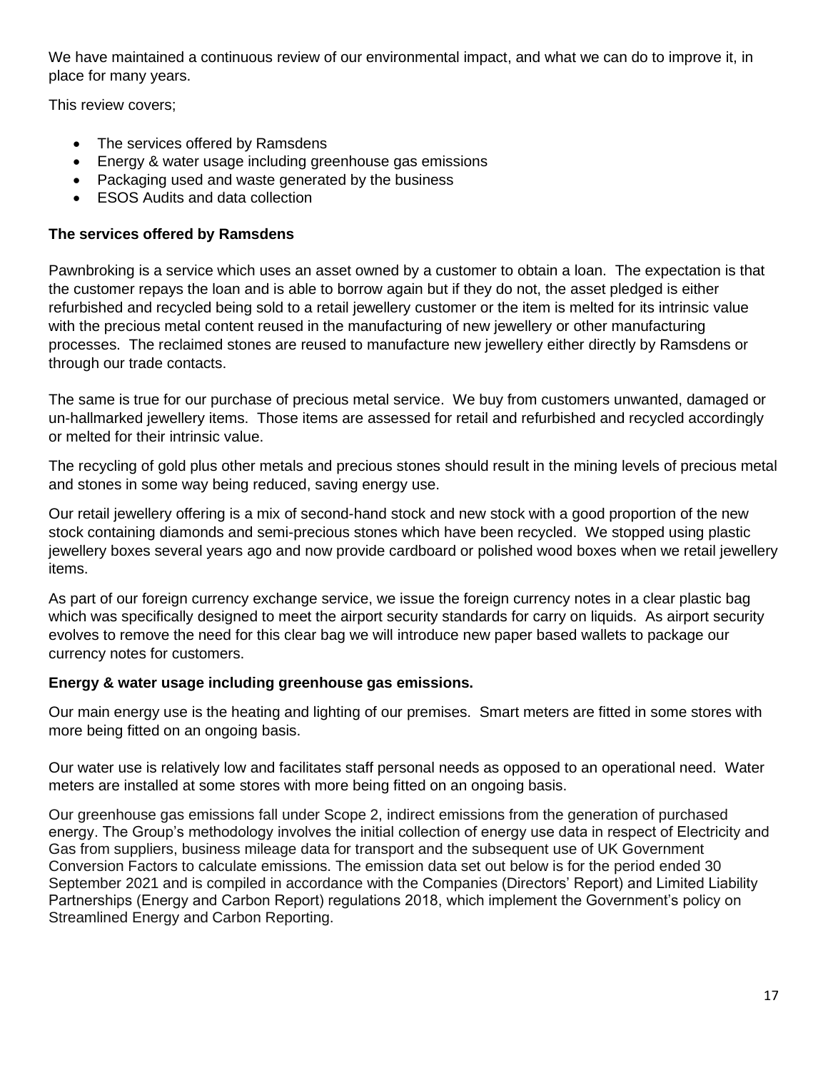We have maintained a continuous review of our environmental impact, and what we can do to improve it, in place for many years.

This review covers;

- The services offered by Ramsdens
- Energy & water usage including greenhouse gas emissions
- Packaging used and waste generated by the business
- ESOS Audits and data collection

**The services offered by Ramsdens**

Pawnbroking is a service which uses an asset owned by a customer to obtain a loan. The expectation is that the customer repays the loan and is able to borrow again but if they do not, the asset pledged is either refurbished and recycled being sold to a retail jewellery customer or the item is melted for its intrinsic value with the precious metal content reused in the manufacturing of new jewellery or other manufacturing processes. The reclaimed stones are reused to manufacture new jewellery either directly by Ramsdens or through our trade contacts.

The same is true for our purchase of precious metal service. We buy from customers unwanted, damaged or un-hallmarked jewellery items. Those items are assessed for retail and refurbished and recycled accordingly or melted for their intrinsic value.

The recycling of gold plus other metals and precious stones should result in the mining levels of precious metal and stones in some way being reduced, saving energy use.

Our retail jewellery offering is a mix of second-hand stock and new stock with a good proportion of the new stock containing diamonds and semi-precious stones which have been recycled. We stopped using plastic jewellery boxes several years ago and now provide cardboard or polished wood boxes when we retail jewellery items.

As part of our foreign currency exchange service, we issue the foreign currency notes in a clear plastic bag which was specifically designed to meet the airport security standards for carry on liquids. As airport security evolves to remove the need for this clear bag we will introduce new paper based wallets to package our currency notes for customers.

**Energy & water usage including greenhouse gas emissions.**

Our main energy use is the heating and lighting of our premises. Smart meters are fitted in some stores with more being fitted on an ongoing basis.

Our water use is relatively low and facilitates staff personal needs as opposed to an operational need. Water meters are installed at some stores with more being fitted on an ongoing basis.

Our greenhouse gas emissions fall under Scope 2, indirect emissions from the generation of purchased energy. The Group's methodology involves the initial collection of energy use data in respect of Electricity and Gas from suppliers, business mileage data for transport and the subsequent use of UK Government Conversion Factors to calculate emissions. The emission data set out below is for the period ended 30 September 2021 and is compiled in accordance with the Companies (Directors' Report) and Limited Liability Partnerships (Energy and Carbon Report) regulations 2018, which implement the Government's policy on Streamlined Energy and Carbon Reporting.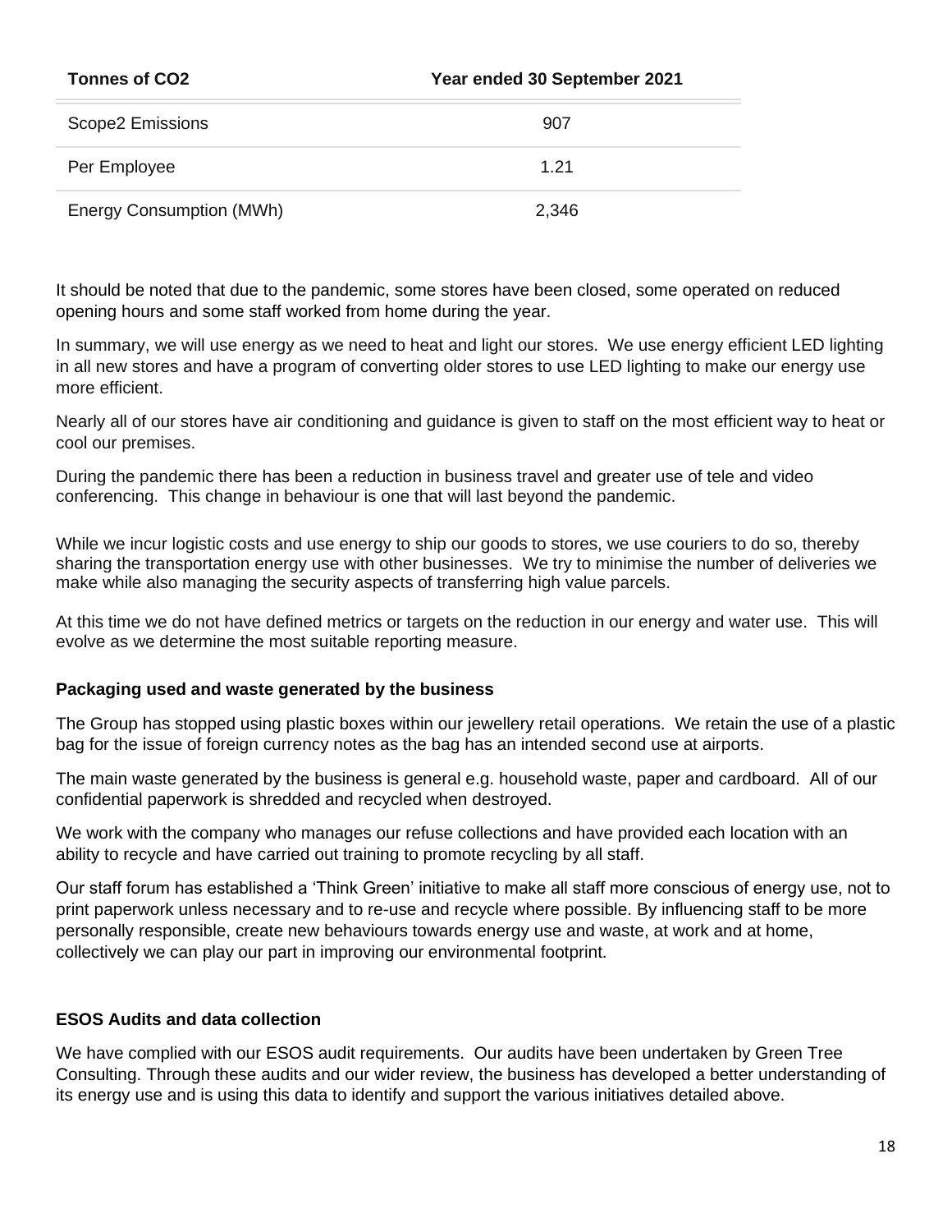| Tonnes of $CO_2$ | Year ended 30 September 2021 |
|---|---|
| Scope2 Emissions | 907 |
| Per Employee | 1.21 |
| Energy Consumption (MWh) | 2,346 |

It should be noted that due to the pandemic, some stores have been closed, some operated on reduced opening hours and some staff worked from home during the year.

In summary, we will use energy as we need to heat and light our stores. We use energy efficient LED lighting in all new stores and have a program of converting older stores to use LED lighting to make our energy use more efficient.

Nearly all of our stores have air conditioning and guidance is given to staff on the most efficient way to heat or cool our premises.

During the pandemic there has been a reduction in business travel and greater use of tele and video conferencing. This change in behaviour is one that will last beyond the pandemic.

While we incur logistic costs and use energy to ship our goods to stores, we use couriers to do so, thereby sharing the transportation energy use with other businesses. We try to minimise the number of deliveries we make while also managing the security aspects of transferring high value parcels.

At this time we do not have defined metrics or targets on the reduction in our energy and water use. This will evolve as we determine the most suitable reporting measure.

**Packaging used and waste generated by the business**

The Group has stopped using plastic boxes within our jewellery retail operations. We retain the use of a plastic bag for the issue of foreign currency notes as the bag has an intended second use at airports.

The main waste generated by the business is general e.g. household waste, paper and cardboard. All of our confidential paperwork is shredded and recycled when destroyed.

We work with the company who manages our refuse collections and have provided each location with an ability to recycle and have carried out training to promote recycling by all staff.

Our staff forum has established a 'Think Green' initiative to make all staff more conscious of energy use, not to print paperwork unless necessary and to re-use and recycle where possible. By influencing staff to be more personally responsible, create new behaviours towards energy use and waste, at work and at home, collectively we can play our part in improving our environmental footprint.

**ESOS Audits and data collection**

We have complied with our ESOS audit requirements. Our audits have been undertaken by Green Tree Consulting. Through these audits and our wider review, the business has developed a better understanding of its energy use and is using this data to identify and support the various initiatives detailed above.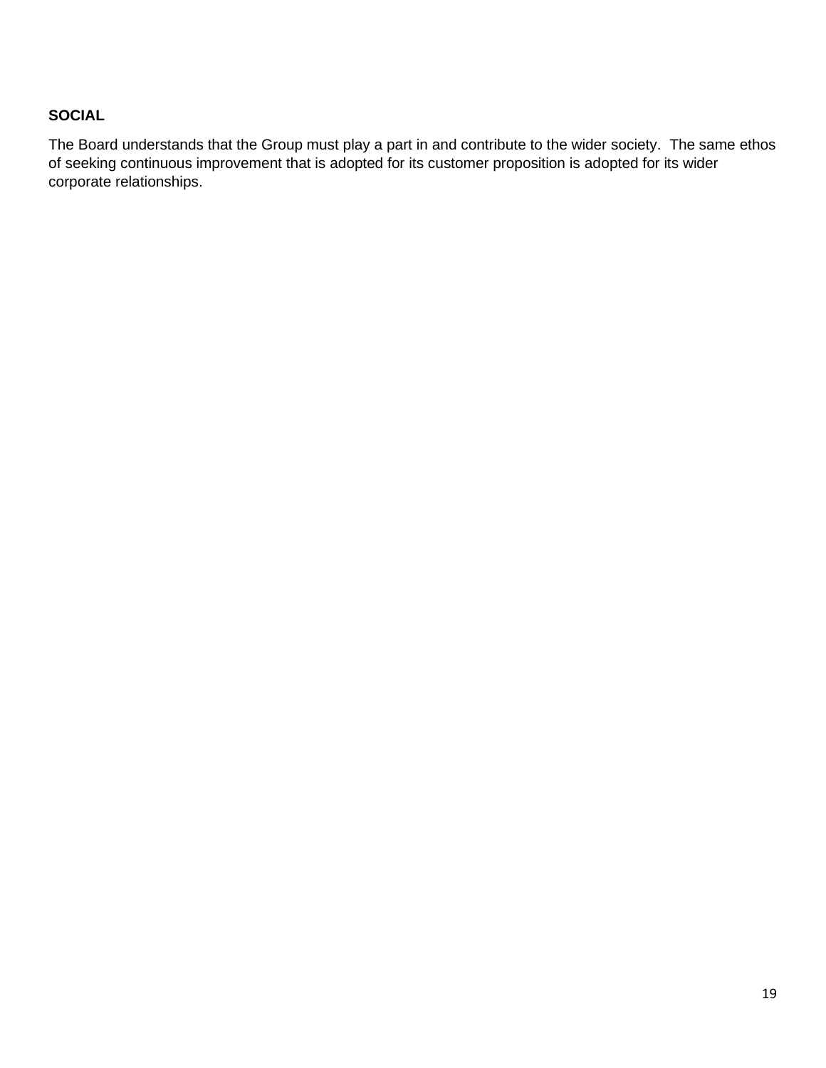**SOCIAL**

The Board understands that the Group must play a part in and contribute to the wider society. The same ethos of seeking continuous improvement that is adopted for its customer proposition is adopted for its wider corporate relationships.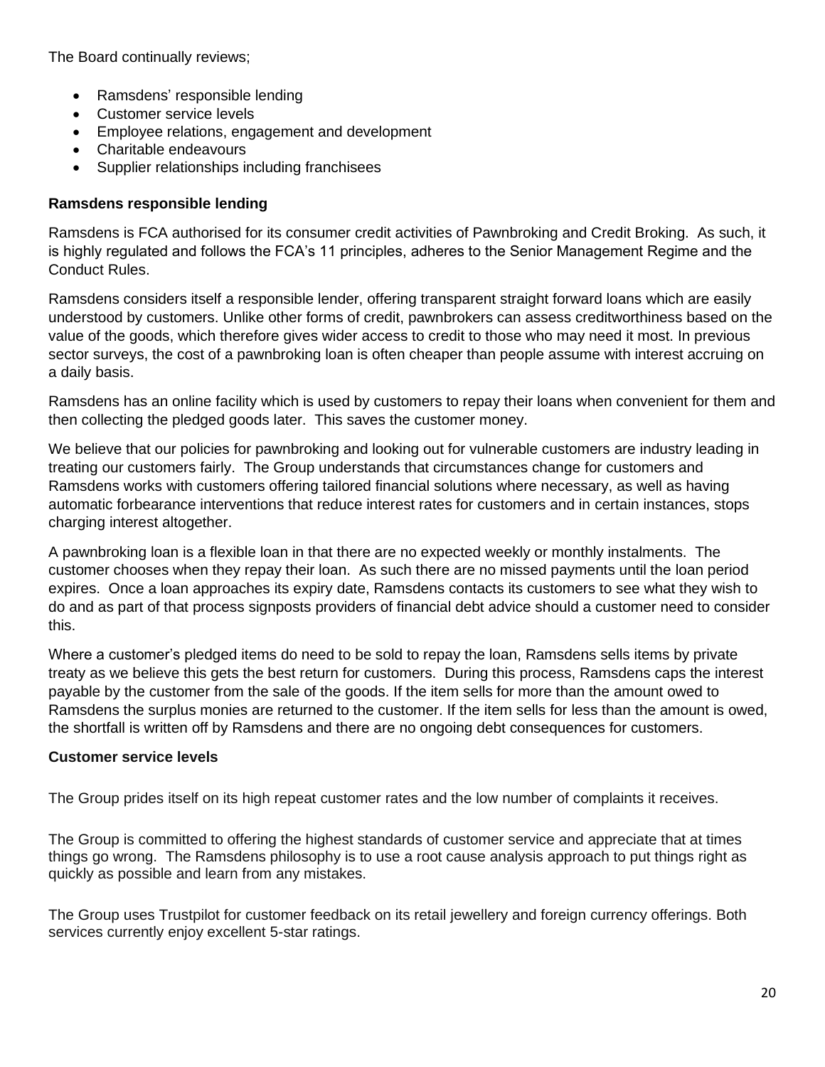The Board continually reviews;

- Ramsdens' responsible lending
- Customer service levels
- Employee relations, engagement and development
- Charitable endeavours
- Supplier relationships including franchisees

**Ramsdens responsible lending**

Ramsdens is FCA authorised for its consumer credit activities of Pawnbroking and Credit Broking. As such, it is highly regulated and follows the FCA's 11 principles, adheres to the Senior Management Regime and the Conduct Rules.

Ramsdens considers itself a responsible lender, offering transparent straight forward loans which are easily understood by customers. Unlike other forms of credit, pawnbrokers can assess creditworthiness based on the value of the goods, which therefore gives wider access to credit to those who may need it most. In previous sector surveys, the cost of a pawnbroking loan is often cheaper than people assume with interest accruing on a daily basis.

Ramsdens has an online facility which is used by customers to repay their loans when convenient for them and then collecting the pledged goods later. This saves the customer money.

We believe that our policies for pawnbroking and looking out for vulnerable customers are industry leading in treating our customers fairly. The Group understands that circumstances change for customers and Ramsdens works with customers offering tailored financial solutions where necessary, as well as having automatic forbearance interventions that reduce interest rates for customers and in certain instances, stops charging interest altogether.

A pawnbroking loan is a flexible loan in that there are no expected weekly or monthly instalments. The customer chooses when they repay their loan. As such there are no missed payments until the loan period expires. Once a loan approaches its expiry date, Ramsdens contacts its customers to see what they wish to do and as part of that process signposts providers of financial debt advice should a customer need to consider this.

Where a customer's pledged items do need to be sold to repay the loan, Ramsdens sells items by private treaty as we believe this gets the best return for customers. During this process, Ramsdens caps the interest payable by the customer from the sale of the goods. If the item sells for more than the amount owed to Ramsdens the surplus monies are returned to the customer. If the item sells for less than the amount is owed, the shortfall is written off by Ramsdens and there are no ongoing debt consequences for customers.

**Customer service levels**

The Group prides itself on its high repeat customer rates and the low number of complaints it receives.

The Group is committed to offering the highest standards of customer service and appreciate that at times things go wrong. The Ramsdens philosophy is to use a root cause analysis approach to put things right as quickly as possible and learn from any mistakes.

The Group uses Trustpilot for customer feedback on its retail jewellery and foreign currency offerings. Both services currently enjoy excellent 5-star ratings.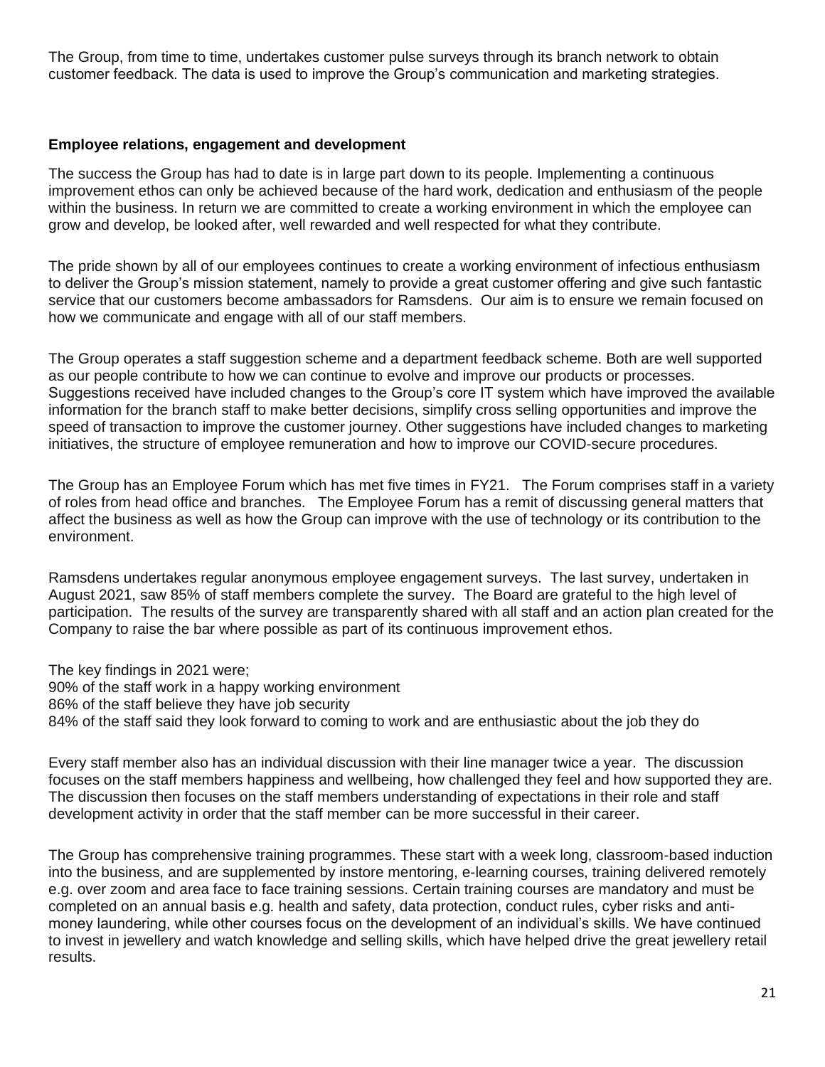The Group, from time to time, undertakes customer pulse surveys through its branch network to obtain customer feedback. The data is used to improve the Group's communication and marketing strategies.

**Employee relations, engagement and development**

The success the Group has had to date is in large part down to its people. Implementing a continuous improvement ethos can only be achieved because of the hard work, dedication and enthusiasm of the people within the business. In return we are committed to create a working environment in which the employee can grow and develop, be looked after, well rewarded and well respected for what they contribute.

The pride shown by all of our employees continues to create a working environment of infectious enthusiasm to deliver the Group's mission statement, namely to provide a great customer offering and give such fantastic service that our customers become ambassadors for Ramsdens. Our aim is to ensure we remain focused on how we communicate and engage with all of our staff members.

The Group operates a staff suggestion scheme and a department feedback scheme. Both are well supported as our people contribute to how we can continue to evolve and improve our products or processes. Suggestions received have included changes to the Group's core IT system which have improved the available information for the branch staff to make better decisions, simplify cross selling opportunities and improve the speed of transaction to improve the customer journey. Other suggestions have included changes to marketing initiatives, the structure of employee remuneration and how to improve our COVID-secure procedures.

The Group has an Employee Forum which has met five times in FY21. The Forum comprises staff in a variety of roles from head office and branches. The Employee Forum has a remit of discussing general matters that affect the business as well as how the Group can improve with the use of technology or its contribution to the environment.

Ramsdens undertakes regular anonymous employee engagement surveys. The last survey, undertaken in August 2021, saw 85% of staff members complete the survey. The Board are grateful to the high level of participation. The results of the survey are transparently shared with all staff and an action plan created for the Company to raise the bar where possible as part of its continuous improvement ethos.

The key findings in 2021 were;
90% of the staff work in a happy working environment
86% of the staff believe they have job security
84% of the staff said they look forward to coming to work and are enthusiastic about the job they do

Every staff member also has an individual discussion with their line manager twice a year. The discussion focuses on the staff members happiness and wellbeing, how challenged they feel and how supported they are. The discussion then focuses on the staff members understanding of expectations in their role and staff development activity in order that the staff member can be more successful in their career.

The Group has comprehensive training programmes. These start with a week long, classroom-based induction into the business, and are supplemented by instore mentoring, e-learning courses, training delivered remotely e.g. over zoom and area face to face training sessions. Certain training courses are mandatory and must be completed on an annual basis e.g. health and safety, data protection, conduct rules, cyber risks and anti-money laundering, while other courses focus on the development of an individual's skills. We have continued to invest in jewellery and watch knowledge and selling skills, which have helped drive the great jewellery retail results.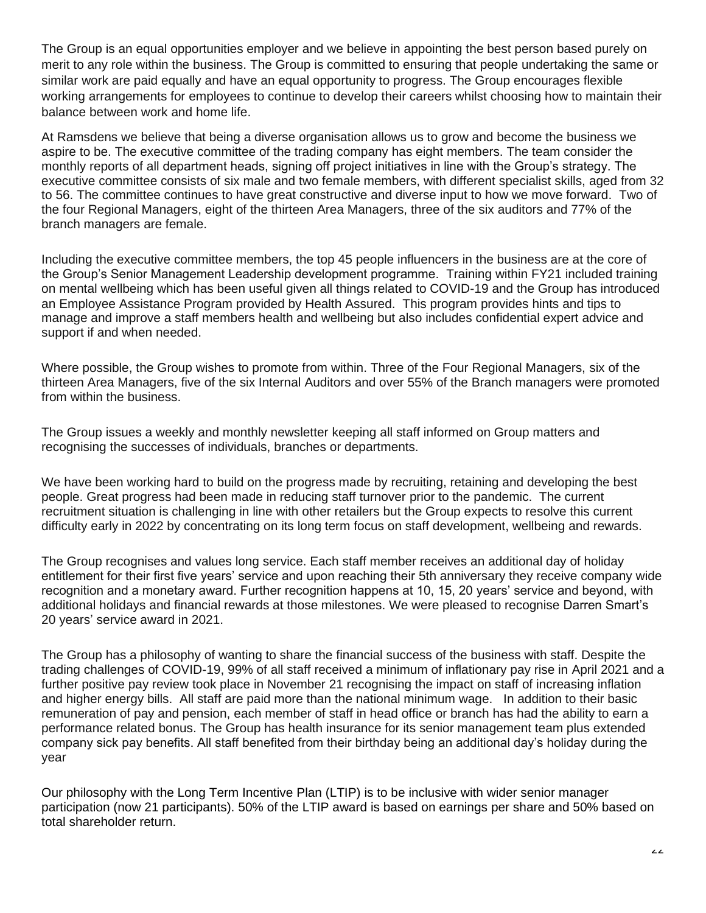The Group is an equal opportunities employer and we believe in appointing the best person based purely on merit to any role within the business. The Group is committed to ensuring that people undertaking the same or similar work are paid equally and have an equal opportunity to progress. The Group encourages flexible working arrangements for employees to continue to develop their careers whilst choosing how to maintain their balance between work and home life.

At Ramsdens we believe that being a diverse organisation allows us to grow and become the business we aspire to be. The executive committee of the trading company has eight members. The team consider the monthly reports of all department heads, signing off project initiatives in line with the Group's strategy. The executive committee consists of six male and two female members, with different specialist skills, aged from 32 to 56. The committee continues to have great constructive and diverse input to how we move forward. Two of the four Regional Managers, eight of the thirteen Area Managers, three of the six auditors and 77% of the branch managers are female.

Including the executive committee members, the top 45 people influencers in the business are at the core of the Group's Senior Management Leadership development programme. Training within FY21 included training on mental wellbeing which has been useful given all things related to COVID-19 and the Group has introduced an Employee Assistance Program provided by Health Assured. This program provides hints and tips to manage and improve a staff members health and wellbeing but also includes confidential expert advice and support if and when needed.

Where possible, the Group wishes to promote from within. Three of the Four Regional Managers, six of the thirteen Area Managers, five of the six Internal Auditors and over 55% of the Branch managers were promoted from within the business.

The Group issues a weekly and monthly newsletter keeping all staff informed on Group matters and recognising the successes of individuals, branches or departments.

We have been working hard to build on the progress made by recruiting, retaining and developing the best people. Great progress had been made in reducing staff turnover prior to the pandemic. The current recruitment situation is challenging in line with other retailers but the Group expects to resolve this current difficulty early in 2022 by concentrating on its long term focus on staff development, wellbeing and rewards.

The Group recognises and values long service. Each staff member receives an additional day of holiday entitlement for their first five years' service and upon reaching their 5th anniversary they receive company wide recognition and a monetary award. Further recognition happens at 10, 15, 20 years' service and beyond, with additional holidays and financial rewards at those milestones. We were pleased to recognise Darren Smart's 20 years' service award in 2021.

The Group has a philosophy of wanting to share the financial success of the business with staff. Despite the trading challenges of COVID-19, 99% of all staff received a minimum of inflationary pay rise in April 2021 and a further positive pay review took place in November 21 recognising the impact on staff of increasing inflation and higher energy bills. All staff are paid more than the national minimum wage. In addition to their basic remuneration of pay and pension, each member of staff in head office or branch has had the ability to earn a performance related bonus. The Group has health insurance for its senior management team plus extended company sick pay benefits. All staff benefited from their birthday being an additional day's holiday during the year

Our philosophy with the Long Term Incentive Plan (LTIP) is to be inclusive with wider senior manager participation (now 21 participants). 50% of the LTIP award is based on earnings per share and 50% based on total shareholder return.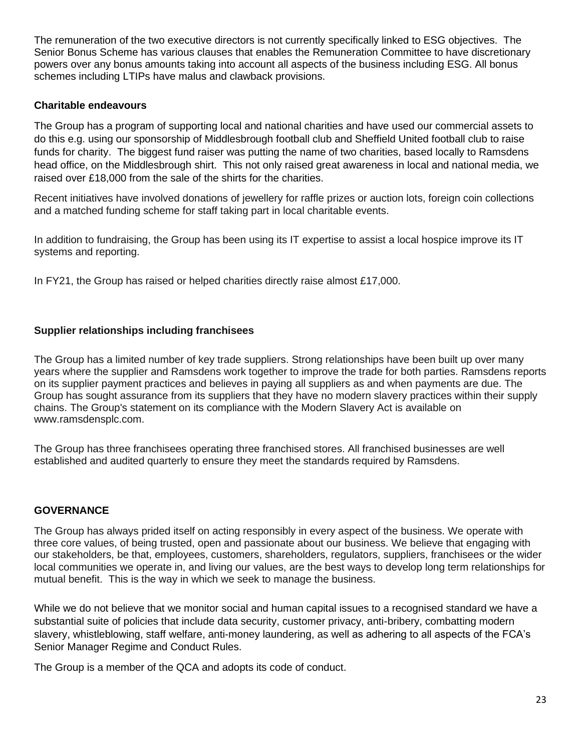The remuneration of the two executive directors is not currently specifically linked to ESG objectives. The Senior Bonus Scheme has various clauses that enables the Remuneration Committee to have discretionary powers over any bonus amounts taking into account all aspects of the business including ESG. All bonus schemes including LTIPs have malus and clawback provisions.

**Charitable endeavours**

The Group has a program of supporting local and national charities and have used our commercial assets to do this e.g. using our sponsorship of Middlesbrough football club and Sheffield United football club to raise funds for charity. The biggest fund raiser was putting the name of two charities, based locally to Ramsdens head office, on the Middlesbrough shirt. This not only raised great awareness in local and national media, we raised over £18,000 from the sale of the shirts for the charities.

Recent initiatives have involved donations of jewellery for raffle prizes or auction lots, foreign coin collections and a matched funding scheme for staff taking part in local charitable events.

In addition to fundraising, the Group has been using its IT expertise to assist a local hospice improve its IT systems and reporting.

In FY21, the Group has raised or helped charities directly raise almost £17,000.

**Supplier relationships including franchisees**

The Group has a limited number of key trade suppliers. Strong relationships have been built up over many years where the supplier and Ramsdens work together to improve the trade for both parties. Ramsdens reports on its supplier payment practices and believes in paying all suppliers as and when payments are due. The Group has sought assurance from its suppliers that they have no modern slavery practices within their supply chains. The Group's statement on its compliance with the Modern Slavery Act is available on www.ramsdensplc.com.

The Group has three franchisees operating three franchised stores. All franchised businesses are well established and audited quarterly to ensure they meet the standards required by Ramsdens.

## GOVERNANCE

The Group has always prided itself on acting responsibly in every aspect of the business. We operate with three core values, of being trusted, open and passionate about our business. We believe that engaging with our stakeholders, be that, employees, customers, shareholders, regulators, suppliers, franchisees or the wider local communities we operate in, and living our values, are the best ways to develop long term relationships for mutual benefit. This is the way in which we seek to manage the business.

While we do not believe that we monitor social and human capital issues to a recognised standard we have a substantial suite of policies that include data security, customer privacy, anti-bribery, combatting modern slavery, whistleblowing, staff welfare, anti-money laundering, as well as adhering to all aspects of the FCA's Senior Manager Regime and Conduct Rules.

The Group is a member of the QCA and adopts its code of conduct.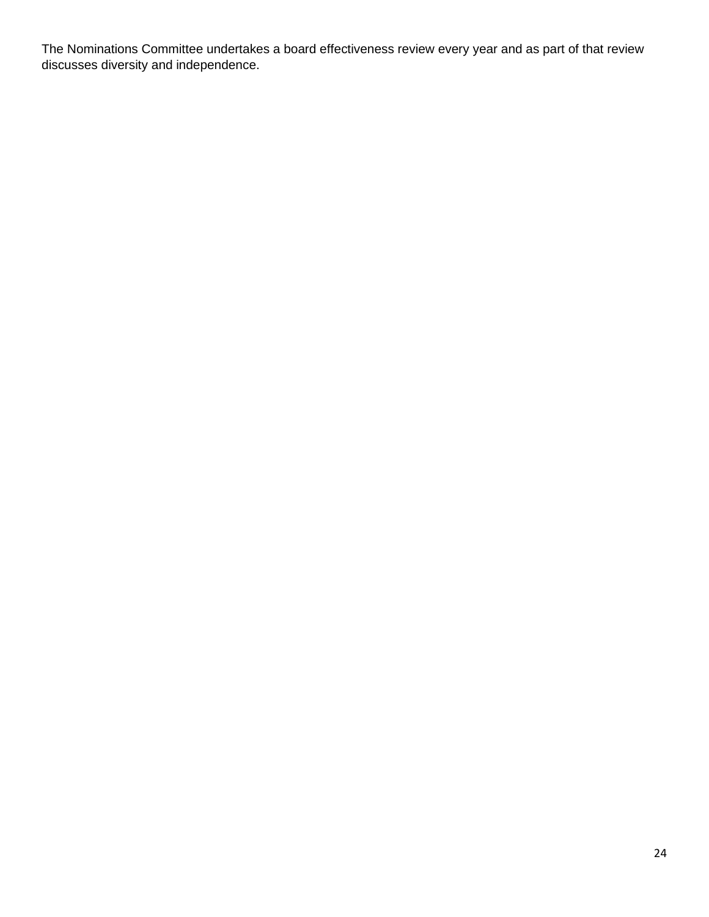The Nominations Committee undertakes a board effectiveness review every year and as part of that review discusses diversity and independence.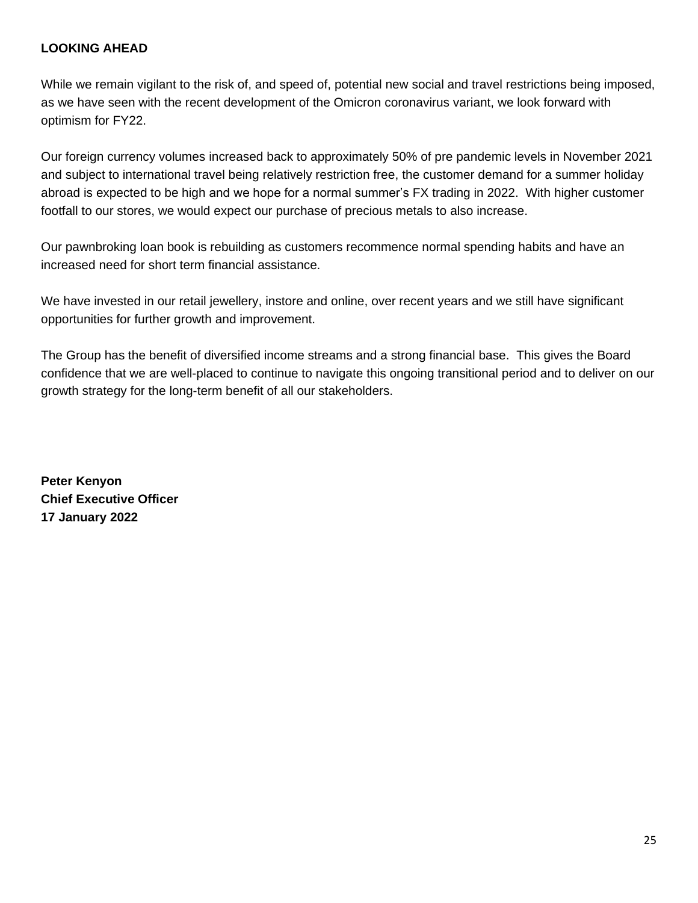**LOOKING AHEAD**

While we remain vigilant to the risk of, and speed of, potential new social and travel restrictions being imposed, as we have seen with the recent development of the Omicron coronavirus variant, we look forward with optimism for FY22.

Our foreign currency volumes increased back to approximately 50% of pre pandemic levels in November 2021 and subject to international travel being relatively restriction free, the customer demand for a summer holiday abroad is expected to be high and we hope for a normal summer's FX trading in 2022. With higher customer footfall to our stores, we would expect our purchase of precious metals to also increase.

Our pawnbroking loan book is rebuilding as customers recommence normal spending habits and have an increased need for short term financial assistance.

We have invested in our retail jewellery, instore and online, over recent years and we still have significant opportunities for further growth and improvement.

The Group has the benefit of diversified income streams and a strong financial base. This gives the Board confidence that we are well-placed to continue to navigate this ongoing transitional period and to deliver on our growth strategy for the long-term benefit of all our stakeholders.

**Peter Kenyon**
**Chief Executive Officer**
**17 January 2022**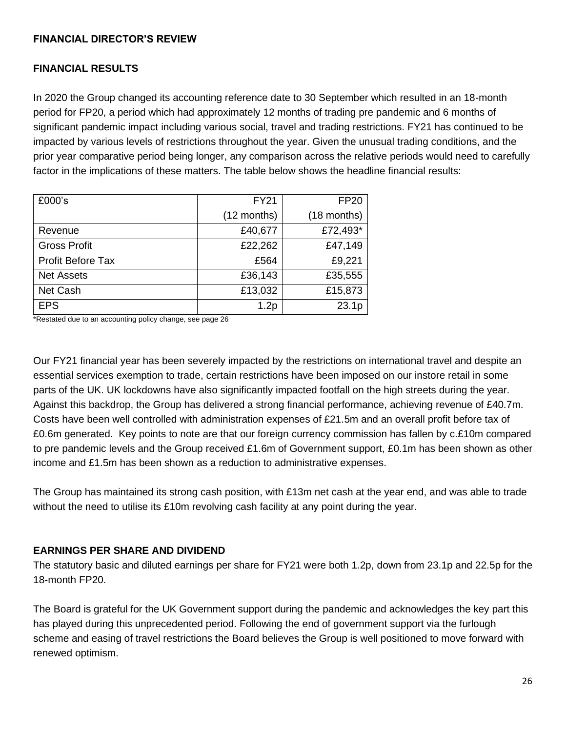## FINANCIAL DIRECTOR'S REVIEW

### FINANCIAL RESULTS

In 2020 the Group changed its accounting reference date to 30 September which resulted in an 18-month period for FP20, a period which had approximately 12 months of trading pre pandemic and 6 months of significant pandemic impact including various social, travel and trading restrictions. FY21 has continued to be impacted by various levels of restrictions throughout the year. Given the unusual trading conditions, and the prior year comparative period being longer, any comparison across the relative periods would need to carefully factor in the implications of these matters. The table below shows the headline financial results:

| £000's | FY21 (12 months) | FP20 (18 months) |
|---|---|---|
| Revenue | £40,677 | £72,493* |
| Gross Profit | £22,262 | £47,149 |
| Profit Before Tax | £564 | £9,221 |
| Net Assets | £36,143 | £35,555 |
| Net Cash | £13,032 | £15,873 |
| EPS | 1.2p | 23.1p |

*Restated due to an accounting policy change, see page 26

Our FY21 financial year has been severely impacted by the restrictions on international travel and despite an essential services exemption to trade, certain restrictions have been imposed on our instore retail in some parts of the UK. UK lockdowns have also significantly impacted footfall on the high streets during the year. Against this backdrop, the Group has delivered a strong financial performance, achieving revenue of £40.7m. Costs have been well controlled with administration expenses of £21.5m and an overall profit before tax of £0.6m generated. Key points to note are that our foreign currency commission has fallen by c.£10m compared to pre pandemic levels and the Group received £1.6m of Government support, £0.1m has been shown as other income and £1.5m has been shown as a reduction to administrative expenses.

The Group has maintained its strong cash position, with £13m net cash at the year end, and was able to trade without the need to utilise its £10m revolving cash facility at any point during the year.

### EARNINGS PER SHARE AND DIVIDEND

The statutory basic and diluted earnings per share for FY21 were both 1.2p, down from 23.1p and 22.5p for the 18-month FP20.

The Board is grateful for the UK Government support during the pandemic and acknowledges the key part this has played during this unprecedented period. Following the end of government support via the furlough scheme and easing of travel restrictions the Board believes the Group is well positioned to move forward with renewed optimism.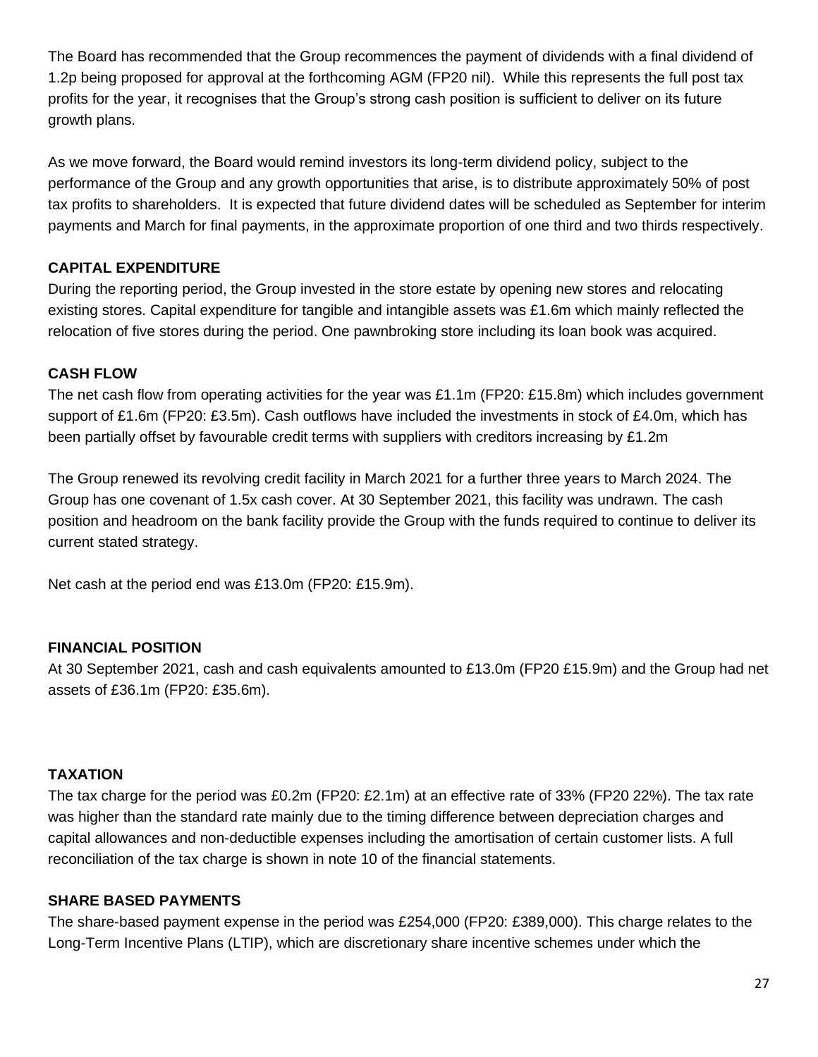The Board has recommended that the Group recommences the payment of dividends with a final dividend of 1.2p being proposed for approval at the forthcoming AGM (FP20 nil). While this represents the full post tax profits for the year, it recognises that the Group's strong cash position is sufficient to deliver on its future growth plans.

As we move forward, the Board would remind investors its long-term dividend policy, subject to the performance of the Group and any growth opportunities that arise, is to distribute approximately 50% of post tax profits to shareholders. It is expected that future dividend dates will be scheduled as September for interim payments and March for final payments, in the approximate proportion of one third and two thirds respectively.

**CAPITAL EXPENDITURE**

During the reporting period, the Group invested in the store estate by opening new stores and relocating existing stores. Capital expenditure for tangible and intangible assets was £1.6m which mainly reflected the relocation of five stores during the period. One pawnbroking store including its loan book was acquired.

**CASH FLOW**

The net cash flow from operating activities for the year was £1.1m (FP20: £15.8m) which includes government support of £1.6m (FP20: £3.5m). Cash outflows have included the investments in stock of £4.0m, which has been partially offset by favourable credit terms with suppliers with creditors increasing by £1.2m

The Group renewed its revolving credit facility in March 2021 for a further three years to March 2024. The Group has one covenant of 1.5x cash cover. At 30 September 2021, this facility was undrawn. The cash position and headroom on the bank facility provide the Group with the funds required to continue to deliver its current stated strategy.

Net cash at the period end was £13.0m (FP20: £15.9m).

**FINANCIAL POSITION**

At 30 September 2021, cash and cash equivalents amounted to £13.0m (FP20 £15.9m) and the Group had net assets of £36.1m (FP20: £35.6m).

**TAXATION**

The tax charge for the period was £0.2m (FP20: £2.1m) at an effective rate of 33% (FP20 22%). The tax rate was higher than the standard rate mainly due to the timing difference between depreciation charges and capital allowances and non-deductible expenses including the amortisation of certain customer lists. A full reconciliation of the tax charge is shown in note 10 of the financial statements.

**SHARE BASED PAYMENTS**

The share-based payment expense in the period was £254,000 (FP20: £389,000). This charge relates to the Long-Term Incentive Plans (LTIP), which are discretionary share incentive schemes under which the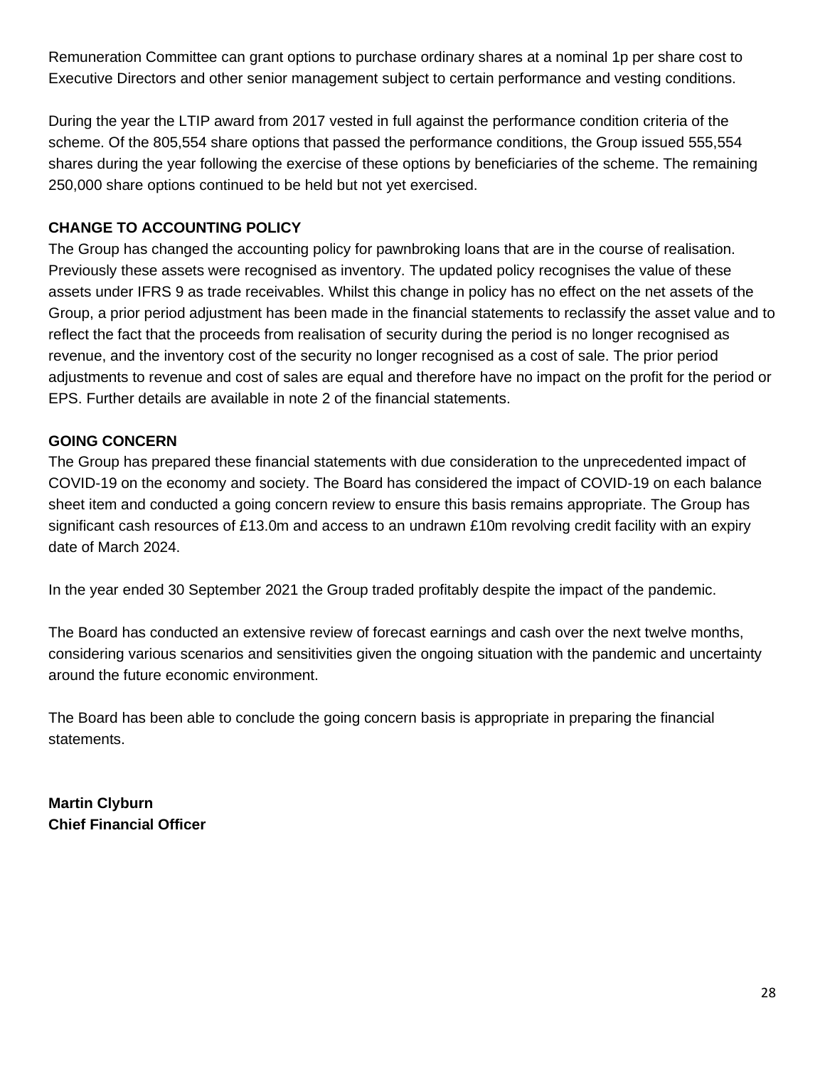Remuneration Committee can grant options to purchase ordinary shares at a nominal 1p per share cost to Executive Directors and other senior management subject to certain performance and vesting conditions.

During the year the LTIP award from 2017 vested in full against the performance condition criteria of the scheme. Of the 805,554 share options that passed the performance conditions, the Group issued 555,554 shares during the year following the exercise of these options by beneficiaries of the scheme. The remaining 250,000 share options continued to be held but not yet exercised.

**CHANGE TO ACCOUNTING POLICY**

The Group has changed the accounting policy for pawnbroking loans that are in the course of realisation. Previously these assets were recognised as inventory. The updated policy recognises the value of these assets under IFRS 9 as trade receivables. Whilst this change in policy has no effect on the net assets of the Group, a prior period adjustment has been made in the financial statements to reclassify the asset value and to reflect the fact that the proceeds from realisation of security during the period is no longer recognised as revenue, and the inventory cost of the security no longer recognised as a cost of sale. The prior period adjustments to revenue and cost of sales are equal and therefore have no impact on the profit for the period or EPS. Further details are available in note 2 of the financial statements.

**GOING CONCERN**

The Group has prepared these financial statements with due consideration to the unprecedented impact of COVID-19 on the economy and society. The Board has considered the impact of COVID-19 on each balance sheet item and conducted a going concern review to ensure this basis remains appropriate. The Group has significant cash resources of £13.0m and access to an undrawn £10m revolving credit facility with an expiry date of March 2024.

In the year ended 30 September 2021 the Group traded profitably despite the impact of the pandemic.

The Board has conducted an extensive review of forecast earnings and cash over the next twelve months, considering various scenarios and sensitivities given the ongoing situation with the pandemic and uncertainty around the future economic environment.

The Board has been able to conclude the going concern basis is appropriate in preparing the financial statements.

**Martin Clyburn**
**Chief Financial Officer**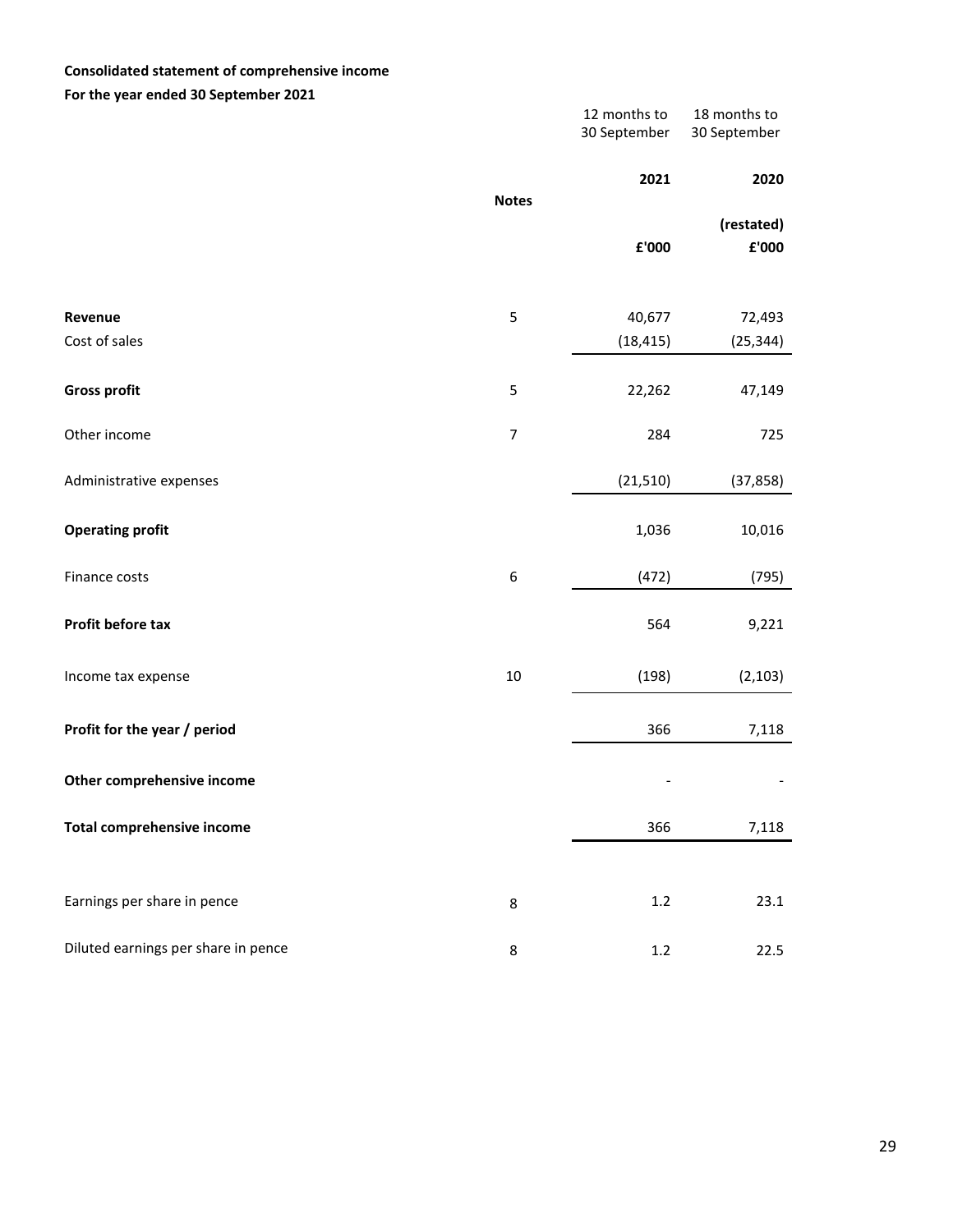**Consolidated statement of comprehensive income**

**For the year ended 30 September 2021**

| | Notes | 12 months to 30 September 2021 £'000 | 18 months to 30 September 2020 (restated) £'000 |
|---|---|---|---|
| **Revenue** | 5 | 40,677 | 72,493 |
| Cost of sales | | (18,415) | (25,344) |
| **Gross profit** | 5 | 22,262 | 47,149 |
| Other income | 7 | 284 | 725 |
| Administrative expenses | | (21,510) | (37,858) |
| **Operating profit** | | 1,036 | 10,016 |
| Finance costs | 6 | (472) | (795) |
| **Profit before tax** | | 564 | 9,221 |
| Income tax expense | 10 | (198) | (2,103) |
| **Profit for the year / period** | | 366 | 7,118 |
| **Other comprehensive income** | | - | - |
| **Total comprehensive income** | | 366 | 7,118 |
| Earnings per share in pence | 8 | 1.2 | 23.1 |
| Diluted earnings per share in pence | 8 | 1.2 | 22.5 |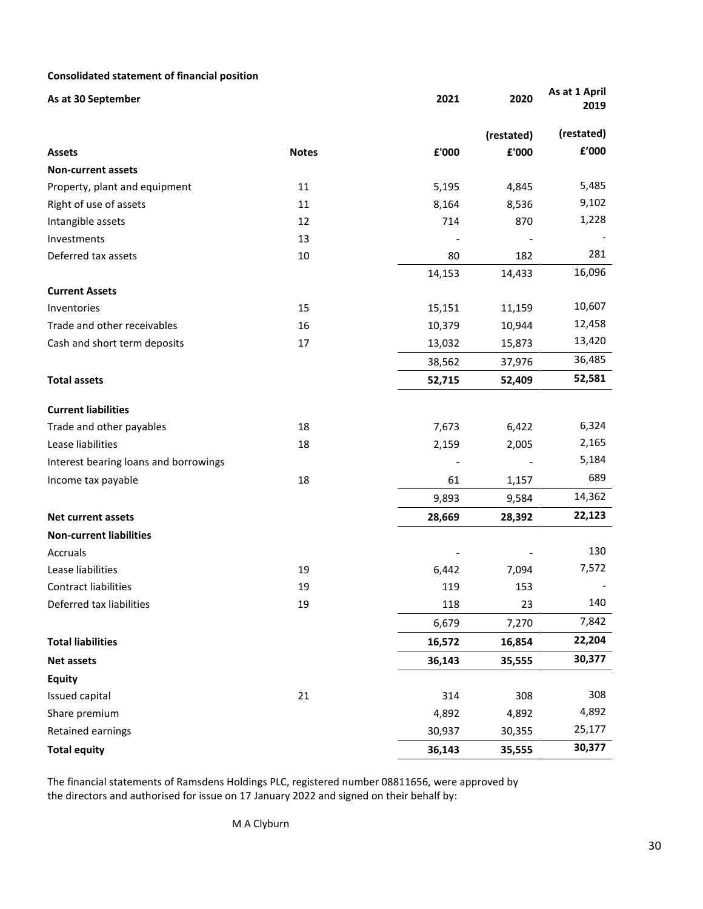**Consolidated statement of financial position**

| As at 30 September | | 2021 | 2020 | As at 1 April 2019 |
|---|---|---|---|---|
| | | | (restated) | (restated) |
| **Assets** | **Notes** | **£'000** | **£'000** | **£'000** |
| **Non-current assets** | | | | |
| Property, plant and equipment | 11 | 5,195 | 4,845 | 5,485 |
| Right of use of assets | 11 | 8,164 | 8,536 | 9,102 |
| Intangible assets | 12 | 714 | 870 | 1,228 |
| Investments | 13 | - | - | - |
| Deferred tax assets | 10 | 80 | 182 | 281 |
| | | 14,153 | 14,433 | 16,096 |
| **Current Assets** | | | | |
| Inventories | 15 | 15,151 | 11,159 | 10,607 |
| Trade and other receivables | 16 | 10,379 | 10,944 | 12,458 |
| Cash and short term deposits | 17 | 13,032 | 15,873 | 13,420 |
| | | 38,562 | 37,976 | 36,485 |
| **Total assets** | | **52,715** | **52,409** | **52,581** |
| **Current liabilities** | | | | |
| Trade and other payables | 18 | 7,673 | 6,422 | 6,324 |
| Lease liabilities | 18 | 2,159 | 2,005 | 2,165 |
| Interest bearing loans and borrowings | | - | - | 5,184 |
| Income tax payable | 18 | 61 | 1,157 | 689 |
| | | 9,893 | 9,584 | 14,362 |
| **Net current assets** | | **28,669** | **28,392** | **22,123** |
| **Non-current liabilities** | | | | |
| Accruals | | - | - | 130 |
| Lease liabilities | 19 | 6,442 | 7,094 | 7,572 |
| Contract liabilities | 19 | 119 | 153 | - |
| Deferred tax liabilities | 19 | 118 | 23 | 140 |
| | | 6,679 | 7,270 | 7,842 |
| **Total liabilities** | | **16,572** | **16,854** | **22,204** |
| **Net assets** | | **36,143** | **35,555** | **30,377** |
| **Equity** | | | | |
| Issued capital | 21 | 314 | 308 | 308 |
| Share premium | | 4,892 | 4,892 | 4,892 |
| Retained earnings | | 30,937 | 30,355 | 25,177 |
| **Total equity** | | **36,143** | **35,555** | **30,377** |

The financial statements of Ramsdens Holdings PLC, registered number 08811656, were approved by the directors and authorised for issue on 17 January 2022 and signed on their behalf by:

M A Clyburn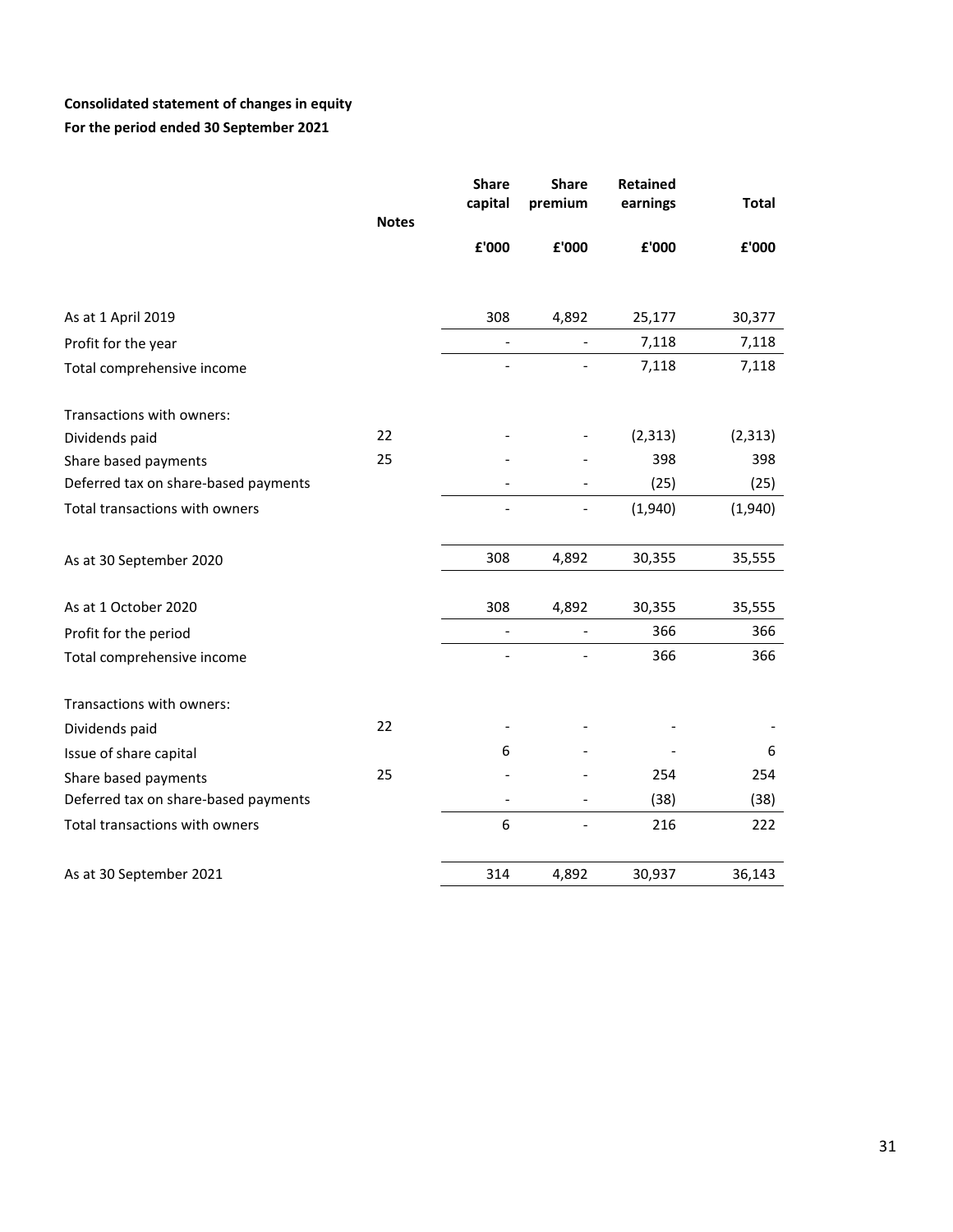**Consolidated statement of changes in equity**

**For the period ended 30 September 2021**

| | Notes | Share capital | Share premium | Retained earnings | Total |
|---|---|---|---|---|---|
| | | £'000 | £'000 | £'000 | £'000 |
| As at 1 April 2019 | | 308 | 4,892 | 25,177 | 30,377 |
| Profit for the year | | - | - | 7,118 | 7,118 |
| Total comprehensive income | | - | - | 7,118 | 7,118 |
| Transactions with owners: | | | | | |
| Dividends paid | 22 | - | - | (2,313) | (2,313) |
| Share based payments | 25 | - | - | 398 | 398 |
| Deferred tax on share-based payments | | - | - | (25) | (25) |
| Total transactions with owners | | - | - | (1,940) | (1,940) |
| As at 30 September 2020 | | 308 | 4,892 | 30,355 | 35,555 |
| As at 1 October 2020 | | 308 | 4,892 | 30,355 | 35,555 |
| Profit for the period | | - | - | 366 | 366 |
| Total comprehensive income | | - | - | 366 | 366 |
| Transactions with owners: | | | | | |
| Dividends paid | 22 | - | - | - | - |
| Issue of share capital | | 6 | - | - | 6 |
| Share based payments | 25 | - | - | 254 | 254 |
| Deferred tax on share-based payments | | - | - | (38) | (38) |
| Total transactions with owners | | 6 | - | 216 | 222 |
| As at 30 September 2021 | | 314 | 4,892 | 30,937 | 36,143 |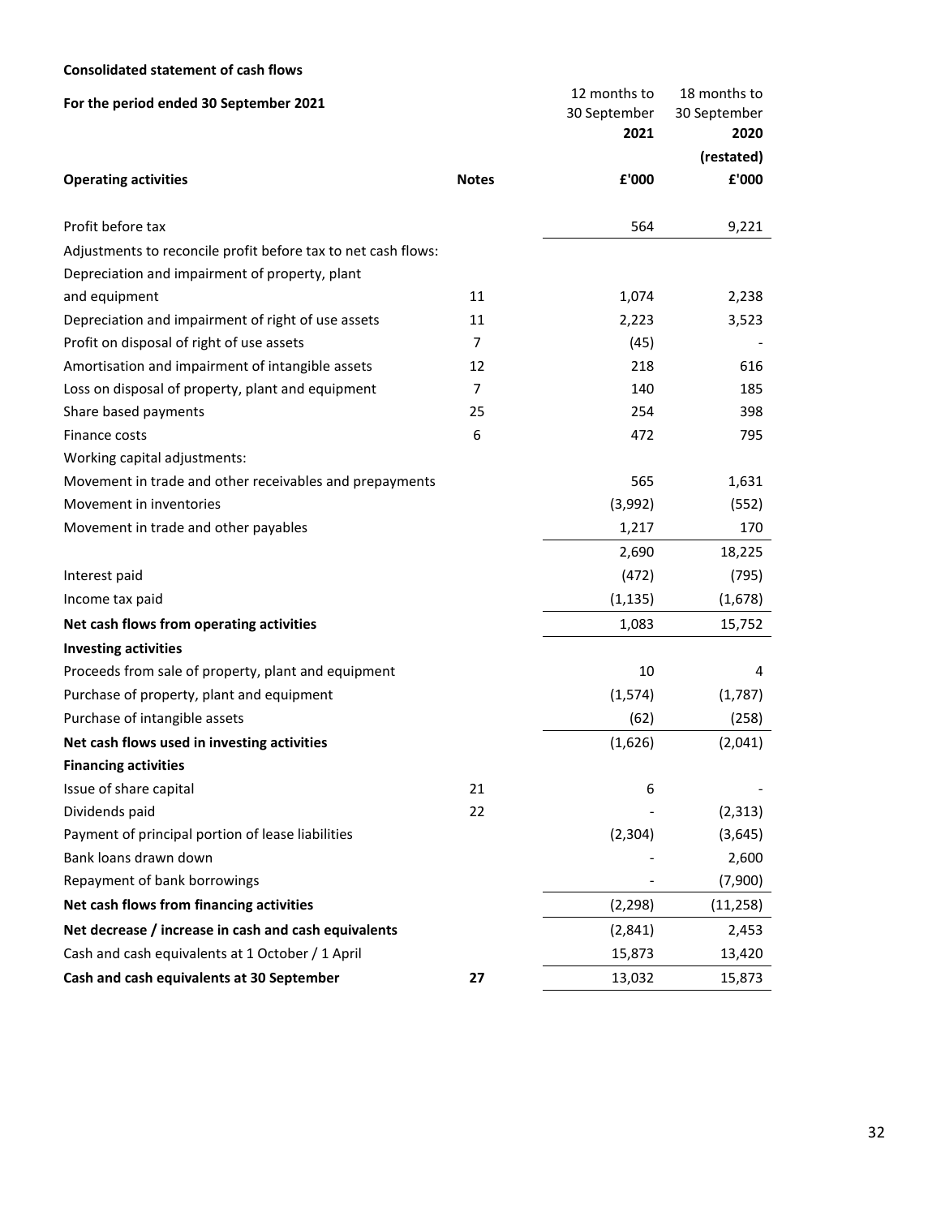**Consolidated statement of cash flows**

**For the period ended 30 September 2021**

| **Operating activities** | **Notes** | 12 months to 30 September **2021** **£'000** | 18 months to 30 September **2020** **(restated)** **£'000** |
|---|---|---|---|
| Profit before tax | | 564 | 9,221 |
| Adjustments to reconcile profit before tax to net cash flows: | | | |
| Depreciation and impairment of property, plant and equipment | 11 | 1,074 | 2,238 |
| Depreciation and impairment of right of use assets | 11 | 2,223 | 3,523 |
| Profit on disposal of right of use assets | 7 | (45) | - |
| Amortisation and impairment of intangible assets | 12 | 218 | 616 |
| Loss on disposal of property, plant and equipment | 7 | 140 | 185 |
| Share based payments | 25 | 254 | 398 |
| Finance costs | 6 | 472 | 795 |
| Working capital adjustments: | | | |
| Movement in trade and other receivables and prepayments | | 565 | 1,631 |
| Movement in inventories | | (3,992) | (552) |
| Movement in trade and other payables | | 1,217 | 170 |
| | | 2,690 | 18,225 |
| Interest paid | | (472) | (795) |
| Income tax paid | | (1,135) | (1,678) |
| **Net cash flows from operating activities** | | 1,083 | 15,752 |
| **Investing activities** | | | |
| Proceeds from sale of property, plant and equipment | | 10 | 4 |
| Purchase of property, plant and equipment | | (1,574) | (1,787) |
| Purchase of intangible assets | | (62) | (258) |
| **Net cash flows used in investing activities** | | (1,626) | (2,041) |
| **Financing activities** | | | |
| Issue of share capital | 21 | 6 | - |
| Dividends paid | 22 | - | (2,313) |
| Payment of principal portion of lease liabilities | | (2,304) | (3,645) |
| Bank loans drawn down | | - | 2,600 |
| Repayment of bank borrowings | | - | (7,900) |
| **Net cash flows from financing activities** | | (2,298) | (11,258) |
| **Net decrease / increase in cash and cash equivalents** | | (2,841) | 2,453 |
| Cash and cash equivalents at 1 October / 1 April | | 15,873 | 13,420 |
| **Cash and cash equivalents at 30 September** | **27** | 13,032 | 15,873 |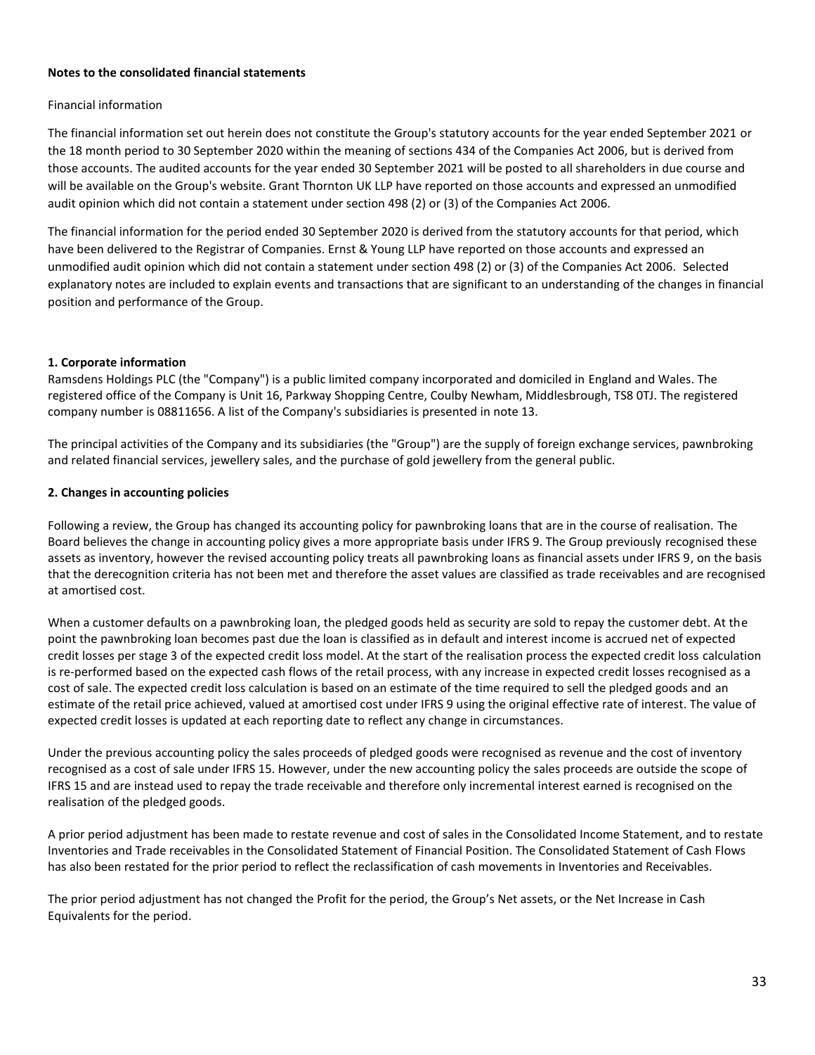**Notes to the consolidated financial statements**

Financial information

The financial information set out herein does not constitute the Group's statutory accounts for the year ended September 2021 or the 18 month period to 30 September 2020 within the meaning of sections 434 of the Companies Act 2006, but is derived from those accounts. The audited accounts for the year ended 30 September 2021 will be posted to all shareholders in due course and will be available on the Group's website. Grant Thornton UK LLP have reported on those accounts and expressed an unmodified audit opinion which did not contain a statement under section 498 (2) or (3) of the Companies Act 2006.

The financial information for the period ended 30 September 2020 is derived from the statutory accounts for that period, which have been delivered to the Registrar of Companies. Ernst & Young LLP have reported on those accounts and expressed an unmodified audit opinion which did not contain a statement under section 498 (2) or (3) of the Companies Act 2006. Selected explanatory notes are included to explain events and transactions that are significant to an understanding of the changes in financial position and performance of the Group.

**1. Corporate information**

Ramsdens Holdings PLC (the "Company") is a public limited company incorporated and domiciled in England and Wales. The registered office of the Company is Unit 16, Parkway Shopping Centre, Coulby Newham, Middlesbrough, TS8 0TJ. The registered company number is 08811656. A list of the Company's subsidiaries is presented in note 13.

The principal activities of the Company and its subsidiaries (the "Group") are the supply of foreign exchange services, pawnbroking and related financial services, jewellery sales, and the purchase of gold jewellery from the general public.

**2. Changes in accounting policies**

Following a review, the Group has changed its accounting policy for pawnbroking loans that are in the course of realisation. The Board believes the change in accounting policy gives a more appropriate basis under IFRS 9. The Group previously recognised these assets as inventory, however the revised accounting policy treats all pawnbroking loans as financial assets under IFRS 9, on the basis that the derecognition criteria has not been met and therefore the asset values are classified as trade receivables and are recognised at amortised cost.

When a customer defaults on a pawnbroking loan, the pledged goods held as security are sold to repay the customer debt. At the point the pawnbroking loan becomes past due the loan is classified as in default and interest income is accrued net of expected credit losses per stage 3 of the expected credit loss model. At the start of the realisation process the expected credit loss calculation is re-performed based on the expected cash flows of the retail process, with any increase in expected credit losses recognised as a cost of sale. The expected credit loss calculation is based on an estimate of the time required to sell the pledged goods and an estimate of the retail price achieved, valued at amortised cost under IFRS 9 using the original effective rate of interest. The value of expected credit losses is updated at each reporting date to reflect any change in circumstances.

Under the previous accounting policy the sales proceeds of pledged goods were recognised as revenue and the cost of inventory recognised as a cost of sale under IFRS 15. However, under the new accounting policy the sales proceeds are outside the scope of IFRS 15 and are instead used to repay the trade receivable and therefore only incremental interest earned is recognised on the realisation of the pledged goods.

A prior period adjustment has been made to restate revenue and cost of sales in the Consolidated Income Statement, and to restate Inventories and Trade receivables in the Consolidated Statement of Financial Position. The Consolidated Statement of Cash Flows has also been restated for the prior period to reflect the reclassification of cash movements in Inventories and Receivables.

The prior period adjustment has not changed the Profit for the period, the Group's Net assets, or the Net Increase in Cash Equivalents for the period.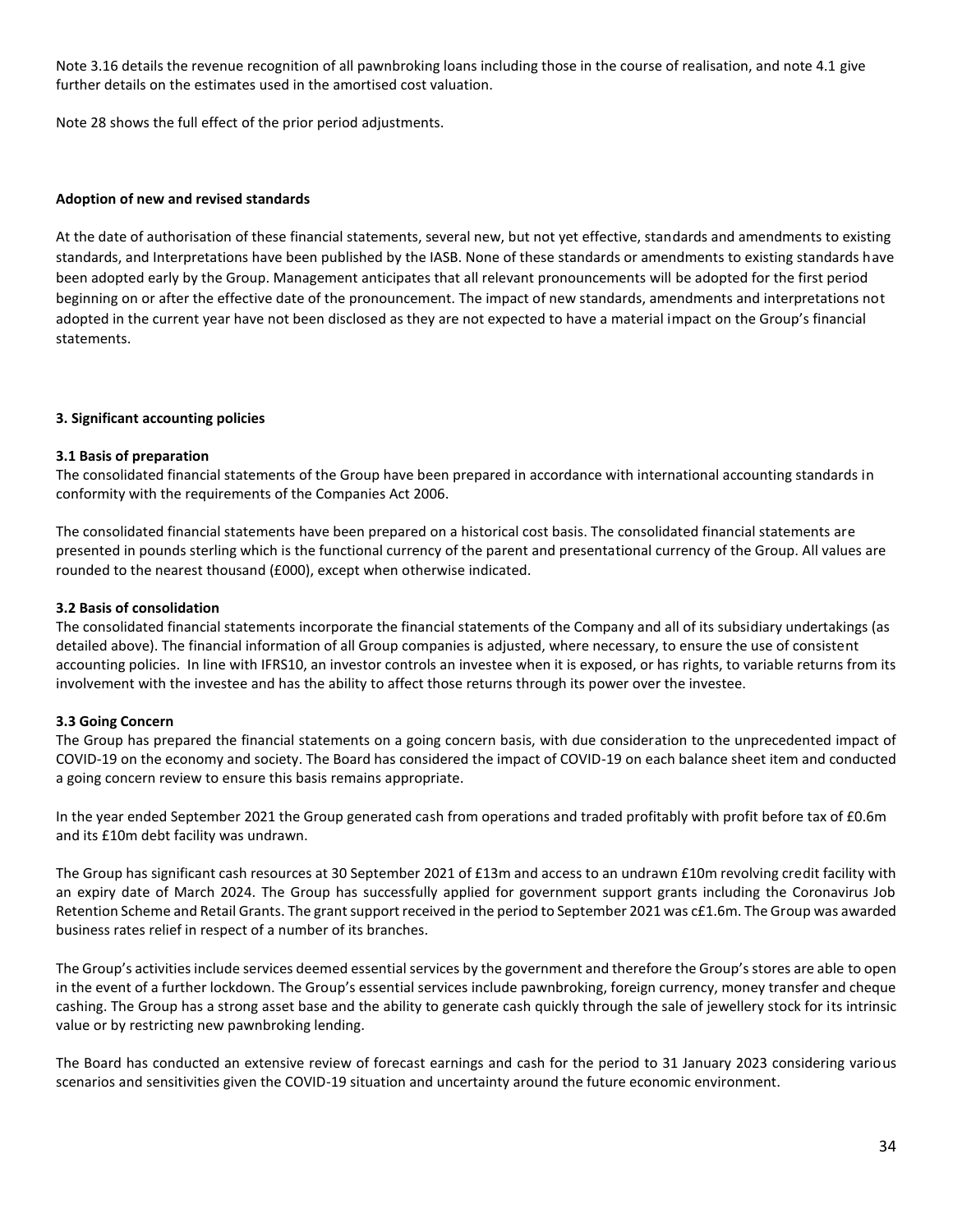Note 3.16 details the revenue recognition of all pawnbroking loans including those in the course of realisation, and note 4.1 give further details on the estimates used in the amortised cost valuation.

Note 28 shows the full effect of the prior period adjustments.

**Adoption of new and revised standards**

At the date of authorisation of these financial statements, several new, but not yet effective, standards and amendments to existing standards, and Interpretations have been published by the IASB. None of these standards or amendments to existing standards have been adopted early by the Group. Management anticipates that all relevant pronouncements will be adopted for the first period beginning on or after the effective date of the pronouncement. The impact of new standards, amendments and interpretations not adopted in the current year have not been disclosed as they are not expected to have a material impact on the Group's financial statements.

## 3. Significant accounting policies

### 3.1 Basis of preparation

The consolidated financial statements of the Group have been prepared in accordance with international accounting standards in conformity with the requirements of the Companies Act 2006.

The consolidated financial statements have been prepared on a historical cost basis. The consolidated financial statements are presented in pounds sterling which is the functional currency of the parent and presentational currency of the Group. All values are rounded to the nearest thousand (£000), except when otherwise indicated.

### 3.2 Basis of consolidation

The consolidated financial statements incorporate the financial statements of the Company and all of its subsidiary undertakings (as detailed above). The financial information of all Group companies is adjusted, where necessary, to ensure the use of consistent accounting policies. In line with IFRS10, an investor controls an investee when it is exposed, or has rights, to variable returns from its involvement with the investee and has the ability to affect those returns through its power over the investee.

### 3.3 Going Concern

The Group has prepared the financial statements on a going concern basis, with due consideration to the unprecedented impact of COVID-19 on the economy and society. The Board has considered the impact of COVID-19 on each balance sheet item and conducted a going concern review to ensure this basis remains appropriate.

In the year ended September 2021 the Group generated cash from operations and traded profitably with profit before tax of £0.6m and its £10m debt facility was undrawn.

The Group has significant cash resources at 30 September 2021 of £13m and access to an undrawn £10m revolving credit facility with an expiry date of March 2024. The Group has successfully applied for government support grants including the Coronavirus Job Retention Scheme and Retail Grants. The grant support received in the period to September 2021 was c£1.6m. The Group was awarded business rates relief in respect of a number of its branches.

The Group's activities include services deemed essential services by the government and therefore the Group's stores are able to open in the event of a further lockdown. The Group's essential services include pawnbroking, foreign currency, money transfer and cheque cashing. The Group has a strong asset base and the ability to generate cash quickly through the sale of jewellery stock for its intrinsic value or by restricting new pawnbroking lending.

The Board has conducted an extensive review of forecast earnings and cash for the period to 31 January 2023 considering various scenarios and sensitivities given the COVID-19 situation and uncertainty around the future economic environment.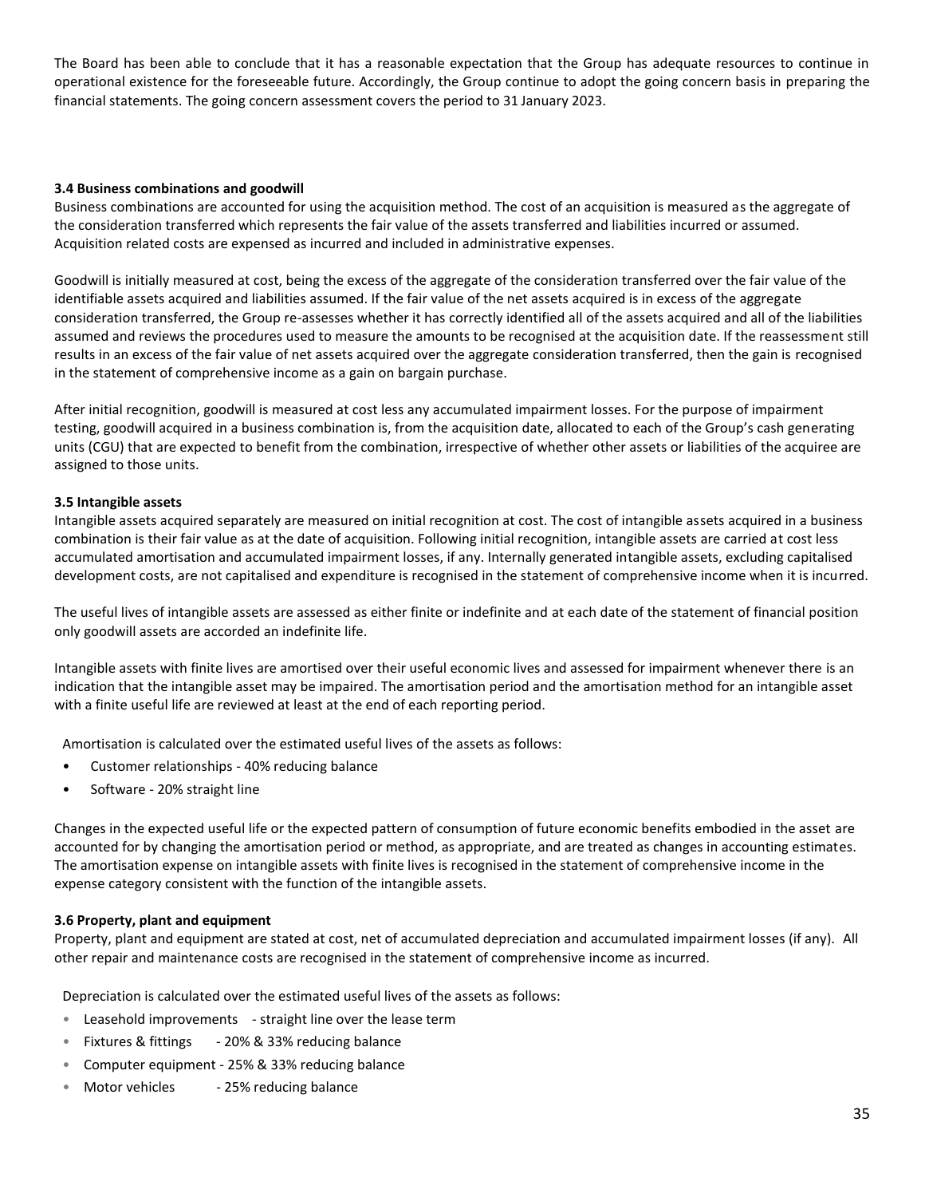The Board has been able to conclude that it has a reasonable expectation that the Group has adequate resources to continue in operational existence for the foreseeable future. Accordingly, the Group continue to adopt the going concern basis in preparing the financial statements. The going concern assessment covers the period to 31 January 2023.

### 3.4 Business combinations and goodwill

Business combinations are accounted for using the acquisition method. The cost of an acquisition is measured as the aggregate of the consideration transferred which represents the fair value of the assets transferred and liabilities incurred or assumed. Acquisition related costs are expensed as incurred and included in administrative expenses.

Goodwill is initially measured at cost, being the excess of the aggregate of the consideration transferred over the fair value of the identifiable assets acquired and liabilities assumed. If the fair value of the net assets acquired is in excess of the aggregate consideration transferred, the Group re-assesses whether it has correctly identified all of the assets acquired and all of the liabilities assumed and reviews the procedures used to measure the amounts to be recognised at the acquisition date. If the reassessment still results in an excess of the fair value of net assets acquired over the aggregate consideration transferred, then the gain is recognised in the statement of comprehensive income as a gain on bargain purchase.

After initial recognition, goodwill is measured at cost less any accumulated impairment losses. For the purpose of impairment testing, goodwill acquired in a business combination is, from the acquisition date, allocated to each of the Group's cash generating units (CGU) that are expected to benefit from the combination, irrespective of whether other assets or liabilities of the acquiree are assigned to those units.

### 3.5 Intangible assets

Intangible assets acquired separately are measured on initial recognition at cost. The cost of intangible assets acquired in a business combination is their fair value as at the date of acquisition. Following initial recognition, intangible assets are carried at cost less accumulated amortisation and accumulated impairment losses, if any. Internally generated intangible assets, excluding capitalised development costs, are not capitalised and expenditure is recognised in the statement of comprehensive income when it is incurred.

The useful lives of intangible assets are assessed as either finite or indefinite and at each date of the statement of financial position only goodwill assets are accorded an indefinite life.

Intangible assets with finite lives are amortised over their useful economic lives and assessed for impairment whenever there is an indication that the intangible asset may be impaired. The amortisation period and the amortisation method for an intangible asset with a finite useful life are reviewed at least at the end of each reporting period.

Amortisation is calculated over the estimated useful lives of the assets as follows:

- Customer relationships - 40% reducing balance
- Software - 20% straight line

Changes in the expected useful life or the expected pattern of consumption of future economic benefits embodied in the asset are accounted for by changing the amortisation period or method, as appropriate, and are treated as changes in accounting estimates. The amortisation expense on intangible assets with finite lives is recognised in the statement of comprehensive income in the expense category consistent with the function of the intangible assets.

### 3.6 Property, plant and equipment

Property, plant and equipment are stated at cost, net of accumulated depreciation and accumulated impairment losses (if any). All other repair and maintenance costs are recognised in the statement of comprehensive income as incurred.

Depreciation is calculated over the estimated useful lives of the assets as follows:

- Leasehold improvements - straight line over the lease term
- Fixtures & fittings - 20% & 33% reducing balance
- Computer equipment - 25% & 33% reducing balance
- Motor vehicles - 25% reducing balance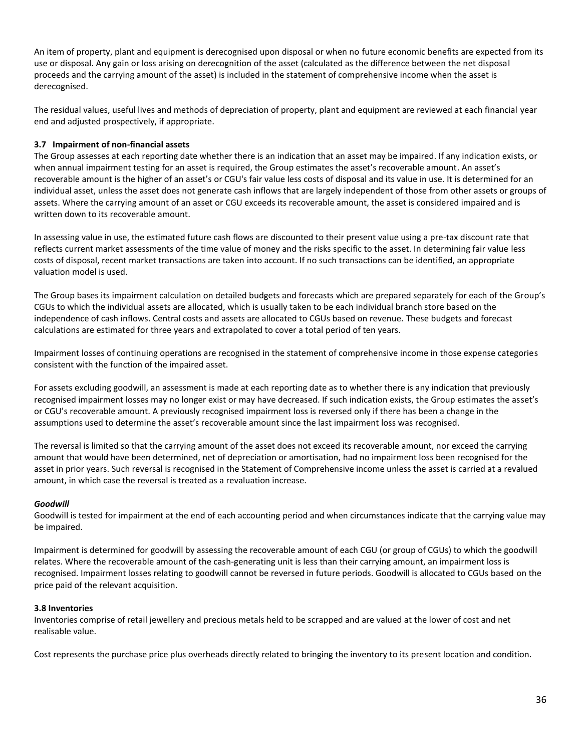An item of property, plant and equipment is derecognised upon disposal or when no future economic benefits are expected from its use or disposal. Any gain or loss arising on derecognition of the asset (calculated as the difference between the net disposal proceeds and the carrying amount of the asset) is included in the statement of comprehensive income when the asset is derecognised.

The residual values, useful lives and methods of depreciation of property, plant and equipment are reviewed at each financial year end and adjusted prospectively, if appropriate.

### 3.7 Impairment of non-financial assets

The Group assesses at each reporting date whether there is an indication that an asset may be impaired. If any indication exists, or when annual impairment testing for an asset is required, the Group estimates the asset's recoverable amount. An asset's recoverable amount is the higher of an asset's or CGU's fair value less costs of disposal and its value in use. It is determined for an individual asset, unless the asset does not generate cash inflows that are largely independent of those from other assets or groups of assets. Where the carrying amount of an asset or CGU exceeds its recoverable amount, the asset is considered impaired and is written down to its recoverable amount.

In assessing value in use, the estimated future cash flows are discounted to their present value using a pre-tax discount rate that reflects current market assessments of the time value of money and the risks specific to the asset. In determining fair value less costs of disposal, recent market transactions are taken into account. If no such transactions can be identified, an appropriate valuation model is used.

The Group bases its impairment calculation on detailed budgets and forecasts which are prepared separately for each of the Group's CGUs to which the individual assets are allocated, which is usually taken to be each individual branch store based on the independence of cash inflows. Central costs and assets are allocated to CGUs based on revenue. These budgets and forecast calculations are estimated for three years and extrapolated to cover a total period of ten years.

Impairment losses of continuing operations are recognised in the statement of comprehensive income in those expense categories consistent with the function of the impaired asset.

For assets excluding goodwill, an assessment is made at each reporting date as to whether there is any indication that previously recognised impairment losses may no longer exist or may have decreased. If such indication exists, the Group estimates the asset's or CGU's recoverable amount. A previously recognised impairment loss is reversed only if there has been a change in the assumptions used to determine the asset's recoverable amount since the last impairment loss was recognised.

The reversal is limited so that the carrying amount of the asset does not exceed its recoverable amount, nor exceed the carrying amount that would have been determined, net of depreciation or amortisation, had no impairment loss been recognised for the asset in prior years. Such reversal is recognised in the Statement of Comprehensive income unless the asset is carried at a revalued amount, in which case the reversal is treated as a revaluation increase.

***Goodwill***

Goodwill is tested for impairment at the end of each accounting period and when circumstances indicate that the carrying value may be impaired.

Impairment is determined for goodwill by assessing the recoverable amount of each CGU (or group of CGUs) to which the goodwill relates. Where the recoverable amount of the cash-generating unit is less than their carrying amount, an impairment loss is recognised. Impairment losses relating to goodwill cannot be reversed in future periods. Goodwill is allocated to CGUs based on the price paid of the relevant acquisition.

### 3.8 Inventories

Inventories comprise of retail jewellery and precious metals held to be scrapped and are valued at the lower of cost and net realisable value.

Cost represents the purchase price plus overheads directly related to bringing the inventory to its present location and condition.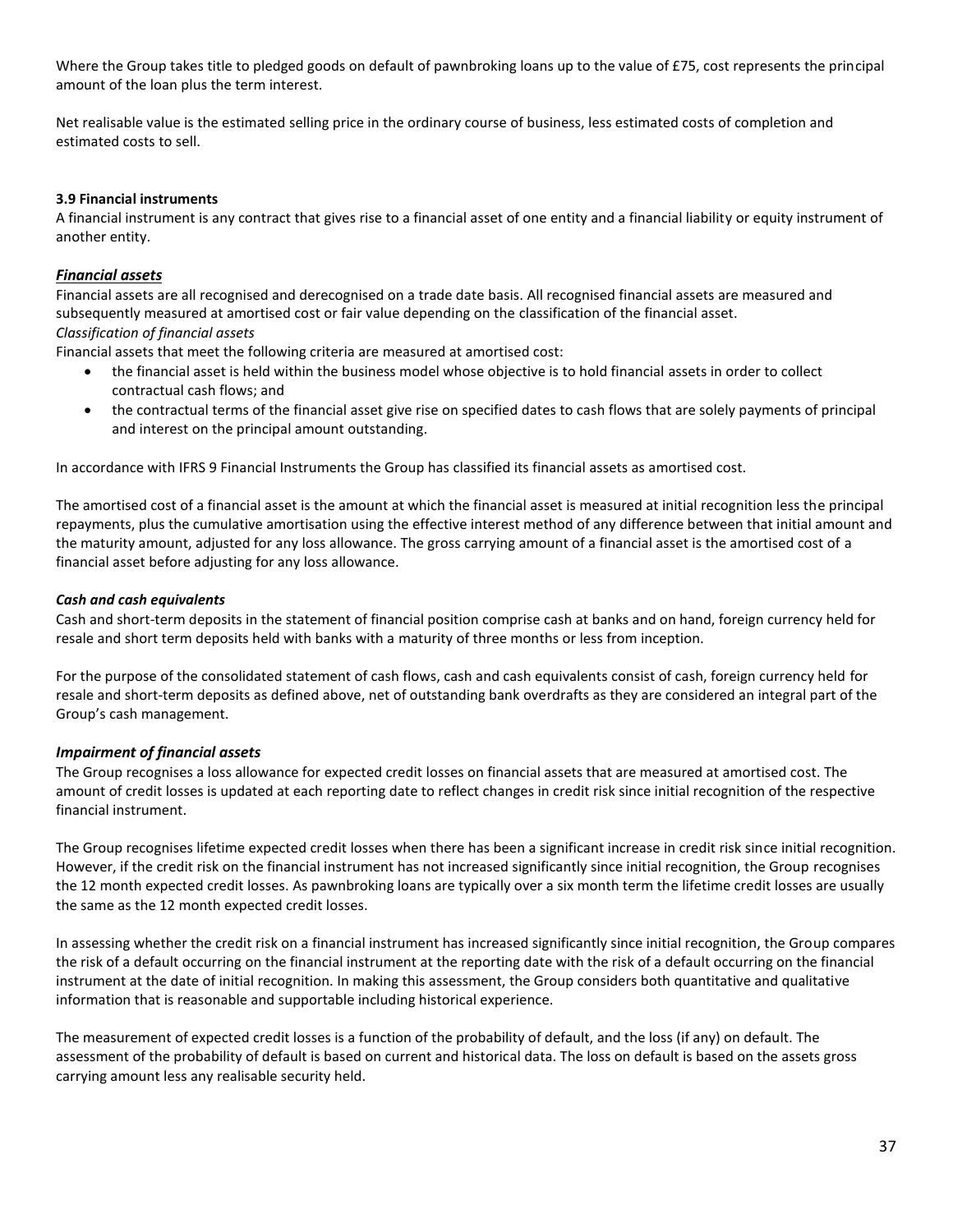Where the Group takes title to pledged goods on default of pawnbroking loans up to the value of £75, cost represents the principal amount of the loan plus the term interest.

Net realisable value is the estimated selling price in the ordinary course of business, less estimated costs of completion and estimated costs to sell.

**3.9 Financial instruments**

A financial instrument is any contract that gives rise to a financial asset of one entity and a financial liability or equity instrument of another entity.

***Financial assets***

Financial assets are all recognised and derecognised on a trade date basis. All recognised financial assets are measured and subsequently measured at amortised cost or fair value depending on the classification of the financial asset.

*Classification of financial assets*

Financial assets that meet the following criteria are measured at amortised cost:

- the financial asset is held within the business model whose objective is to hold financial assets in order to collect contractual cash flows; and
- the contractual terms of the financial asset give rise on specified dates to cash flows that are solely payments of principal and interest on the principal amount outstanding.

In accordance with IFRS 9 Financial Instruments the Group has classified its financial assets as amortised cost.

The amortised cost of a financial asset is the amount at which the financial asset is measured at initial recognition less the principal repayments, plus the cumulative amortisation using the effective interest method of any difference between that initial amount and the maturity amount, adjusted for any loss allowance. The gross carrying amount of a financial asset is the amortised cost of a financial asset before adjusting for any loss allowance.

***Cash and cash equivalents***

Cash and short-term deposits in the statement of financial position comprise cash at banks and on hand, foreign currency held for resale and short term deposits held with banks with a maturity of three months or less from inception.

For the purpose of the consolidated statement of cash flows, cash and cash equivalents consist of cash, foreign currency held for resale and short-term deposits as defined above, net of outstanding bank overdrafts as they are considered an integral part of the Group's cash management.

***Impairment of financial assets***

The Group recognises a loss allowance for expected credit losses on financial assets that are measured at amortised cost. The amount of credit losses is updated at each reporting date to reflect changes in credit risk since initial recognition of the respective financial instrument.

The Group recognises lifetime expected credit losses when there has been a significant increase in credit risk since initial recognition. However, if the credit risk on the financial instrument has not increased significantly since initial recognition, the Group recognises the 12 month expected credit losses. As pawnbroking loans are typically over a six month term the lifetime credit losses are usually the same as the 12 month expected credit losses.

In assessing whether the credit risk on a financial instrument has increased significantly since initial recognition, the Group compares the risk of a default occurring on the financial instrument at the reporting date with the risk of a default occurring on the financial instrument at the date of initial recognition. In making this assessment, the Group considers both quantitative and qualitative information that is reasonable and supportable including historical experience.

The measurement of expected credit losses is a function of the probability of default, and the loss (if any) on default. The assessment of the probability of default is based on current and historical data. The loss on default is based on the assets gross carrying amount less any realisable security held.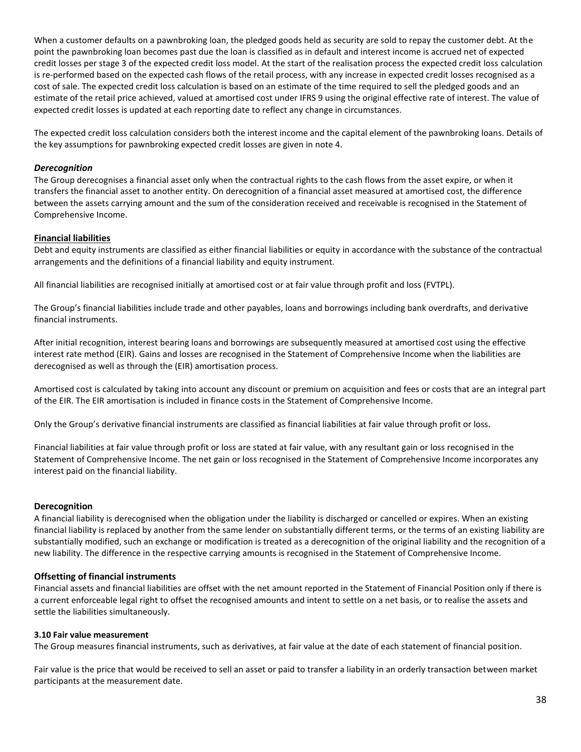When a customer defaults on a pawnbroking loan, the pledged goods held as security are sold to repay the customer debt. At the point the pawnbroking loan becomes past due the loan is classified as in default and interest income is accrued net of expected credit losses per stage 3 of the expected credit loss model. At the start of the realisation process the expected credit loss calculation is re-performed based on the expected cash flows of the retail process, with any increase in expected credit losses recognised as a cost of sale. The expected credit loss calculation is based on an estimate of the time required to sell the pledged goods and an estimate of the retail price achieved, valued at amortised cost under IFRS 9 using the original effective rate of interest. The value of expected credit losses is updated at each reporting date to reflect any change in circumstances.

The expected credit loss calculation considers both the interest income and the capital element of the pawnbroking loans. Details of the key assumptions for pawnbroking expected credit losses are given in note 4.

***Derecognition***

The Group derecognises a financial asset only when the contractual rights to the cash flows from the asset expire, or when it transfers the financial asset to another entity. On derecognition of a financial asset measured at amortised cost, the difference between the assets carrying amount and the sum of the consideration received and receivable is recognised in the Statement of Comprehensive Income.

**Financial liabilities**

Debt and equity instruments are classified as either financial liabilities or equity in accordance with the substance of the contractual arrangements and the definitions of a financial liability and equity instrument.

All financial liabilities are recognised initially at amortised cost or at fair value through profit and loss (FVTPL).

The Group's financial liabilities include trade and other payables, loans and borrowings including bank overdrafts, and derivative financial instruments.

After initial recognition, interest bearing loans and borrowings are subsequently measured at amortised cost using the effective interest rate method (EIR). Gains and losses are recognised in the Statement of Comprehensive Income when the liabilities are derecognised as well as through the (EIR) amortisation process.

Amortised cost is calculated by taking into account any discount or premium on acquisition and fees or costs that are an integral part of the EIR. The EIR amortisation is included in finance costs in the Statement of Comprehensive Income.

Only the Group's derivative financial instruments are classified as financial liabilities at fair value through profit or loss.

Financial liabilities at fair value through profit or loss are stated at fair value, with any resultant gain or loss recognised in the Statement of Comprehensive Income. The net gain or loss recognised in the Statement of Comprehensive Income incorporates any interest paid on the financial liability.

**Derecognition**

A financial liability is derecognised when the obligation under the liability is discharged or cancelled or expires. When an existing financial liability is replaced by another from the same lender on substantially different terms, or the terms of an existing liability are substantially modified, such an exchange or modification is treated as a derecognition of the original liability and the recognition of a new liability. The difference in the respective carrying amounts is recognised in the Statement of Comprehensive Income.

**Offsetting of financial instruments**

Financial assets and financial liabilities are offset with the net amount reported in the Statement of Financial Position only if there is a current enforceable legal right to offset the recognised amounts and intent to settle on a net basis, or to realise the assets and settle the liabilities simultaneously.

**3.10 Fair value measurement**

The Group measures financial instruments, such as derivatives, at fair value at the date of each statement of financial position.

Fair value is the price that would be received to sell an asset or paid to transfer a liability in an orderly transaction between market participants at the measurement date.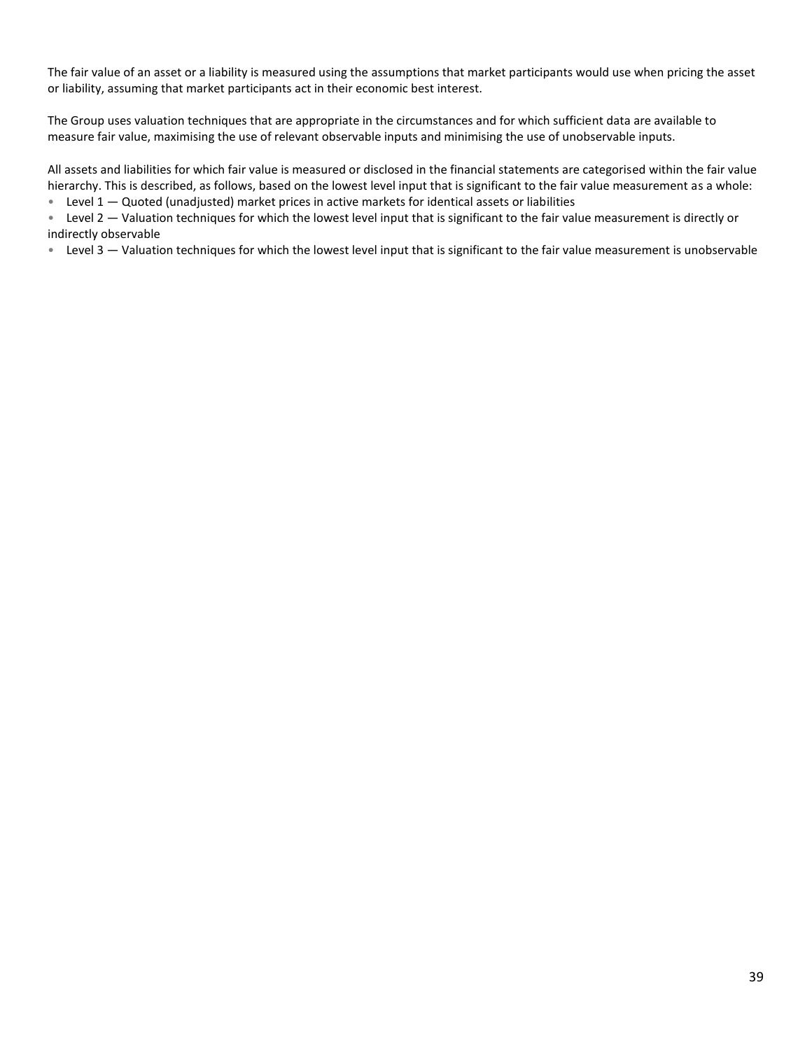The fair value of an asset or a liability is measured using the assumptions that market participants would use when pricing the asset or liability, assuming that market participants act in their economic best interest.

The Group uses valuation techniques that are appropriate in the circumstances and for which sufficient data are available to measure fair value, maximising the use of relevant observable inputs and minimising the use of unobservable inputs.

All assets and liabilities for which fair value is measured or disclosed in the financial statements are categorised within the fair value hierarchy. This is described, as follows, based on the lowest level input that is significant to the fair value measurement as a whole:

- Level 1 — Quoted (unadjusted) market prices in active markets for identical assets or liabilities
- Level 2 — Valuation techniques for which the lowest level input that is significant to the fair value measurement is directly or indirectly observable
- Level 3 — Valuation techniques for which the lowest level input that is significant to the fair value measurement is unobservable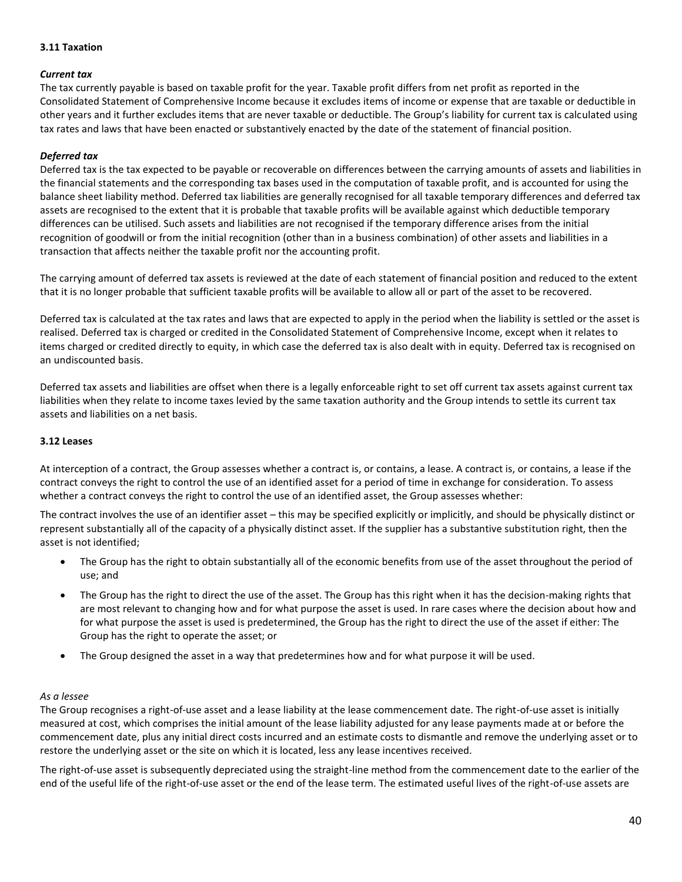**3.11 Taxation**

***Current tax***

The tax currently payable is based on taxable profit for the year. Taxable profit differs from net profit as reported in the Consolidated Statement of Comprehensive Income because it excludes items of income or expense that are taxable or deductible in other years and it further excludes items that are never taxable or deductible. The Group's liability for current tax is calculated using tax rates and laws that have been enacted or substantively enacted by the date of the statement of financial position.

***Deferred tax***

Deferred tax is the tax expected to be payable or recoverable on differences between the carrying amounts of assets and liabilities in the financial statements and the corresponding tax bases used in the computation of taxable profit, and is accounted for using the balance sheet liability method. Deferred tax liabilities are generally recognised for all taxable temporary differences and deferred tax assets are recognised to the extent that it is probable that taxable profits will be available against which deductible temporary differences can be utilised. Such assets and liabilities are not recognised if the temporary difference arises from the initial recognition of goodwill or from the initial recognition (other than in a business combination) of other assets and liabilities in a transaction that affects neither the taxable profit nor the accounting profit.

The carrying amount of deferred tax assets is reviewed at the date of each statement of financial position and reduced to the extent that it is no longer probable that sufficient taxable profits will be available to allow all or part of the asset to be recovered.

Deferred tax is calculated at the tax rates and laws that are expected to apply in the period when the liability is settled or the asset is realised. Deferred tax is charged or credited in the Consolidated Statement of Comprehensive Income, except when it relates to items charged or credited directly to equity, in which case the deferred tax is also dealt with in equity. Deferred tax is recognised on an undiscounted basis.

Deferred tax assets and liabilities are offset when there is a legally enforceable right to set off current tax assets against current tax liabilities when they relate to income taxes levied by the same taxation authority and the Group intends to settle its current tax assets and liabilities on a net basis.

**3.12 Leases**

At interception of a contract, the Group assesses whether a contract is, or contains, a lease. A contract is, or contains, a lease if the contract conveys the right to control the use of an identified asset for a period of time in exchange for consideration. To assess whether a contract conveys the right to control the use of an identified asset, the Group assesses whether:

The contract involves the use of an identifier asset – this may be specified explicitly or implicitly, and should be physically distinct or represent substantially all of the capacity of a physically distinct asset. If the supplier has a substantive substitution right, then the asset is not identified;

- The Group has the right to obtain substantially all of the economic benefits from use of the asset throughout the period of use; and
- The Group has the right to direct the use of the asset. The Group has this right when it has the decision-making rights that are most relevant to changing how and for what purpose the asset is used. In rare cases where the decision about how and for what purpose the asset is used is predetermined, the Group has the right to direct the use of the asset if either: The Group has the right to operate the asset; or
- The Group designed the asset in a way that predetermines how and for what purpose it will be used.

*As a lessee*

The Group recognises a right-of-use asset and a lease liability at the lease commencement date. The right-of-use asset is initially measured at cost, which comprises the initial amount of the lease liability adjusted for any lease payments made at or before the commencement date, plus any initial direct costs incurred and an estimate costs to dismantle and remove the underlying asset or to restore the underlying asset or the site on which it is located, less any lease incentives received.

The right-of-use asset is subsequently depreciated using the straight-line method from the commencement date to the earlier of the end of the useful life of the right-of-use asset or the end of the lease term. The estimated useful lives of the right-of-use assets are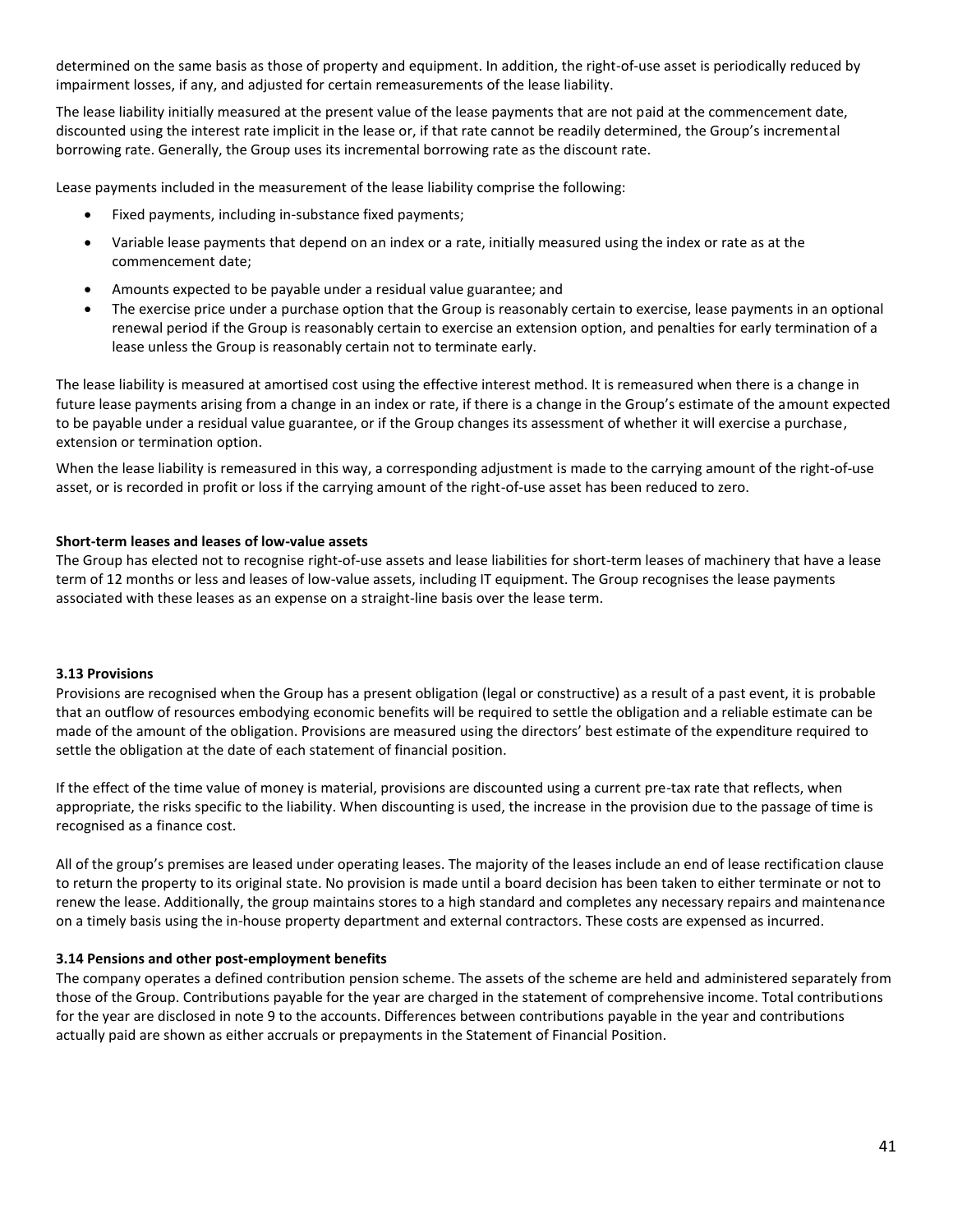determined on the same basis as those of property and equipment. In addition, the right-of-use asset is periodically reduced by impairment losses, if any, and adjusted for certain remeasurements of the lease liability.

The lease liability initially measured at the present value of the lease payments that are not paid at the commencement date, discounted using the interest rate implicit in the lease or, if that rate cannot be readily determined, the Group's incremental borrowing rate. Generally, the Group uses its incremental borrowing rate as the discount rate.

Lease payments included in the measurement of the lease liability comprise the following:

- Fixed payments, including in-substance fixed payments;
- Variable lease payments that depend on an index or a rate, initially measured using the index or rate as at the commencement date;
- Amounts expected to be payable under a residual value guarantee; and
- The exercise price under a purchase option that the Group is reasonably certain to exercise, lease payments in an optional renewal period if the Group is reasonably certain to exercise an extension option, and penalties for early termination of a lease unless the Group is reasonably certain not to terminate early.

The lease liability is measured at amortised cost using the effective interest method. It is remeasured when there is a change in future lease payments arising from a change in an index or rate, if there is a change in the Group's estimate of the amount expected to be payable under a residual value guarantee, or if the Group changes its assessment of whether it will exercise a purchase, extension or termination option.

When the lease liability is remeasured in this way, a corresponding adjustment is made to the carrying amount of the right-of-use asset, or is recorded in profit or loss if the carrying amount of the right-of-use asset has been reduced to zero.

**Short-term leases and leases of low-value assets**

The Group has elected not to recognise right-of-use assets and lease liabilities for short-term leases of machinery that have a lease term of 12 months or less and leases of low-value assets, including IT equipment. The Group recognises the lease payments associated with these leases as an expense on a straight-line basis over the lease term.

**3.13 Provisions**

Provisions are recognised when the Group has a present obligation (legal or constructive) as a result of a past event, it is probable that an outflow of resources embodying economic benefits will be required to settle the obligation and a reliable estimate can be made of the amount of the obligation. Provisions are measured using the directors' best estimate of the expenditure required to settle the obligation at the date of each statement of financial position.

If the effect of the time value of money is material, provisions are discounted using a current pre-tax rate that reflects, when appropriate, the risks specific to the liability. When discounting is used, the increase in the provision due to the passage of time is recognised as a finance cost.

All of the group's premises are leased under operating leases. The majority of the leases include an end of lease rectification clause to return the property to its original state. No provision is made until a board decision has been taken to either terminate or not to renew the lease. Additionally, the group maintains stores to a high standard and completes any necessary repairs and maintenance on a timely basis using the in-house property department and external contractors. These costs are expensed as incurred.

**3.14 Pensions and other post-employment benefits**

The company operates a defined contribution pension scheme. The assets of the scheme are held and administered separately from those of the Group. Contributions payable for the year are charged in the statement of comprehensive income. Total contributions for the year are disclosed in note 9 to the accounts. Differences between contributions payable in the year and contributions actually paid are shown as either accruals or prepayments in the Statement of Financial Position.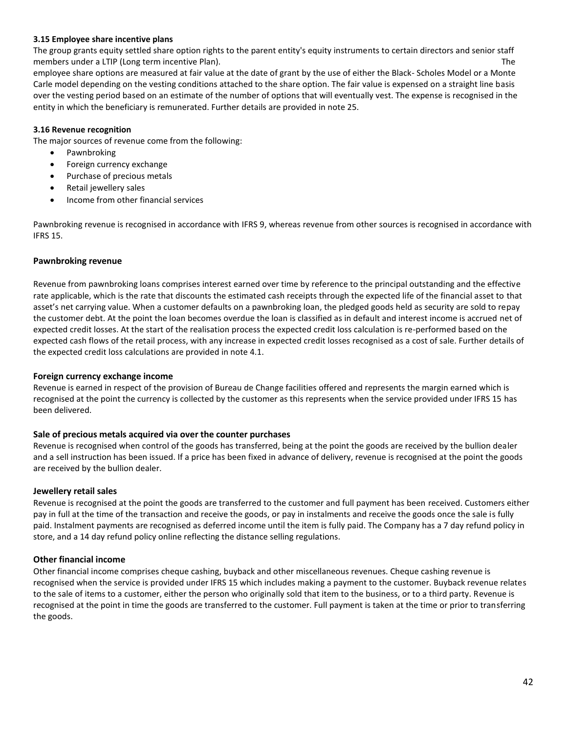### 3.15 Employee share incentive plans

The group grants equity settled share option rights to the parent entity's equity instruments to certain directors and senior staff members under a LTIP (Long term incentive Plan). The employee share options are measured at fair value at the date of grant by the use of either the Black- Scholes Model or a Monte Carlo model depending on the vesting conditions attached to the share option. The fair value is expensed on a straight line basis over the vesting period based on an estimate of the number of options that will eventually vest. The expense is recognised in the entity in which the beneficiary is remunerated. Further details are provided in note 25.

### 3.16 Revenue recognition

The major sources of revenue come from the following:

- Pawnbroking
- Foreign currency exchange
- Purchase of precious metals
- Retail jewellery sales
- Income from other financial services

Pawnbroking revenue is recognised in accordance with IFRS 9, whereas revenue from other sources is recognised in accordance with IFRS 15.

**Pawnbroking revenue**

Revenue from pawnbroking loans comprises interest earned over time by reference to the principal outstanding and the effective rate applicable, which is the rate that discounts the estimated cash receipts through the expected life of the financial asset to that asset's net carrying value. When a customer defaults on a pawnbroking loan, the pledged goods held as security are sold to repay the customer debt. At the point the loan becomes overdue the loan is classified as in default and interest income is accrued net of expected credit losses. At the start of the realisation process the expected credit loss calculation is re-performed based on the expected cash flows of the retail process, with any increase in expected credit losses recognised as a cost of sale. Further details of the expected credit loss calculations are provided in note 4.1.

**Foreign currency exchange income**

Revenue is earned in respect of the provision of Bureau de Change facilities offered and represents the margin earned which is recognised at the point the currency is collected by the customer as this represents when the service provided under IFRS 15 has been delivered.

**Sale of precious metals acquired via over the counter purchases**

Revenue is recognised when control of the goods has transferred, being at the point the goods are received by the bullion dealer and a sell instruction has been issued. If a price has been fixed in advance of delivery, revenue is recognised at the point the goods are received by the bullion dealer.

**Jewellery retail sales**

Revenue is recognised at the point the goods are transferred to the customer and full payment has been received. Customers either pay in full at the time of the transaction and receive the goods, or pay in instalments and receive the goods once the sale is fully paid. Instalment payments are recognised as deferred income until the item is fully paid. The Company has a 7 day refund policy in store, and a 14 day refund policy online reflecting the distance selling regulations.

**Other financial income**

Other financial income comprises cheque cashing, buyback and other miscellaneous revenues. Cheque cashing revenue is recognised when the service is provided under IFRS 15 which includes making a payment to the customer. Buyback revenue relates to the sale of items to a customer, either the person who originally sold that item to the business, or to a third party. Revenue is recognised at the point in time the goods are transferred to the customer. Full payment is taken at the time or prior to transferring the goods.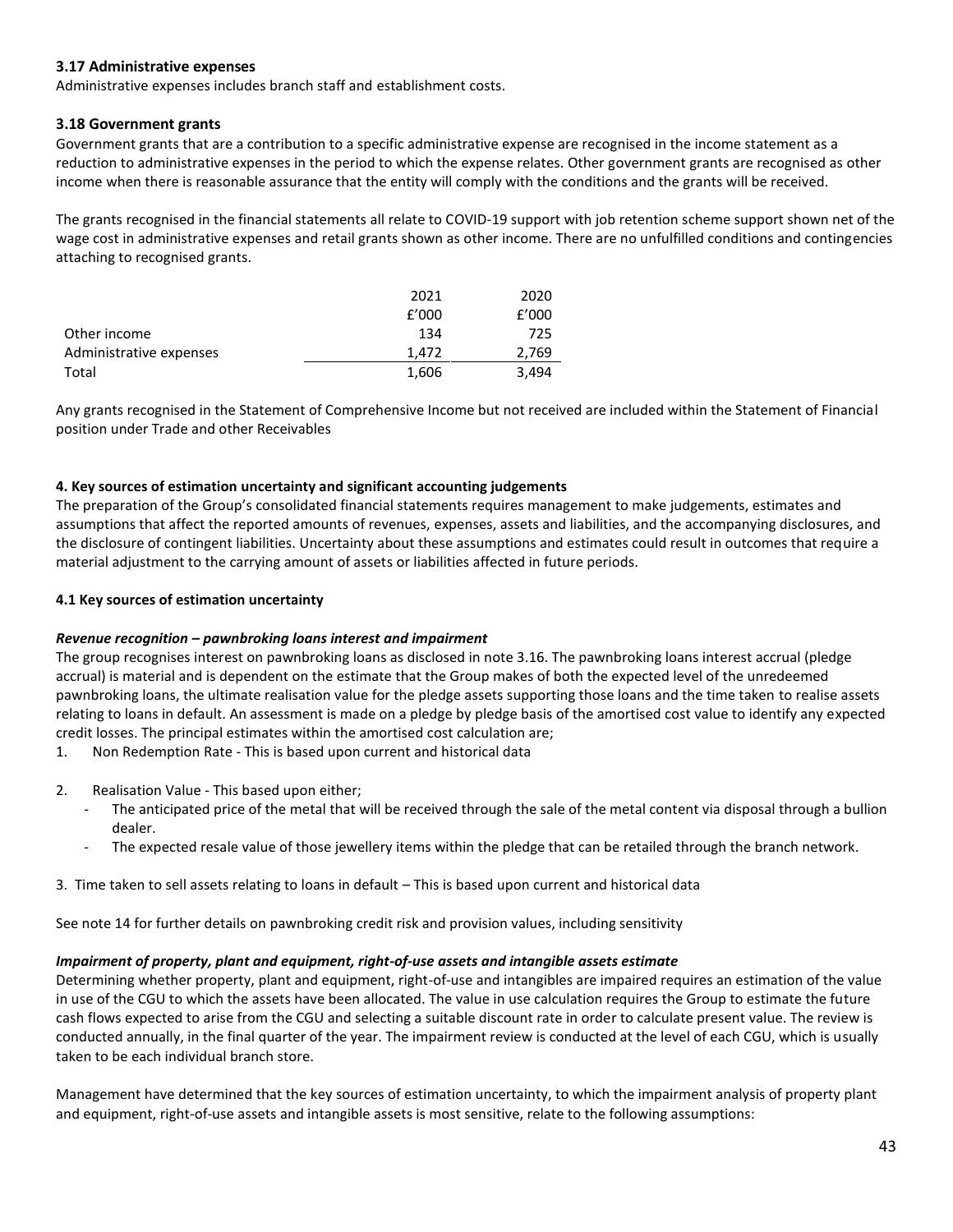### 3.17 Administrative expenses

Administrative expenses includes branch staff and establishment costs.

### 3.18 Government grants

Government grants that are a contribution to a specific administrative expense are recognised in the income statement as a reduction to administrative expenses in the period to which the expense relates. Other government grants are recognised as other income when there is reasonable assurance that the entity will comply with the conditions and the grants will be received.

The grants recognised in the financial statements all relate to COVID-19 support with job retention scheme support shown net of the wage cost in administrative expenses and retail grants shown as other income. There are no unfulfilled conditions and contingencies attaching to recognised grants.

| | 2021 | 2020 |
|---|---|---|
| | £'000 | £'000 |
| Other income | 134 | 725 |
| Administrative expenses | 1,472 | 2,769 |
| Total | 1,606 | 3,494 |

Any grants recognised in the Statement of Comprehensive Income but not received are included within the Statement of Financial position under Trade and other Receivables

## 4. Key sources of estimation uncertainty and significant accounting judgements

The preparation of the Group's consolidated financial statements requires management to make judgements, estimates and assumptions that affect the reported amounts of revenues, expenses, assets and liabilities, and the accompanying disclosures, and the disclosure of contingent liabilities. Uncertainty about these assumptions and estimates could result in outcomes that require a material adjustment to the carrying amount of assets or liabilities affected in future periods.

### 4.1 Key sources of estimation uncertainty

***Revenue recognition – pawnbroking loans interest and impairment***

The group recognises interest on pawnbroking loans as disclosed in note 3.16. The pawnbroking loans interest accrual (pledge accrual) is material and is dependent on the estimate that the Group makes of both the expected level of the unredeemed pawnbroking loans, the ultimate realisation value for the pledge assets supporting those loans and the time taken to realise assets relating to loans in default. An assessment is made on a pledge by pledge basis of the amortised cost value to identify any expected credit losses. The principal estimates within the amortised cost calculation are;

1. Non Redemption Rate - This is based upon current and historical data
2. Realisation Value - This based upon either;
   - The anticipated price of the metal that will be received through the sale of the metal content via disposal through a bullion dealer.
   - The expected resale value of those jewellery items within the pledge that can be retailed through the branch network.
3. Time taken to sell assets relating to loans in default – This is based upon current and historical data

See note 14 for further details on pawnbroking credit risk and provision values, including sensitivity

***Impairment of property, plant and equipment, right-of-use assets and intangible assets estimate***

Determining whether property, plant and equipment, right-of-use and intangibles are impaired requires an estimation of the value in use of the CGU to which the assets have been allocated. The value in use calculation requires the Group to estimate the future cash flows expected to arise from the CGU and selecting a suitable discount rate in order to calculate present value. The review is conducted annually, in the final quarter of the year. The impairment review is conducted at the level of each CGU, which is usually taken to be each individual branch store.

Management have determined that the key sources of estimation uncertainty, to which the impairment analysis of property plant and equipment, right-of-use assets and intangible assets is most sensitive, relate to the following assumptions: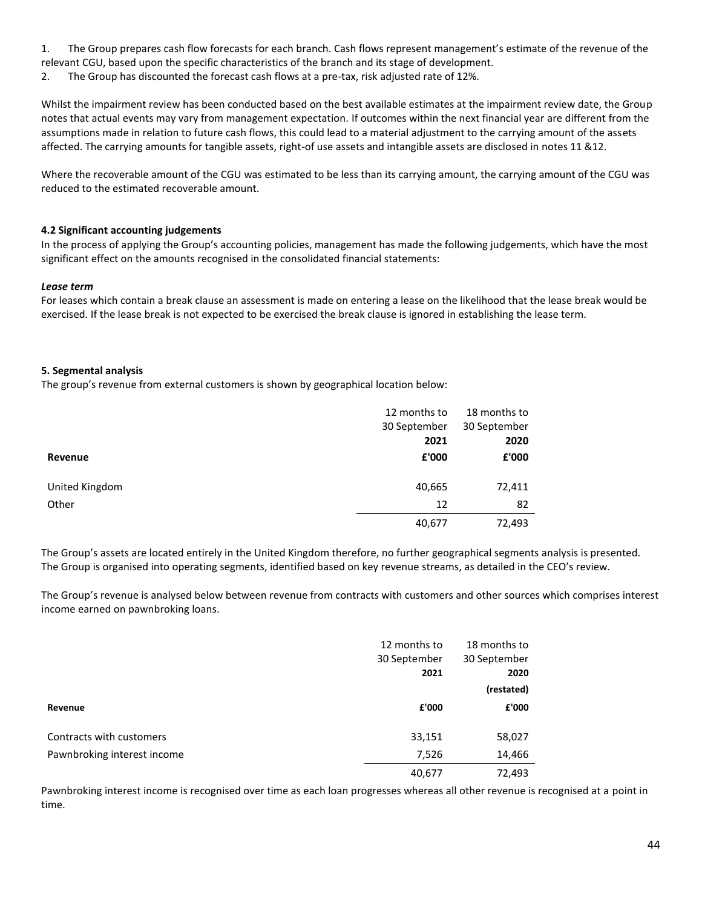1. The Group prepares cash flow forecasts for each branch. Cash flows represent management's estimate of the revenue of the relevant CGU, based upon the specific characteristics of the branch and its stage of development.
2. The Group has discounted the forecast cash flows at a pre-tax, risk adjusted rate of 12%.

Whilst the impairment review has been conducted based on the best available estimates at the impairment review date, the Group notes that actual events may vary from management expectation. If outcomes within the next financial year are different from the assumptions made in relation to future cash flows, this could lead to a material adjustment to the carrying amount of the assets affected. The carrying amounts for tangible assets, right-of use assets and intangible assets are disclosed in notes 11 &12.

Where the recoverable amount of the CGU was estimated to be less than its carrying amount, the carrying amount of the CGU was reduced to the estimated recoverable amount.

**4.2 Significant accounting judgements**

In the process of applying the Group's accounting policies, management has made the following judgements, which have the most significant effect on the amounts recognised in the consolidated financial statements:

***Lease term***

For leases which contain a break clause an assessment is made on entering a lease on the likelihood that the lease break would be exercised. If the lease break is not expected to be exercised the break clause is ignored in establishing the lease term.

**5. Segmental analysis**

The group's revenue from external customers is shown by geographical location below:

| | 12 months to 30 September **2021** | 18 months to 30 September **2020** |
|---|---|---|
| **Revenue** | **£'000** | **£'000** |
| United Kingdom | 40,665 | 72,411 |
| Other | 12 | 82 |
| | 40,677 | 72,493 |

The Group's assets are located entirely in the United Kingdom therefore, no further geographical segments analysis is presented. The Group is organised into operating segments, identified based on key revenue streams, as detailed in the CEO's review.

The Group's revenue is analysed below between revenue from contracts with customers and other sources which comprises interest income earned on pawnbroking loans.

| | 12 months to 30 September **2021** | 18 months to 30 September **2020** **(restated)** |
|---|---|---|
| **Revenue** | **£'000** | **£'000** |
| Contracts with customers | 33,151 | 58,027 |
| Pawnbroking interest income | 7,526 | 14,466 |
| | 40,677 | 72,493 |

Pawnbroking interest income is recognised over time as each loan progresses whereas all other revenue is recognised at a point in time.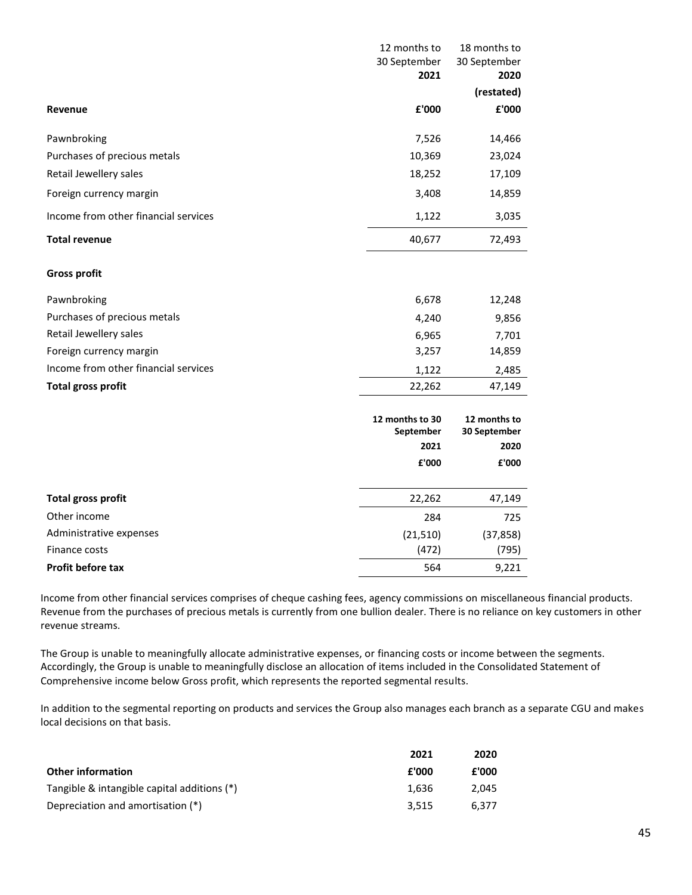| | 12 months to 30 September 2021 | 18 months to 30 September 2020 |
|---|---|---|
| | | (restated) |
| **Revenue** | **£'000** | **£'000** |
| Pawnbroking | 7,526 | 14,466 |
| Purchases of precious metals | 10,369 | 23,024 |
| Retail Jewellery sales | 18,252 | 17,109 |
| Foreign currency margin | 3,408 | 14,859 |
| Income from other financial services | 1,122 | 3,035 |
| **Total revenue** | 40,677 | 72,493 |
| **Gross profit** | | |
| Pawnbroking | 6,678 | 12,248 |
| Purchases of precious metals | 4,240 | 9,856 |
| Retail Jewellery sales | 6,965 | 7,701 |
| Foreign currency margin | 3,257 | 14,859 |
| Income from other financial services | 1,122 | 2,485 |
| **Total gross profit** | 22,262 | 47,149 |

| | **12 months to 30 September 2021** | **12 months to 30 September 2020** |
|---|---|---|
| | **£'000** | **£'000** |
| **Total gross profit** | 22,262 | 47,149 |
| Other income | 284 | 725 |
| Administrative expenses | (21,510) | (37,858) |
| Finance costs | (472) | (795) |
| **Profit before tax** | 564 | 9,221 |

Income from other financial services comprises of cheque cashing fees, agency commissions on miscellaneous financial products. Revenue from the purchases of precious metals is currently from one bullion dealer. There is no reliance on key customers in other revenue streams.

The Group is unable to meaningfully allocate administrative expenses, or financing costs or income between the segments. Accordingly, the Group is unable to meaningfully disclose an allocation of items included in the Consolidated Statement of Comprehensive income below Gross profit, which represents the reported segmental results.

In addition to the segmental reporting on products and services the Group also manages each branch as a separate CGU and makes local decisions on that basis.

| | **2021** | **2020** |
|---|---|---|
| **Other information** | **£'000** | **£'000** |
| Tangible & intangible capital additions (*) | 1,636 | 2,045 |
| Depreciation and amortisation (*) | 3,515 | 6,377 |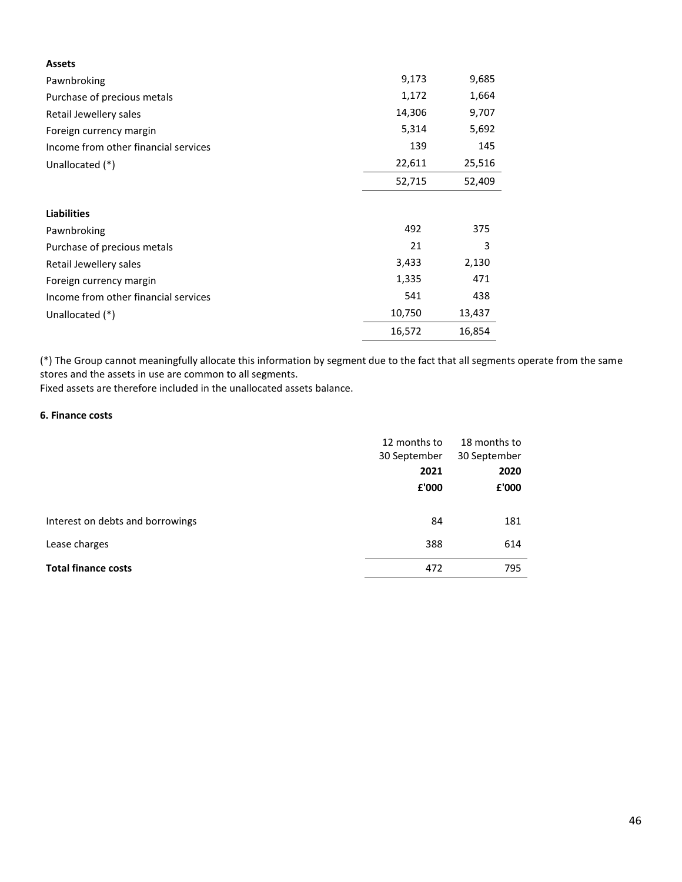| | | |
|---|---|---|
| **Assets** | | |
| Pawnbroking | 9,173 | 9,685 |
| Purchase of precious metals | 1,172 | 1,664 |
| Retail Jewellery sales | 14,306 | 9,707 |
| Foreign currency margin | 5,314 | 5,692 |
| Income from other financial services | 139 | 145 |
| Unallocated (*) | 22,611 | 25,516 |
| | 52,715 | 52,409 |

| | | |
|---|---|---|
| **Liabilities** | | |
| Pawnbroking | 492 | 375 |
| Purchase of precious metals | 21 | 3 |
| Retail Jewellery sales | 3,433 | 2,130 |
| Foreign currency margin | 1,335 | 471 |
| Income from other financial services | 541 | 438 |
| Unallocated (*) | 10,750 | 13,437 |
| | 16,572 | 16,854 |

(*) The Group cannot meaningfully allocate this information by segment due to the fact that all segments operate from the same stores and the assets in use are common to all segments.
Fixed assets are therefore included in the unallocated assets balance.

**6. Finance costs**

| | 12 months to 30 September **2021** **£'000** | 18 months to 30 September **2020** **£'000** |
|---|---|---|
| Interest on debts and borrowings | 84 | 181 |
| Lease charges | 388 | 614 |
| **Total finance costs** | 472 | 795 |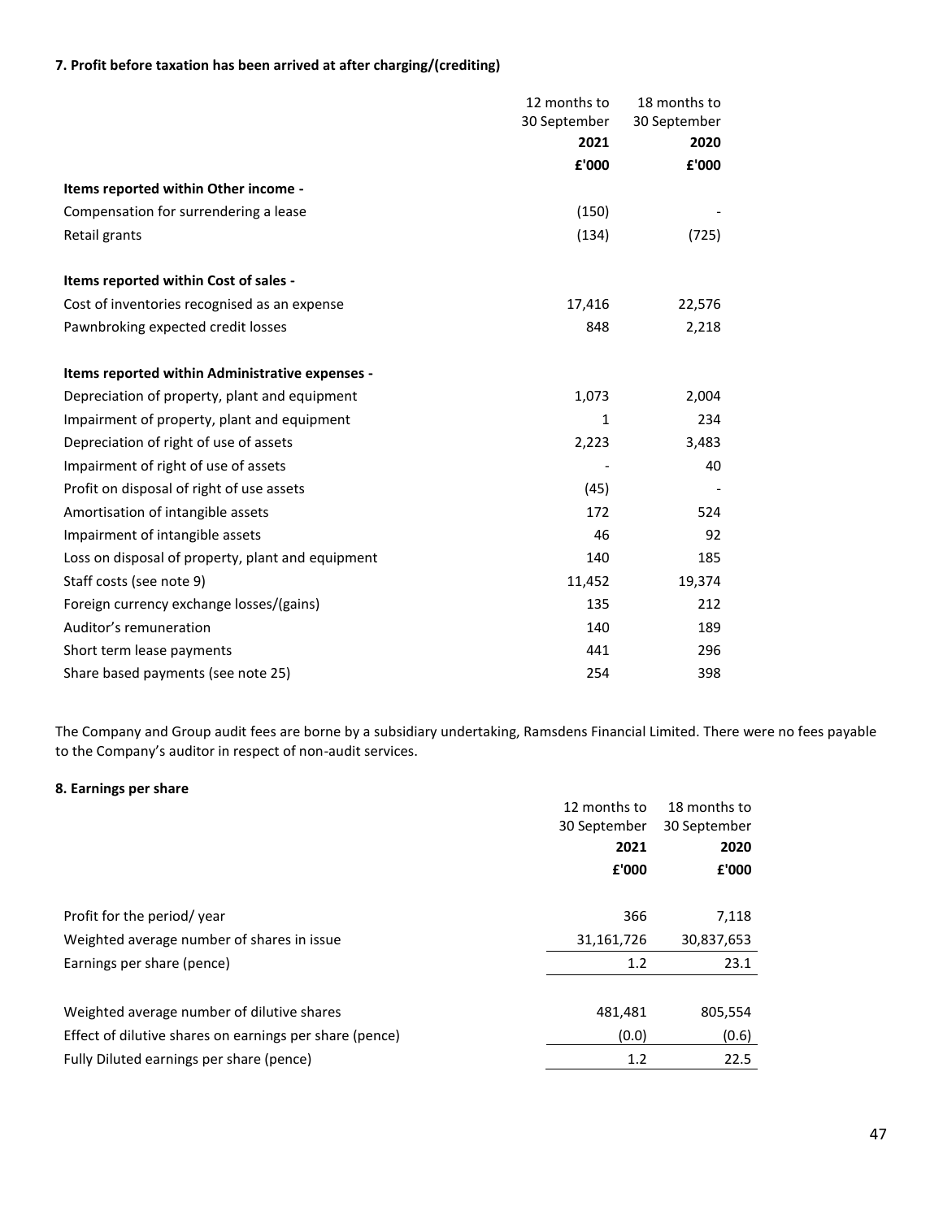### 7. Profit before taxation has been arrived at after charging/(crediting)

| | 12 months to 30 September 2021 £'000 | 18 months to 30 September 2020 £'000 |
|---|---|---|
| **Items reported within Other income -** | | |
| Compensation for surrendering a lease | (150) | - |
| Retail grants | (134) | (725) |
| **Items reported within Cost of sales -** | | |
| Cost of inventories recognised as an expense | 17,416 | 22,576 |
| Pawnbroking expected credit losses | 848 | 2,218 |
| **Items reported within Administrative expenses -** | | |
| Depreciation of property, plant and equipment | 1,073 | 2,004 |
| Impairment of property, plant and equipment | 1 | 234 |
| Depreciation of right of use of assets | 2,223 | 3,483 |
| Impairment of right of use of assets | - | 40 |
| Profit on disposal of right of use assets | (45) | - |
| Amortisation of intangible assets | 172 | 524 |
| Impairment of intangible assets | 46 | 92 |
| Loss on disposal of property, plant and equipment | 140 | 185 |
| Staff costs (see note 9) | 11,452 | 19,374 |
| Foreign currency exchange losses/(gains) | 135 | 212 |
| Auditor's remuneration | 140 | 189 |
| Short term lease payments | 441 | 296 |
| Share based payments (see note 25) | 254 | 398 |

The Company and Group audit fees are borne by a subsidiary undertaking, Ramsdens Financial Limited. There were no fees payable to the Company's auditor in respect of non-audit services.

### 8. Earnings per share

| | 12 months to 30 September 2021 £'000 | 18 months to 30 September 2020 £'000 |
|---|---|---|
| Profit for the period/ year | 366 | 7,118 |
| Weighted average number of shares in issue | 31,161,726 | 30,837,653 |
| Earnings per share (pence) | 1.2 | 23.1 |
| | | |
| Weighted average number of dilutive shares | 481,481 | 805,554 |
| Effect of dilutive shares on earnings per share (pence) | (0.0) | (0.6) |
| Fully Diluted earnings per share (pence) | 1.2 | 22.5 |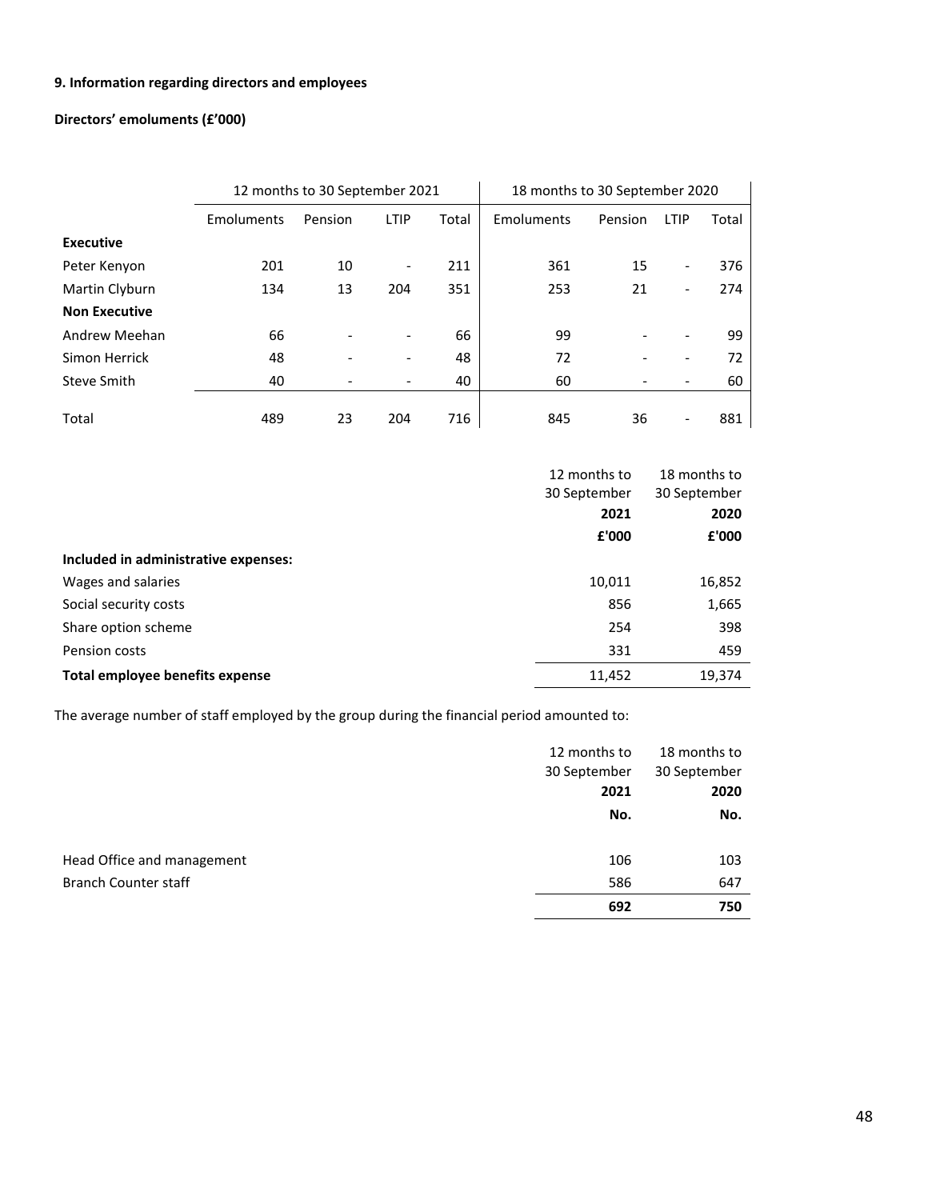**9. Information regarding directors and employees**

**Directors' emoluments (£'000)**

| | 12 months to 30 September 2021 | | | | 18 months to 30 September 2020 | | | |
|---|---|---|---|---|---|---|---|---|
| | Emoluments | Pension | LTIP | Total | Emoluments | Pension | LTIP | Total |
| **Executive** | | | | | | | | |
| Peter Kenyon | 201 | 10 | - | 211 | 361 | 15 | - | 376 |
| Martin Clyburn | 134 | 13 | 204 | 351 | 253 | 21 | - | 274 |
| **Non Executive** | | | | | | | | |
| Andrew Meehan | 66 | - | - | 66 | 99 | - | - | 99 |
| Simon Herrick | 48 | - | - | 48 | 72 | - | - | 72 |
| Steve Smith | 40 | - | - | 40 | 60 | - | - | 60 |
| Total | 489 | 23 | 204 | 716 | 845 | 36 | - | 881 |

| | 12 months to 30 September **2021** | 18 months to 30 September **2020** |
|---|---|---|
| | **£'000** | **£'000** |
| **Included in administrative expenses:** | | |
| Wages and salaries | 10,011 | 16,852 |
| Social security costs | 856 | 1,665 |
| Share option scheme | 254 | 398 |
| Pension costs | 331 | 459 |
| **Total employee benefits expense** | 11,452 | 19,374 |

The average number of staff employed by the group during the financial period amounted to:

| | 12 months to 30 September **2021** | 18 months to 30 September **2020** |
|---|---|---|
| | **No.** | **No.** |
| Head Office and management | 106 | 103 |
| Branch Counter staff | 586 | 647 |
| | **692** | **750** |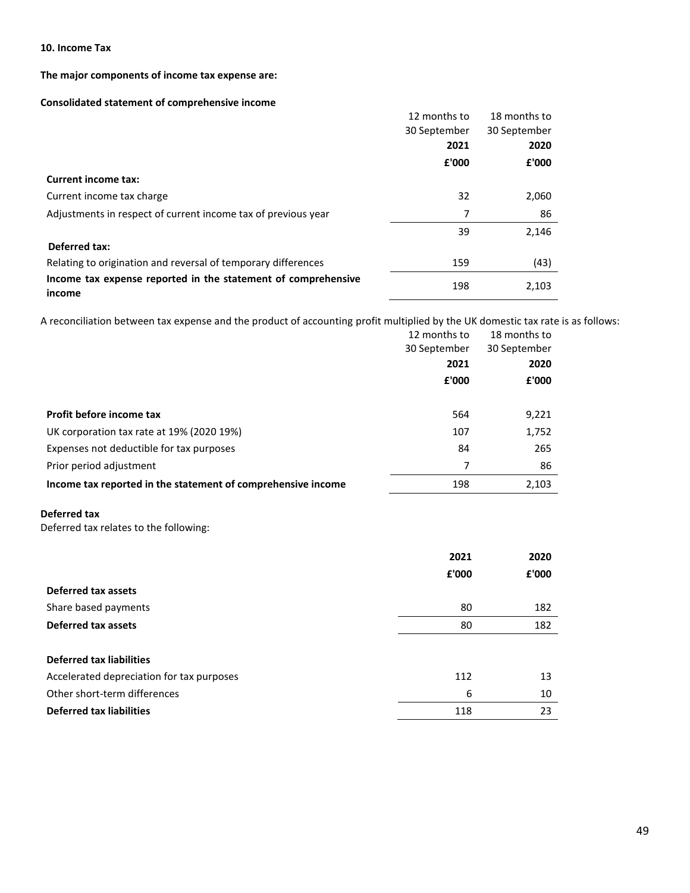**10. Income Tax**

**The major components of income tax expense are:**

**Consolidated statement of comprehensive income**

| | 12 months to 30 September **2021** **£'000** | 18 months to 30 September **2020** **£'000** |
|---|---|---|
| **Current income tax:** | | |
| Current income tax charge | 32 | 2,060 |
| Adjustments in respect of current income tax of previous year | 7 | 86 |
| | 39 | 2,146 |
| **Deferred tax:** | | |
| Relating to origination and reversal of temporary differences | 159 | (43) |
| **Income tax expense reported in the statement of comprehensive income** | 198 | 2,103 |

A reconciliation between tax expense and the product of accounting profit multiplied by the UK domestic tax rate is as follows:

| | 12 months to 30 September **2021** **£'000** | 18 months to 30 September **2020** **£'000** |
|---|---|---|
| **Profit before income tax** | 564 | 9,221 |
| UK corporation tax rate at 19% (2020 19%) | 107 | 1,752 |
| Expenses not deductible for tax purposes | 84 | 265 |
| Prior period adjustment | 7 | 86 |
| **Income tax reported in the statement of comprehensive income** | 198 | 2,103 |

**Deferred tax**

Deferred tax relates to the following:

| | **2021** **£'000** | **2020** **£'000** |
|---|---|---|
| **Deferred tax assets** | | |
| Share based payments | 80 | 182 |
| **Deferred tax assets** | 80 | 182 |
| | | |
| **Deferred tax liabilities** | | |
| Accelerated depreciation for tax purposes | 112 | 13 |
| Other short-term differences | 6 | 10 |
| **Deferred tax liabilities** | 118 | 23 |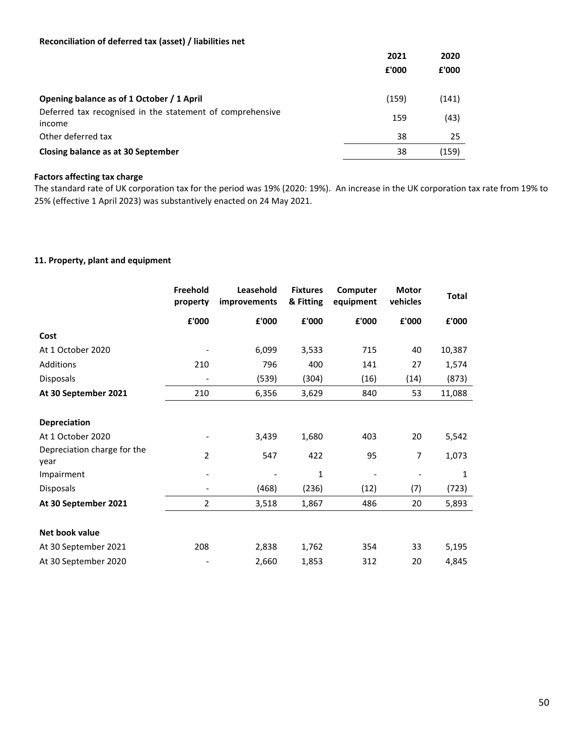**Reconciliation of deferred tax (asset) / liabilities net**

| | 2021 | 2020 |
|---|---|---|
| | £'000 | £'000 |
| **Opening balance as of 1 October / 1 April** | (159) | (141) |
| Deferred tax recognised in the statement of comprehensive income | 159 | (43) |
| Other deferred tax | 38 | 25 |
| **Closing balance as at 30 September** | 38 | (159) |

**Factors affecting tax charge**

The standard rate of UK corporation tax for the period was 19% (2020: 19%). An increase in the UK corporation tax rate from 19% to 25% (effective 1 April 2023) was substantively enacted on 24 May 2021.

**11. Property, plant and equipment**

| | Freehold property | Leasehold improvements | Fixtures & Fitting | Computer equipment | Motor vehicles | Total |
|---|---|---|---|---|---|---|
| | £'000 | £'000 | £'000 | £'000 | £'000 | £'000 |
| **Cost** | | | | | | |
| At 1 October 2020 | - | 6,099 | 3,533 | 715 | 40 | 10,387 |
| Additions | 210 | 796 | 400 | 141 | 27 | 1,574 |
| Disposals | - | (539) | (304) | (16) | (14) | (873) |
| **At 30 September 2021** | 210 | 6,356 | 3,629 | 840 | 53 | 11,088 |
| | | | | | | |
| **Depreciation** | | | | | | |
| At 1 October 2020 | - | 3,439 | 1,680 | 403 | 20 | 5,542 |
| Depreciation charge for the year | 2 | 547 | 422 | 95 | 7 | 1,073 |
| Impairment | - | - | 1 | - | - | 1 |
| Disposals | - | (468) | (236) | (12) | (7) | (723) |
| **At 30 September 2021** | 2 | 3,518 | 1,867 | 486 | 20 | 5,893 |
| | | | | | | |
| **Net book value** | | | | | | |
| At 30 September 2021 | 208 | 2,838 | 1,762 | 354 | 33 | 5,195 |
| At 30 September 2020 | - | 2,660 | 1,853 | 312 | 20 | 4,845 |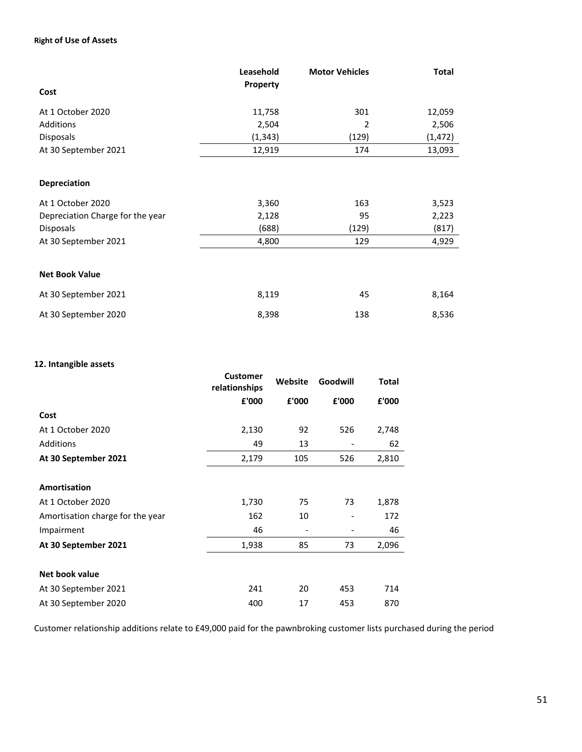#### Right of Use of Assets

| Cost | Leasehold Property | Motor Vehicles | Total |
|---|---|---|---|
| At 1 October 2020 | 11,758 | 301 | 12,059 |
| Additions | 2,504 | 2 | 2,506 |
| Disposals | (1,343) | (129) | (1,472) |
| At 30 September 2021 | 12,919 | 174 | 13,093 |
| **Depreciation** | | | |
| At 1 October 2020 | 3,360 | 163 | 3,523 |
| Depreciation Charge for the year | 2,128 | 95 | 2,223 |
| Disposals | (688) | (129) | (817) |
| At 30 September 2021 | 4,800 | 129 | 4,929 |
| **Net Book Value** | | | |
| At 30 September 2021 | 8,119 | 45 | 8,164 |
| At 30 September 2020 | 8,398 | 138 | 8,536 |

#### 12. Intangible assets

| | Customer relationships | Website | Goodwill | Total |
|---|---|---|---|---|
| | £'000 | £'000 | £'000 | £'000 |
| **Cost** | | | | |
| At 1 October 2020 | 2,130 | 92 | 526 | 2,748 |
| Additions | 49 | 13 | - | 62 |
| **At 30 September 2021** | 2,179 | 105 | 526 | 2,810 |
| **Amortisation** | | | | |
| At 1 October 2020 | 1,730 | 75 | 73 | 1,878 |
| Amortisation charge for the year | 162 | 10 | - | 172 |
| Impairment | 46 | - | - | 46 |
| **At 30 September 2021** | 1,938 | 85 | 73 | 2,096 |
| **Net book value** | | | | |
| At 30 September 2021 | 241 | 20 | 453 | 714 |
| At 30 September 2020 | 400 | 17 | 453 | 870 |

Customer relationship additions relate to £49,000 paid for the pawnbroking customer lists purchased during the period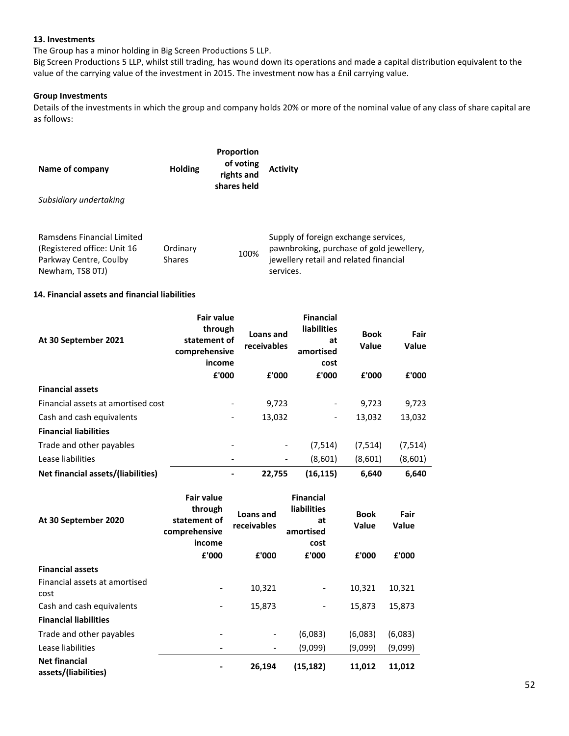### 13. Investments

The Group has a minor holding in Big Screen Productions 5 LLP.

Big Screen Productions 5 LLP, whilst still trading, has wound down its operations and made a capital distribution equivalent to the value of the carrying value of the investment in 2015. The investment now has a £nil carrying value.

**Group Investments**

Details of the investments in which the group and company holds 20% or more of the nominal value of any class of share capital are as follows:

| Name of company | Holding | Proportion of voting rights and shares held | Activity |
|---|---|---|---|
| *Subsidiary undertaking* | | | |
| Ramsdens Financial Limited (Registered office: Unit 16 Parkway Centre, Coulby Newham, TS8 0TJ) | Ordinary Shares | 100% | Supply of foreign exchange services, pawnbroking, purchase of gold jewellery, jewellery retail and related financial services. |

### 14. Financial assets and financial liabilities

| At 30 September 2021 | Fair value through statement of comprehensive income | Loans and receivables | Financial liabilities at amortised cost | Book Value | Fair Value |
|---|---|---|---|---|---|
| | £'000 | £'000 | £'000 | £'000 | £'000 |
| **Financial assets** | | | | | |
| Financial assets at amortised cost | - | 9,723 | - | 9,723 | 9,723 |
| Cash and cash equivalents | - | 13,032 | - | 13,032 | 13,032 |
| **Financial liabilities** | | | | | |
| Trade and other payables | - | - | (7,514) | (7,514) | (7,514) |
| Lease liabilities | - | - | (8,601) | (8,601) | (8,601) |
| **Net financial assets/(liabilities)** | **-** | **22,755** | **(16,115)** | **6,640** | **6,640** |

| At 30 September 2020 | Fair value through statement of comprehensive income | Loans and receivables | Financial liabilities at amortised cost | Book Value | Fair Value |
|---|---|---|---|---|---|
| | £'000 | £'000 | £'000 | £'000 | £'000 |
| **Financial assets** | | | | | |
| Financial assets at amortised cost | - | 10,321 | - | 10,321 | 10,321 |
| Cash and cash equivalents | - | 15,873 | - | 15,873 | 15,873 |
| **Financial liabilities** | | | | | |
| Trade and other payables | - | - | (6,083) | (6,083) | (6,083) |
| Lease liabilities | - | - | (9,099) | (9,099) | (9,099) |
| **Net financial assets/(liabilities)** | **-** | **26,194** | **(15,182)** | **11,012** | **11,012** |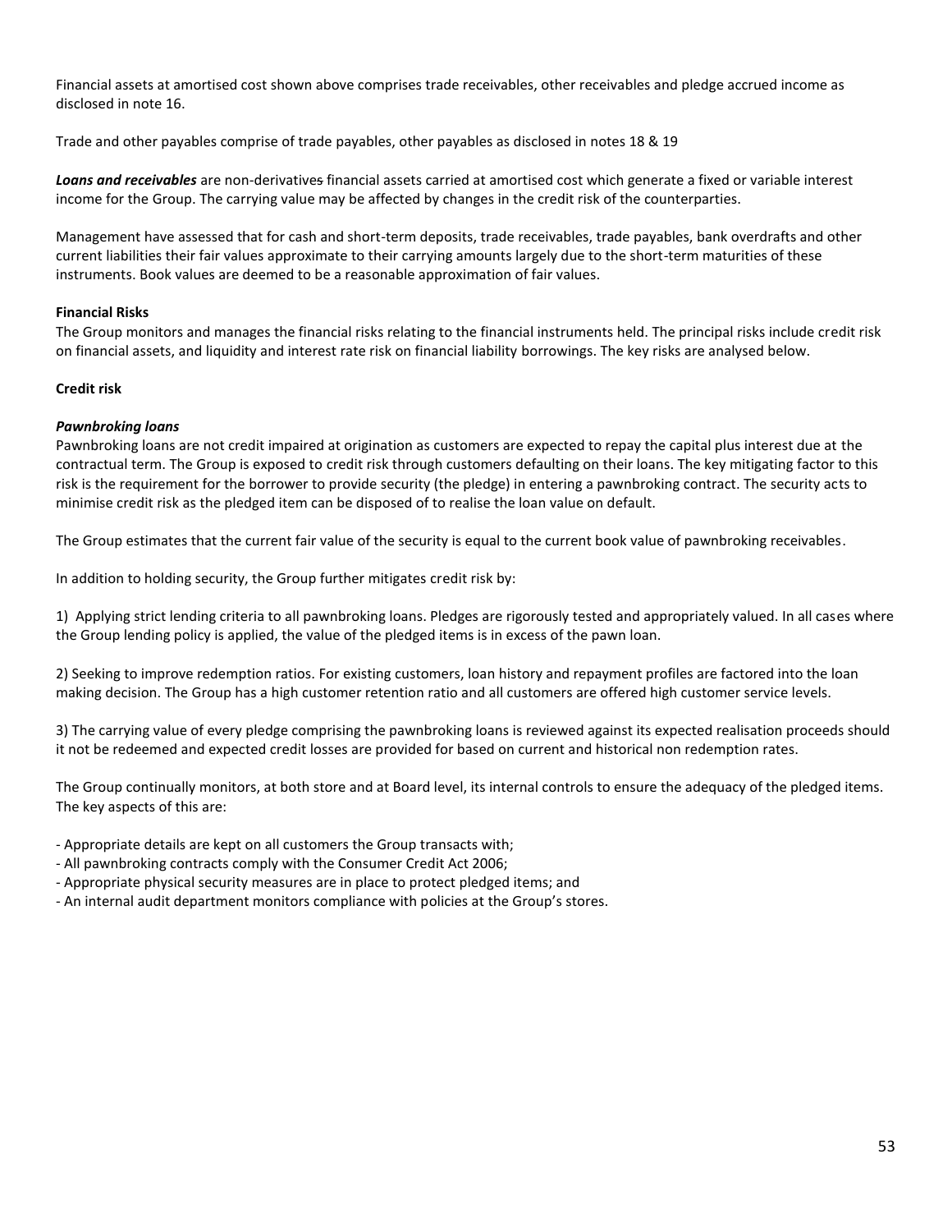Financial assets at amortised cost shown above comprises trade receivables, other receivables and pledge accrued income as disclosed in note 16.

Trade and other payables comprise of trade payables, other payables as disclosed in notes 18 & 19

***Loans and receivables*** are non-derivatives financial assets carried at amortised cost which generate a fixed or variable interest income for the Group. The carrying value may be affected by changes in the credit risk of the counterparties.

Management have assessed that for cash and short-term deposits, trade receivables, trade payables, bank overdrafts and other current liabilities their fair values approximate to their carrying amounts largely due to the short-term maturities of these instruments. Book values are deemed to be a reasonable approximation of fair values.

**Financial Risks**

The Group monitors and manages the financial risks relating to the financial instruments held. The principal risks include credit risk on financial assets, and liquidity and interest rate risk on financial liability borrowings. The key risks are analysed below.

**Credit risk**

***Pawnbroking loans***

Pawnbroking loans are not credit impaired at origination as customers are expected to repay the capital plus interest due at the contractual term. The Group is exposed to credit risk through customers defaulting on their loans. The key mitigating factor to this risk is the requirement for the borrower to provide security (the pledge) in entering a pawnbroking contract. The security acts to minimise credit risk as the pledged item can be disposed of to realise the loan value on default.

The Group estimates that the current fair value of the security is equal to the current book value of pawnbroking receivables.

In addition to holding security, the Group further mitigates credit risk by:

1) Applying strict lending criteria to all pawnbroking loans. Pledges are rigorously tested and appropriately valued. In all cases where the Group lending policy is applied, the value of the pledged items is in excess of the pawn loan.

2) Seeking to improve redemption ratios. For existing customers, loan history and repayment profiles are factored into the loan making decision. The Group has a high customer retention ratio and all customers are offered high customer service levels.

3) The carrying value of every pledge comprising the pawnbroking loans is reviewed against its expected realisation proceeds should it not be redeemed and expected credit losses are provided for based on current and historical non redemption rates.

The Group continually monitors, at both store and at Board level, its internal controls to ensure the adequacy of the pledged items. The key aspects of this are:

- Appropriate details are kept on all customers the Group transacts with;
- All pawnbroking contracts comply with the Consumer Credit Act 2006;
- Appropriate physical security measures are in place to protect pledged items; and
- An internal audit department monitors compliance with policies at the Group's stores.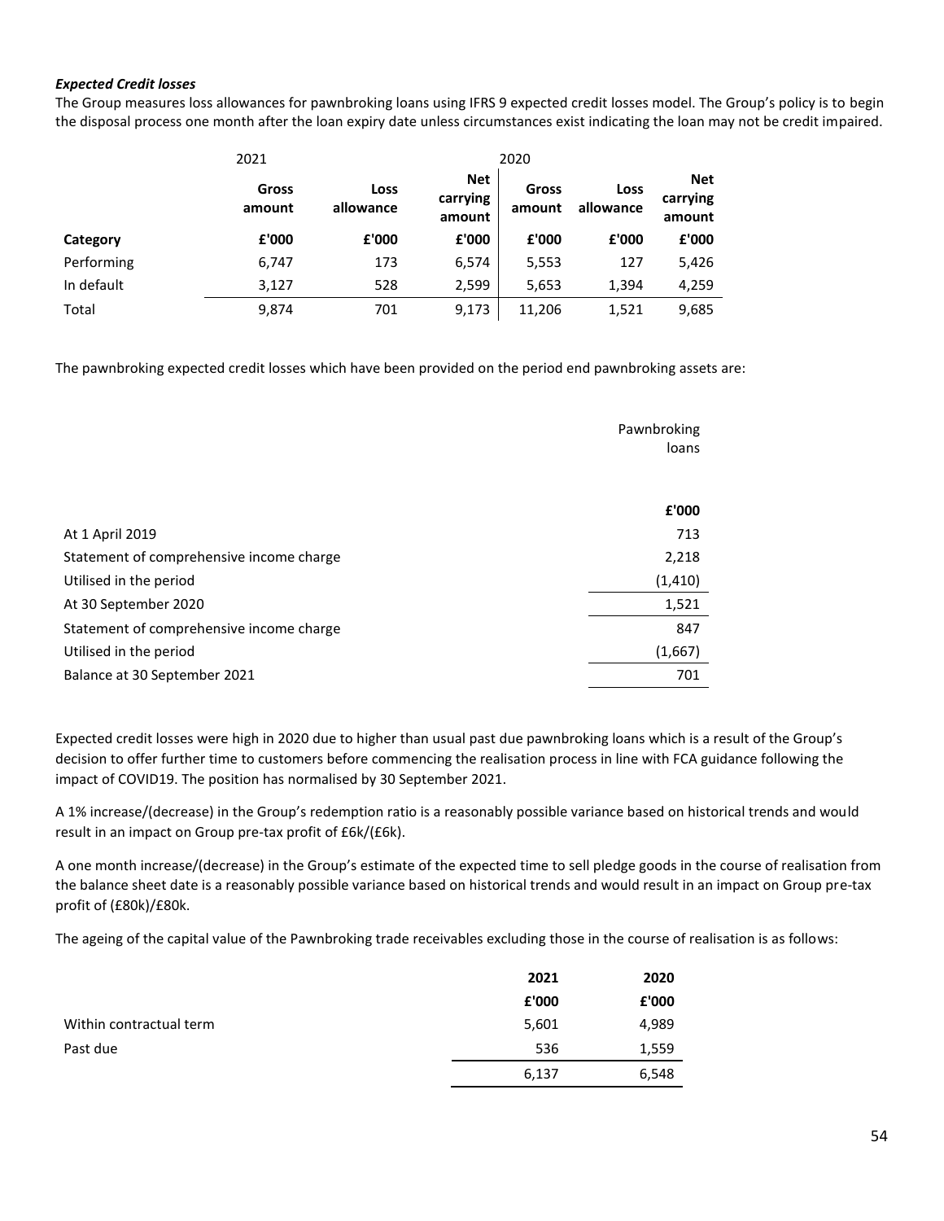***Expected Credit losses***

The Group measures loss allowances for pawnbroking loans using IFRS 9 expected credit losses model. The Group's policy is to begin the disposal process one month after the loan expiry date unless circumstances exist indicating the loan may not be credit impaired.

| | 2021 | | | 2020 | | |
|---|---|---|---|---|---|---|
| | **Gross amount** | **Loss allowance** | **Net carrying amount** | **Gross amount** | **Loss allowance** | **Net carrying amount** |
| **Category** | **£'000** | **£'000** | **£'000** | **£'000** | **£'000** | **£'000** |
| Performing | 6,747 | 173 | 6,574 | 5,553 | 127 | 5,426 |
| In default | 3,127 | 528 | 2,599 | 5,653 | 1,394 | 4,259 |
| Total | 9,874 | 701 | 9,173 | 11,206 | 1,521 | 9,685 |

The pawnbroking expected credit losses which have been provided on the period end pawnbroking assets are:

| | Pawnbroking loans |
|---|---|
| | **£'000** |
| At 1 April 2019 | 713 |
| Statement of comprehensive income charge | 2,218 |
| Utilised in the period | (1,410) |
| At 30 September 2020 | 1,521 |
| Statement of comprehensive income charge | 847 |
| Utilised in the period | (1,667) |
| Balance at 30 September 2021 | 701 |

Expected credit losses were high in 2020 due to higher than usual past due pawnbroking loans which is a result of the Group's decision to offer further time to customers before commencing the realisation process in line with FCA guidance following the impact of COVID19. The position has normalised by 30 September 2021.

A 1% increase/(decrease) in the Group's redemption ratio is a reasonably possible variance based on historical trends and would result in an impact on Group pre-tax profit of £6k/(£6k).

A one month increase/(decrease) in the Group's estimate of the expected time to sell pledge goods in the course of realisation from the balance sheet date is a reasonably possible variance based on historical trends and would result in an impact on Group pre-tax profit of (£80k)/£80k.

The ageing of the capital value of the Pawnbroking trade receivables excluding those in the course of realisation is as follows:

| | 2021 | 2020 |
|---|---|---|
| | £'000 | £'000 |
| Within contractual term | 5,601 | 4,989 |
| Past due | 536 | 1,559 |
| | 6,137 | 6,548 |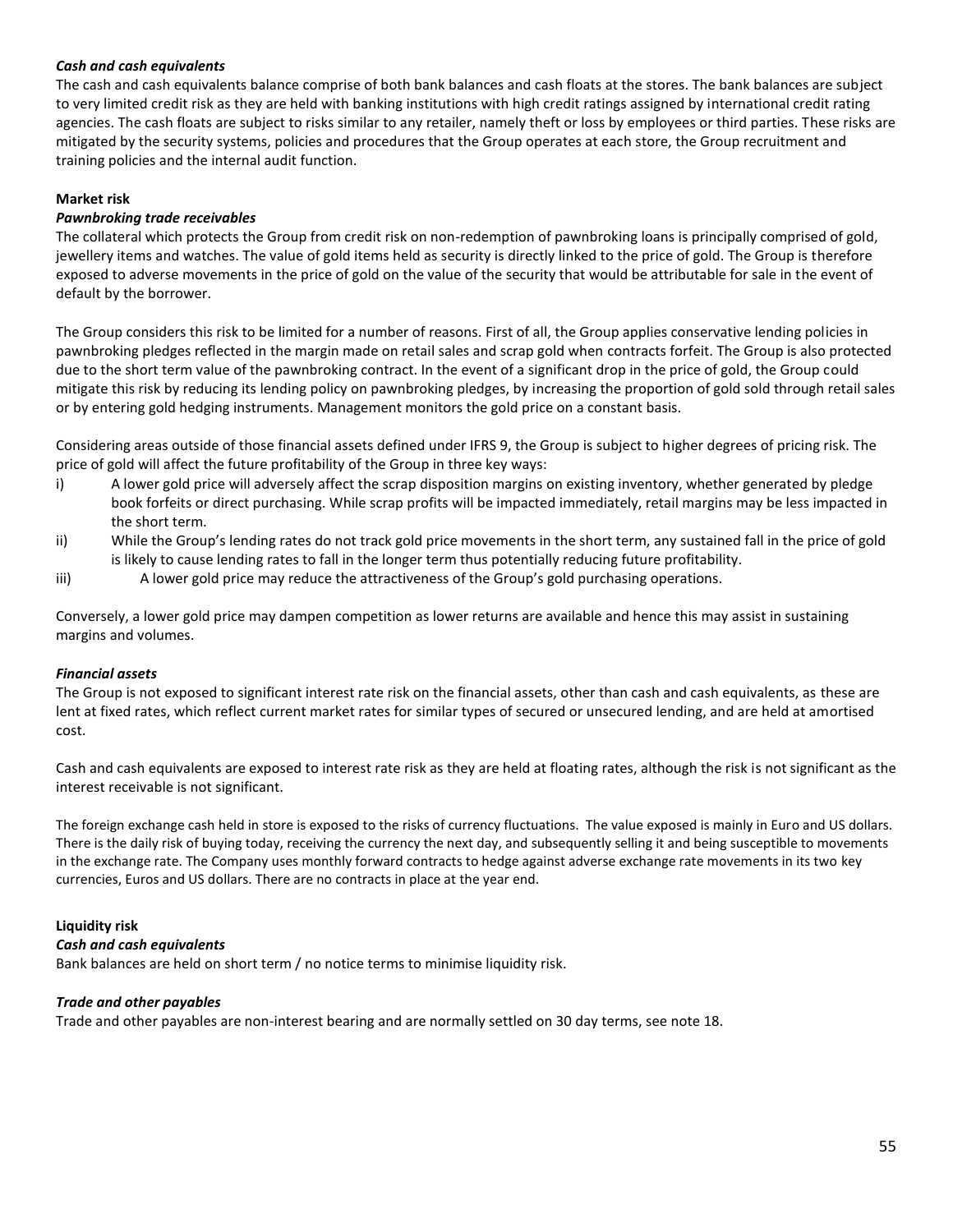***Cash and cash equivalents***

The cash and cash equivalents balance comprise of both bank balances and cash floats at the stores. The bank balances are subject to very limited credit risk as they are held with banking institutions with high credit ratings assigned by international credit rating agencies. The cash floats are subject to risks similar to any retailer, namely theft or loss by employees or third parties. These risks are mitigated by the security systems, policies and procedures that the Group operates at each store, the Group recruitment and training policies and the internal audit function.

**Market risk**

***Pawnbroking trade receivables***

The collateral which protects the Group from credit risk on non-redemption of pawnbroking loans is principally comprised of gold, jewellery items and watches. The value of gold items held as security is directly linked to the price of gold. The Group is therefore exposed to adverse movements in the price of gold on the value of the security that would be attributable for sale in the event of default by the borrower.

The Group considers this risk to be limited for a number of reasons. First of all, the Group applies conservative lending policies in pawnbroking pledges reflected in the margin made on retail sales and scrap gold when contracts forfeit. The Group is also protected due to the short term value of the pawnbroking contract. In the event of a significant drop in the price of gold, the Group could mitigate this risk by reducing its lending policy on pawnbroking pledges, by increasing the proportion of gold sold through retail sales or by entering gold hedging instruments. Management monitors the gold price on a constant basis.

Considering areas outside of those financial assets defined under IFRS 9, the Group is subject to higher degrees of pricing risk. The price of gold will affect the future profitability of the Group in three key ways:

i) A lower gold price will adversely affect the scrap disposition margins on existing inventory, whether generated by pledge book forfeits or direct purchasing. While scrap profits will be impacted immediately, retail margins may be less impacted in the short term.
ii) While the Group's lending rates do not track gold price movements in the short term, any sustained fall in the price of gold is likely to cause lending rates to fall in the longer term thus potentially reducing future profitability.
iii) A lower gold price may reduce the attractiveness of the Group's gold purchasing operations.

Conversely, a lower gold price may dampen competition as lower returns are available and hence this may assist in sustaining margins and volumes.

***Financial assets***

The Group is not exposed to significant interest rate risk on the financial assets, other than cash and cash equivalents, as these are lent at fixed rates, which reflect current market rates for similar types of secured or unsecured lending, and are held at amortised cost.

Cash and cash equivalents are exposed to interest rate risk as they are held at floating rates, although the risk is not significant as the interest receivable is not significant.

The foreign exchange cash held in store is exposed to the risks of currency fluctuations. The value exposed is mainly in Euro and US dollars. There is the daily risk of buying today, receiving the currency the next day, and subsequently selling it and being susceptible to movements in the exchange rate. The Company uses monthly forward contracts to hedge against adverse exchange rate movements in its two key currencies, Euros and US dollars. There are no contracts in place at the year end.

**Liquidity risk**

***Cash and cash equivalents***

Bank balances are held on short term / no notice terms to minimise liquidity risk.

***Trade and other payables***

Trade and other payables are non-interest bearing and are normally settled on 30 day terms, see note 18.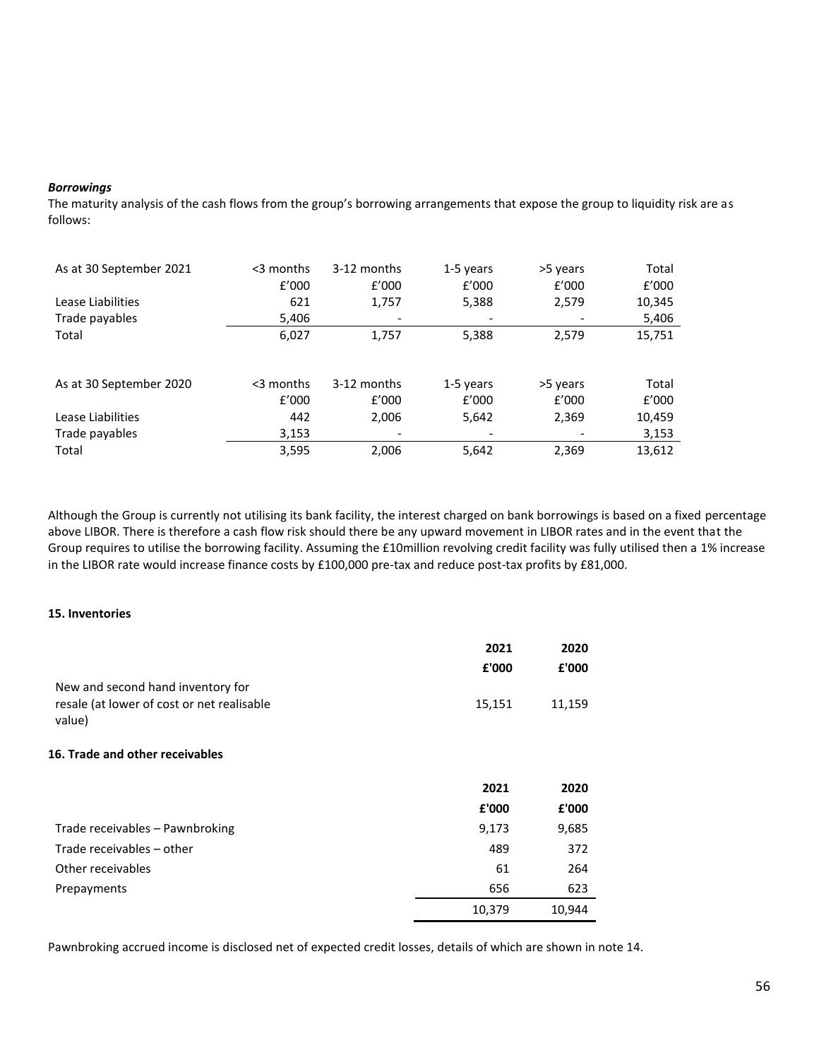***Borrowings***

The maturity analysis of the cash flows from the group's borrowing arrangements that expose the group to liquidity risk are as follows:

| As at 30 September 2021 | <3 months | 3-12 months | 1-5 years | >5 years | Total |
|---|---|---|---|---|---|
| | £'000 | £'000 | £'000 | £'000 | £'000 |
| Lease Liabilities | 621 | 1,757 | 5,388 | 2,579 | 10,345 |
| Trade payables | 5,406 | - | - | - | 5,406 |
| Total | 6,027 | 1,757 | 5,388 | 2,579 | 15,751 |

| As at 30 September 2020 | <3 months | 3-12 months | 1-5 years | >5 years | Total |
|---|---|---|---|---|---|
| | £'000 | £'000 | £'000 | £'000 | £'000 |
| Lease Liabilities | 442 | 2,006 | 5,642 | 2,369 | 10,459 |
| Trade payables | 3,153 | - | - | - | 3,153 |
| Total | 3,595 | 2,006 | 5,642 | 2,369 | 13,612 |

Although the Group is currently not utilising its bank facility, the interest charged on bank borrowings is based on a fixed percentage above LIBOR. There is therefore a cash flow risk should there be any upward movement in LIBOR rates and in the event that the Group requires to utilise the borrowing facility. Assuming the £10million revolving credit facility was fully utilised then a 1% increase in the LIBOR rate would increase finance costs by £100,000 pre-tax and reduce post-tax profits by £81,000.

**15. Inventories**

| | 2021 | 2020 |
|---|---|---|
| | £'000 | £'000 |
| New and second hand inventory for resale (at lower of cost or net realisable value) | 15,151 | 11,159 |

**16. Trade and other receivables**

| | 2021 | 2020 |
|---|---|---|
| | £'000 | £'000 |
| Trade receivables – Pawnbroking | 9,173 | 9,685 |
| Trade receivables – other | 489 | 372 |
| Other receivables | 61 | 264 |
| Prepayments | 656 | 623 |
| | 10,379 | 10,944 |

Pawnbroking accrued income is disclosed net of expected credit losses, details of which are shown in note 14.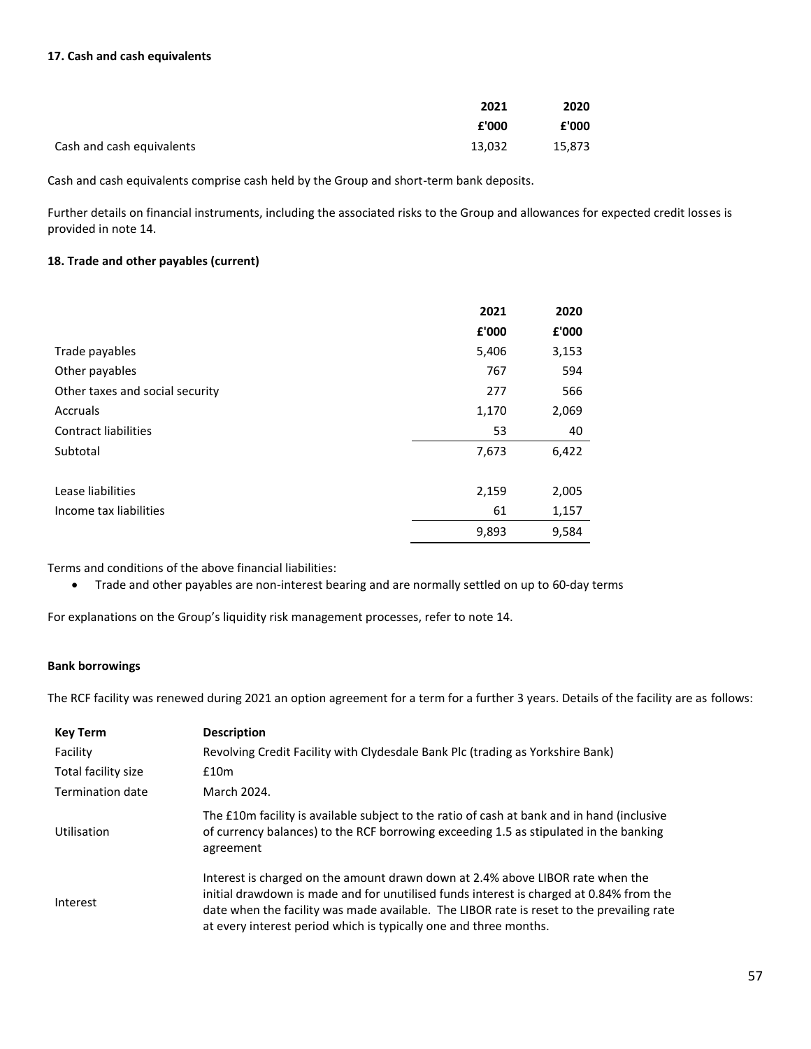### 17. Cash and cash equivalents

| | 2021 | 2020 |
|---|---|---|
| | £'000 | £'000 |
| Cash and cash equivalents | 13,032 | 15,873 |

Cash and cash equivalents comprise cash held by the Group and short-term bank deposits.

Further details on financial instruments, including the associated risks to the Group and allowances for expected credit losses is provided in note 14.

### 18. Trade and other payables (current)

| | 2021 | 2020 |
|---|---|---|
| | £'000 | £'000 |
| Trade payables | 5,406 | 3,153 |
| Other payables | 767 | 594 |
| Other taxes and social security | 277 | 566 |
| Accruals | 1,170 | 2,069 |
| Contract liabilities | 53 | 40 |
| Subtotal | 7,673 | 6,422 |
| | | |
| Lease liabilities | 2,159 | 2,005 |
| Income tax liabilities | 61 | 1,157 |
| | 9,893 | 9,584 |

Terms and conditions of the above financial liabilities:

- Trade and other payables are non-interest bearing and are normally settled on up to 60-day terms

For explanations on the Group's liquidity risk management processes, refer to note 14.

#### Bank borrowings

The RCF facility was renewed during 2021 an option agreement for a term for a further 3 years. Details of the facility are as follows:

| Key Term | Description |
|---|---|
| Facility | Revolving Credit Facility with Clydesdale Bank Plc (trading as Yorkshire Bank) |
| Total facility size | £10m |
| Termination date | March 2024. |
| Utilisation | The £10m facility is available subject to the ratio of cash at bank and in hand (inclusive of currency balances) to the RCF borrowing exceeding 1.5 as stipulated in the banking agreement |
| Interest | Interest is charged on the amount drawn down at 2.4% above LIBOR rate when the initial drawdown is made and for unutilised funds interest is charged at 0.84% from the date when the facility was made available. The LIBOR rate is reset to the prevailing rate at every interest period which is typically one and three months. |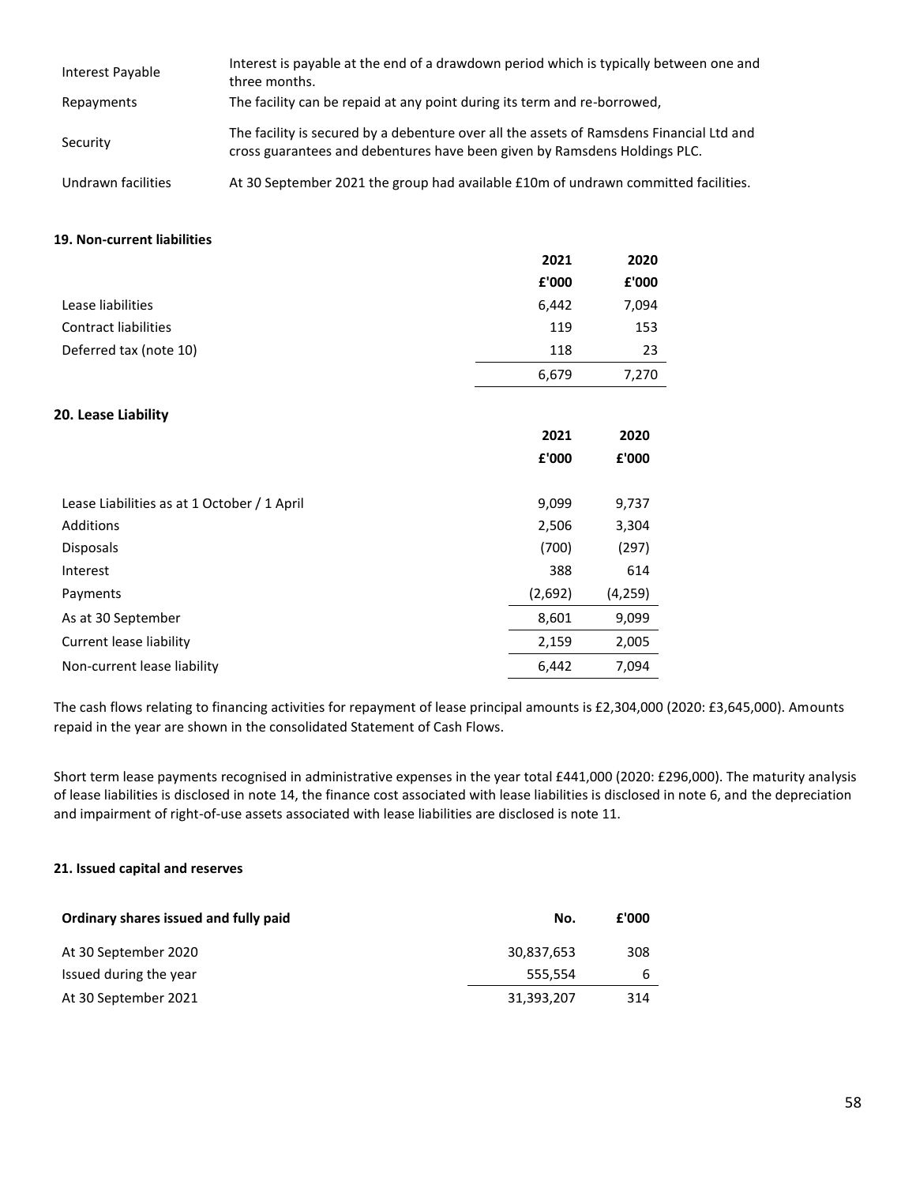| | |
|---|---|
| Interest Payable | Interest is payable at the end of a drawdown period which is typically between one and three months. |
| Repayments | The facility can be repaid at any point during its term and re-borrowed, |
| Security | The facility is secured by a debenture over all the assets of Ramsdens Financial Ltd and cross guarantees and debentures have been given by Ramsdens Holdings PLC. |
| Undrawn facilities | At 30 September 2021 the group had available £10m of undrawn committed facilities. |

**19. Non-current liabilities**

| | 2021 | 2020 |
|---|---|---|
| | £'000 | £'000 |
| Lease liabilities | 6,442 | 7,094 |
| Contract liabilities | 119 | 153 |
| Deferred tax (note 10) | 118 | 23 |
| | 6,679 | 7,270 |

**20. Lease Liability**

| | 2021 | 2020 |
|---|---|---|
| | £'000 | £'000 |
| Lease Liabilities as at 1 October / 1 April | 9,099 | 9,737 |
| Additions | 2,506 | 3,304 |
| Disposals | (700) | (297) |
| Interest | 388 | 614 |
| Payments | (2,692) | (4,259) |
| As at 30 September | 8,601 | 9,099 |
| Current lease liability | 2,159 | 2,005 |
| Non-current lease liability | 6,442 | 7,094 |

The cash flows relating to financing activities for repayment of lease principal amounts is £2,304,000 (2020: £3,645,000). Amounts repaid in the year are shown in the consolidated Statement of Cash Flows.

Short term lease payments recognised in administrative expenses in the year total £441,000 (2020: £296,000). The maturity analysis of lease liabilities is disclosed in note 14, the finance cost associated with lease liabilities is disclosed in note 6, and the depreciation and impairment of right-of-use assets associated with lease liabilities are disclosed is note 11.

**21. Issued capital and reserves**

| **Ordinary shares issued and fully paid** | **No.** | **£'000** |
|---|---|---|
| At 30 September 2020 | 30,837,653 | 308 |
| Issued during the year | 555,554 | 6 |
| At 30 September 2021 | 31,393,207 | 314 |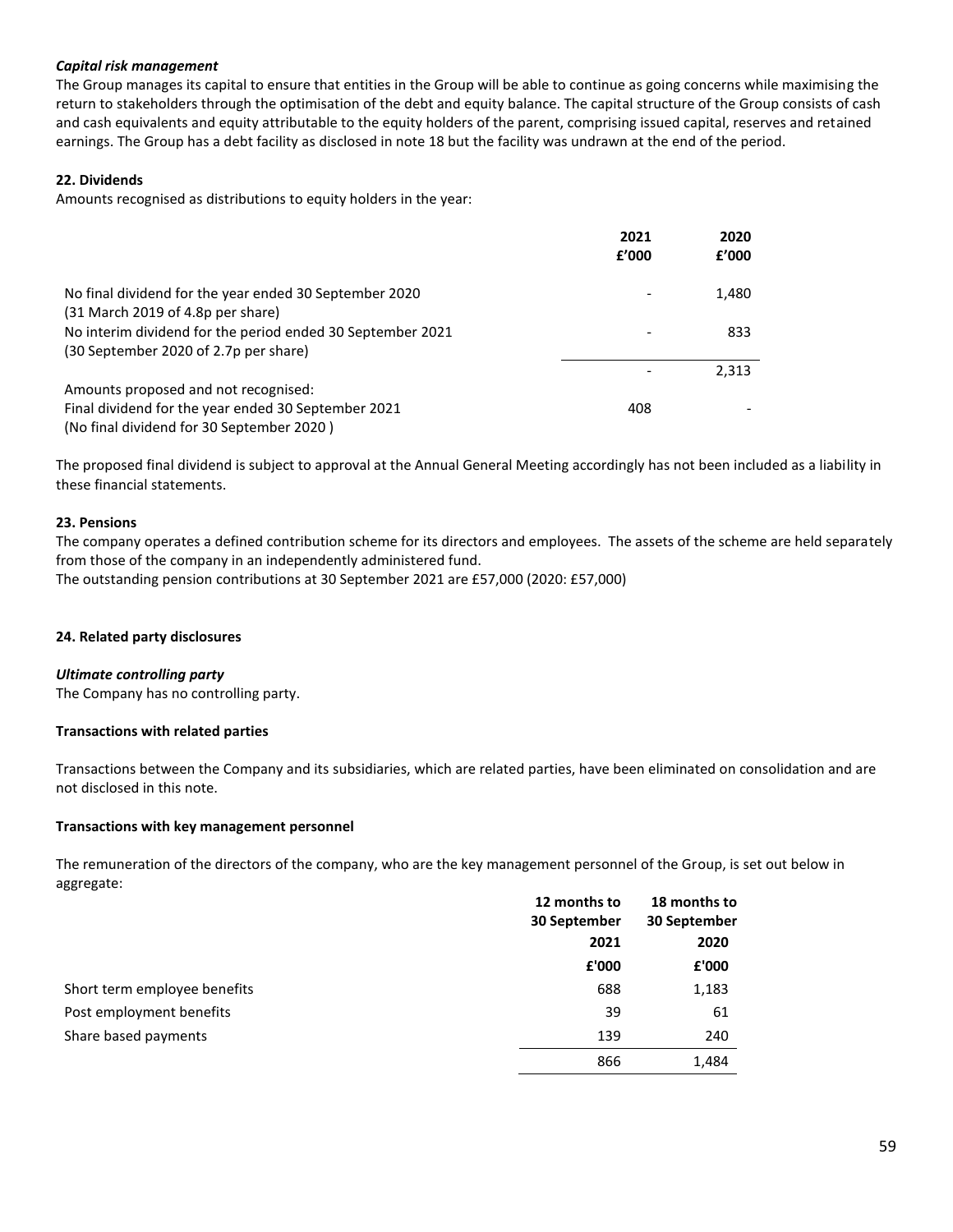*Capital risk management*

The Group manages its capital to ensure that entities in the Group will be able to continue as going concerns while maximising the return to stakeholders through the optimisation of the debt and equity balance. The capital structure of the Group consists of cash and cash equivalents and equity attributable to the equity holders of the parent, comprising issued capital, reserves and retained earnings. The Group has a debt facility as disclosed in note 18 but the facility was undrawn at the end of the period.

**22. Dividends**

Amounts recognised as distributions to equity holders in the year:

| | 2021<br>£'000 | 2020<br>£'000 |
|---|---|---|
| No final dividend for the year ended 30 September 2020<br>(31 March 2019 of 4.8p per share) | - | 1,480 |
| No interim dividend for the period ended 30 September 2021<br>(30 September 2020 of 2.7p per share) | - | 833 |
| | - | 2,313 |
| Amounts proposed and not recognised: | | |
| Final dividend for the year ended 30 September 2021<br>(No final dividend for 30 September 2020 ) | 408 | - |

The proposed final dividend is subject to approval at the Annual General Meeting accordingly has not been included as a liability in these financial statements.

**23. Pensions**

The company operates a defined contribution scheme for its directors and employees. The assets of the scheme are held separately from those of the company in an independently administered fund.

The outstanding pension contributions at 30 September 2021 are £57,000 (2020: £57,000)

**24. Related party disclosures**

***Ultimate controlling party***

The Company has no controlling party.

**Transactions with related parties**

Transactions between the Company and its subsidiaries, which are related parties, have been eliminated on consolidation and are not disclosed in this note.

**Transactions with key management personnel**

The remuneration of the directors of the company, who are the key management personnel of the Group, is set out below in aggregate:

| | 12 months to 30 September 2021<br>£'000 | 18 months to 30 September 2020<br>£'000 |
|---|---|---|
| Short term employee benefits | 688 | 1,183 |
| Post employment benefits | 39 | 61 |
| Share based payments | 139 | 240 |
| | 866 | 1,484 |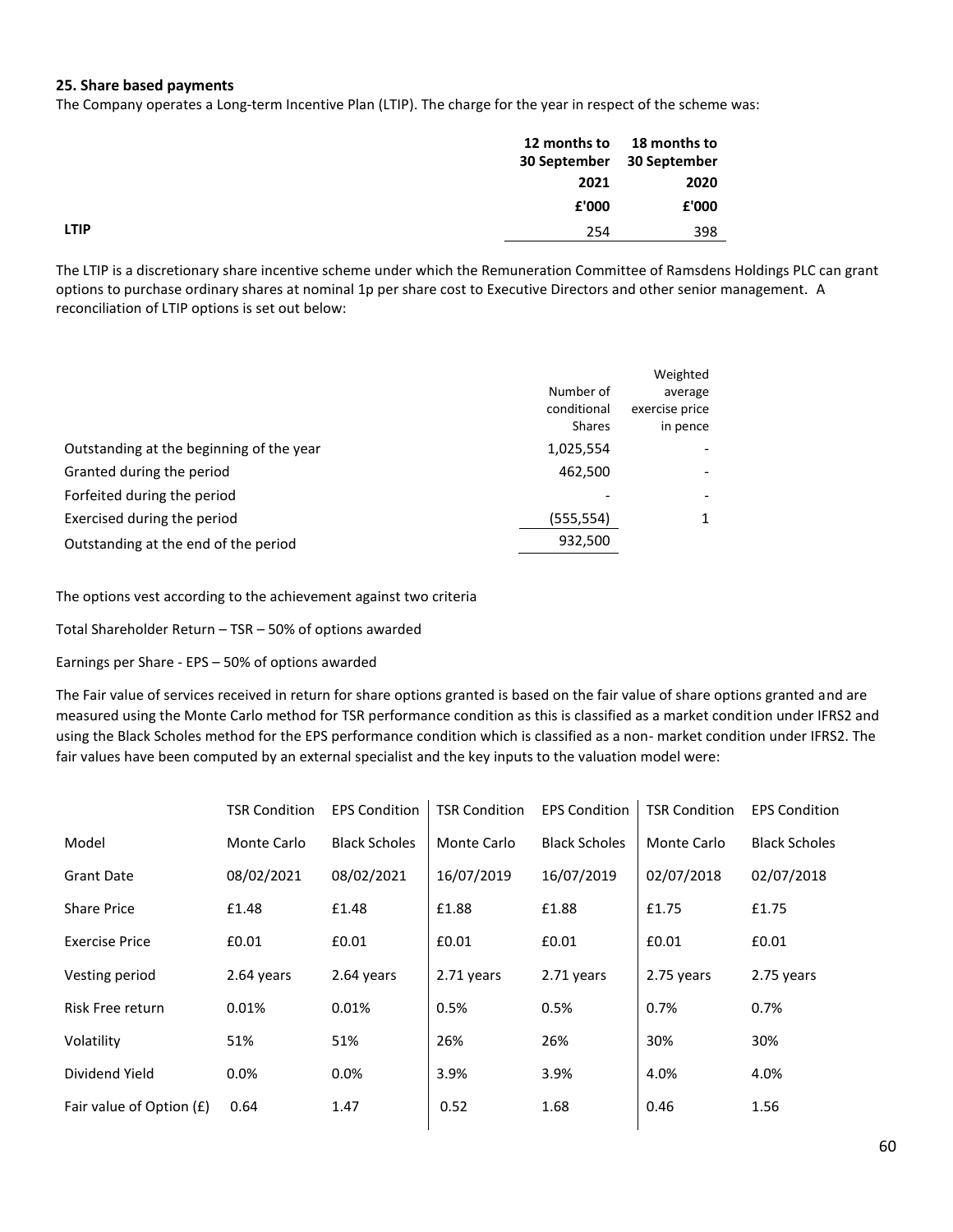### 25. Share based payments

The Company operates a Long-term Incentive Plan (LTIP). The charge for the year in respect of the scheme was:

| | 12 months to 30 September 2021 | 18 months to 30 September 2020 |
|---|---|---|
| | £'000 | £'000 |
| **LTIP** | 254 | 398 |

The LTIP is a discretionary share incentive scheme under which the Remuneration Committee of Ramsdens Holdings PLC can grant options to purchase ordinary shares at nominal 1p per share cost to Executive Directors and other senior management. A reconciliation of LTIP options is set out below:

| | Number of conditional Shares | Weighted average exercise price in pence |
|---|---|---|
| Outstanding at the beginning of the year | 1,025,554 | - |
| Granted during the period | 462,500 | - |
| Forfeited during the period | - | - |
| Exercised during the period | (555,554) | 1 |
| Outstanding at the end of the period | 932,500 | |

The options vest according to the achievement against two criteria

Total Shareholder Return – TSR – 50% of options awarded

Earnings per Share - EPS – 50% of options awarded

The Fair value of services received in return for share options granted is based on the fair value of share options granted and are measured using the Monte Carlo method for TSR performance condition as this is classified as a market condition under IFRS2 and using the Black Scholes method for the EPS performance condition which is classified as a non- market condition under IFRS2. The fair values have been computed by an external specialist and the key inputs to the valuation model were:

| | TSR Condition | EPS Condition | TSR Condition | EPS Condition | TSR Condition | EPS Condition |
|---|---|---|---|---|---|---|
| Model | Monte Carlo | Black Scholes | Monte Carlo | Black Scholes | Monte Carlo | Black Scholes |
| Grant Date | 08/02/2021 | 08/02/2021 | 16/07/2019 | 16/07/2019 | 02/07/2018 | 02/07/2018 |
| Share Price | £1.48 | £1.48 | £1.88 | £1.88 | £1.75 | £1.75 |
| Exercise Price | £0.01 | £0.01 | £0.01 | £0.01 | £0.01 | £0.01 |
| Vesting period | 2.64 years | 2.64 years | 2.71 years | 2.71 years | 2.75 years | 2.75 years |
| Risk Free return | 0.01% | 0.01% | 0.5% | 0.5% | 0.7% | 0.7% |
| Volatility | 51% | 51% | 26% | 26% | 30% | 30% |
| Dividend Yield | 0.0% | 0.0% | 3.9% | 3.9% | 4.0% | 4.0% |
| Fair value of Option (£) | 0.64 | 1.47 | 0.52 | 1.68 | 0.46 | 1.56 |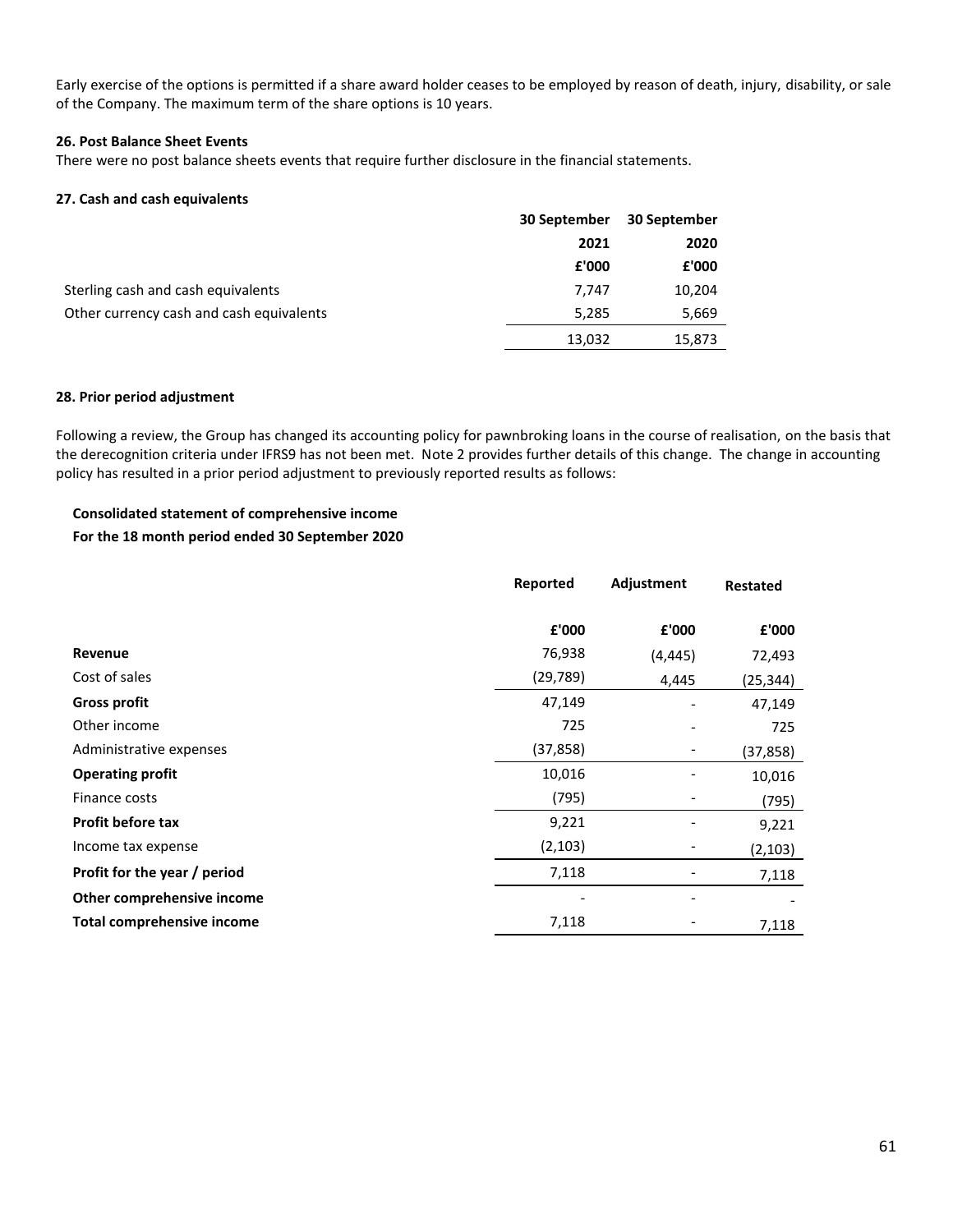Early exercise of the options is permitted if a share award holder ceases to be employed by reason of death, injury, disability, or sale of the Company. The maximum term of the share options is 10 years.

**26. Post Balance Sheet Events**

There were no post balance sheets events that require further disclosure in the financial statements.

**27. Cash and cash equivalents**

| | 30 September 2021 | 30 September 2020 |
|---|---|---|
| | £'000 | £'000 |
| Sterling cash and cash equivalents | 7,747 | 10,204 |
| Other currency cash and cash equivalents | 5,285 | 5,669 |
| | 13,032 | 15,873 |

**28. Prior period adjustment**

Following a review, the Group has changed its accounting policy for pawnbroking loans in the course of realisation, on the basis that the derecognition criteria under IFRS9 has not been met. Note 2 provides further details of this change. The change in accounting policy has resulted in a prior period adjustment to previously reported results as follows:

**Consolidated statement of comprehensive income**

**For the 18 month period ended 30 September 2020**

| | Reported | Adjustment | Restated |
|---|---|---|---|
| | £'000 | £'000 | £'000 |
| **Revenue** | 76,938 | (4,445) | 72,493 |
| Cost of sales | (29,789) | 4,445 | (25,344) |
| **Gross profit** | 47,149 | - | 47,149 |
| Other income | 725 | - | 725 |
| Administrative expenses | (37,858) | - | (37,858) |
| **Operating profit** | 10,016 | - | 10,016 |
| Finance costs | (795) | - | (795) |
| **Profit before tax** | 9,221 | - | 9,221 |
| Income tax expense | (2,103) | - | (2,103) |
| **Profit for the year / period** | 7,118 | - | 7,118 |
| **Other comprehensive income** | - | - | - |
| **Total comprehensive income** | 7,118 | - | 7,118 |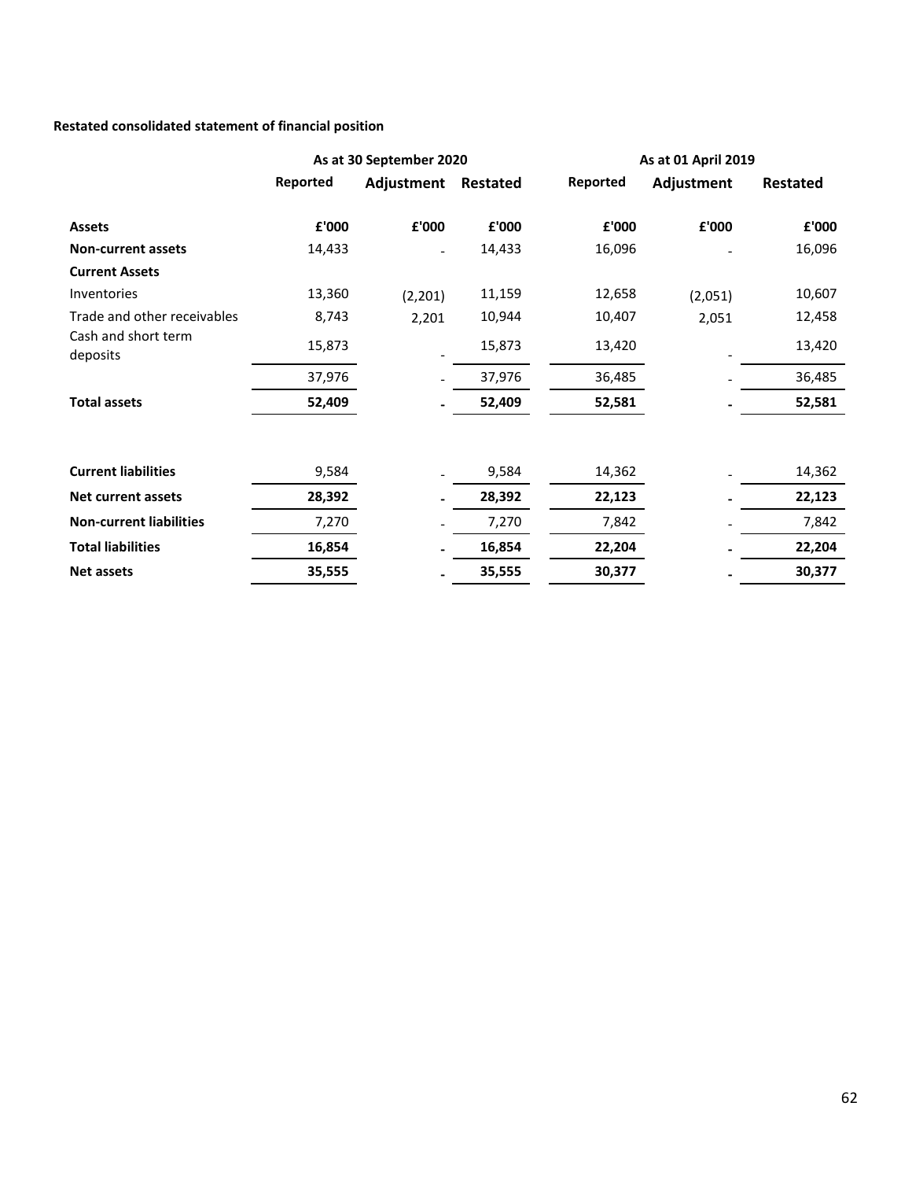**Restated consolidated statement of financial position**

| | As at 30 September 2020 | | | As at 01 April 2019 | | |
|---|---|---|---|---|---|---|
| | Reported | Adjustment | Restated | Reported | Adjustment | Restated |
| **Assets** | **£'000** | **£'000** | **£'000** | **£'000** | **£'000** | **£'000** |
| **Non-current assets** | 14,433 | - | 14,433 | 16,096 | - | 16,096 |
| **Current Assets** | | | | | | |
| Inventories | 13,360 | (2,201) | 11,159 | 12,658 | (2,051) | 10,607 |
| Trade and other receivables | 8,743 | 2,201 | 10,944 | 10,407 | 2,051 | 12,458 |
| Cash and short term deposits | 15,873 | - | 15,873 | 13,420 | - | 13,420 |
| | 37,976 | - | 37,976 | 36,485 | - | 36,485 |
| **Total assets** | **52,409** | **-** | **52,409** | **52,581** | **-** | **52,581** |
| | | | | | | |
| **Current liabilities** | 9,584 | - | 9,584 | 14,362 | - | 14,362 |
| **Net current assets** | **28,392** | **-** | **28,392** | **22,123** | **-** | **22,123** |
| **Non-current liabilities** | 7,270 | - | 7,270 | 7,842 | - | 7,842 |
| **Total liabilities** | **16,854** | **-** | **16,854** | **22,204** | **-** | **22,204** |
| **Net assets** | **35,555** | **-** | **35,555** | **30,377** | **-** | **30,377** |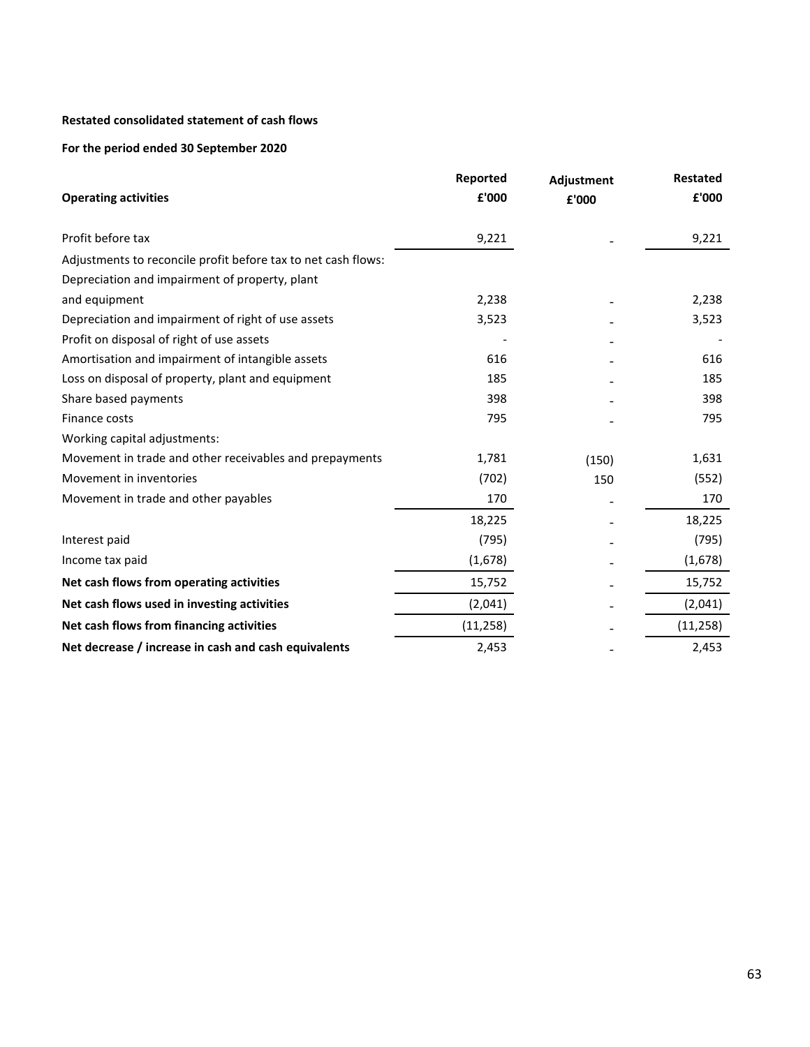**Restated consolidated statement of cash flows**

**For the period ended 30 September 2020**

| **Operating activities** | **Reported £'000** | **Adjustment £'000** | **Restated £'000** |
|---|---|---|---|
| Profit before tax | 9,221 | - | 9,221 |
| Adjustments to reconcile profit before tax to net cash flows: | | | |
| Depreciation and impairment of property, plant and equipment | 2,238 | - | 2,238 |
| Depreciation and impairment of right of use assets | 3,523 | - | 3,523 |
| Profit on disposal of right of use assets | - | - | - |
| Amortisation and impairment of intangible assets | 616 | - | 616 |
| Loss on disposal of property, plant and equipment | 185 | - | 185 |
| Share based payments | 398 | - | 398 |
| Finance costs | 795 | - | 795 |
| Working capital adjustments: | | | |
| Movement in trade and other receivables and prepayments | 1,781 | (150) | 1,631 |
| Movement in inventories | (702) | 150 | (552) |
| Movement in trade and other payables | 170 | - | 170 |
| | 18,225 | - | 18,225 |
| Interest paid | (795) | - | (795) |
| Income tax paid | (1,678) | - | (1,678) |
| **Net cash flows from operating activities** | 15,752 | - | 15,752 |
| **Net cash flows used in investing activities** | (2,041) | - | (2,041) |
| **Net cash flows from financing activities** | (11,258) | - | (11,258) |
| **Net decrease / increase in cash and cash equivalents** | 2,453 | - | 2,453 |